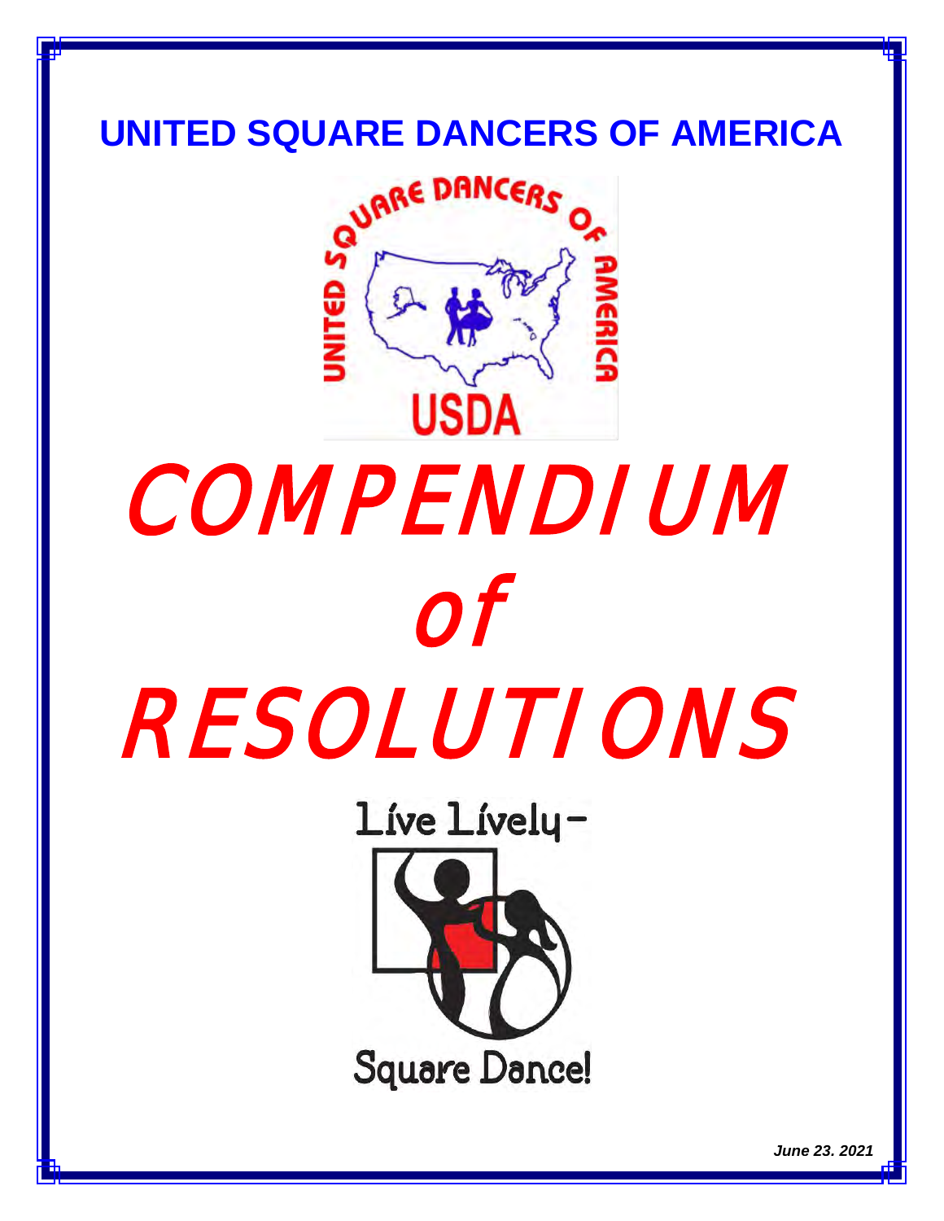# UNITED SQUARE DANCERS OF AMERICA

# COMPENDIUM of RESOLUTIONS

Live Lively– Square Dance!

*June 23. 2021*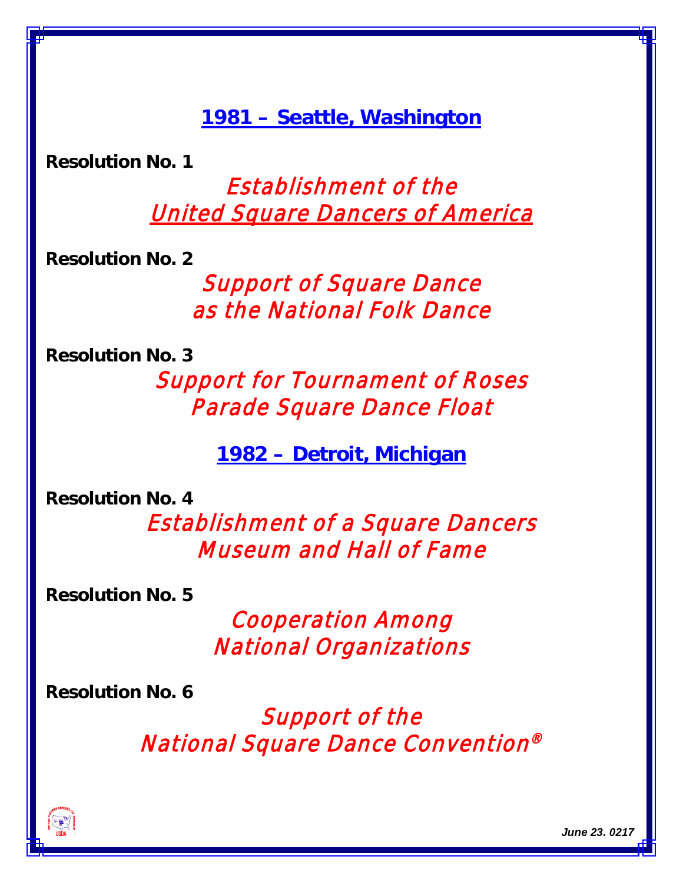## 1981 – Seattle, Washington

**Resolution No. 1**

*Establishment of the*
*United Square Dancers of America*

**Resolution No. 2**

*Support of Square Dance*
*as the National Folk Dance*

**Resolution No. 3**

*Support for Tournament of Roses*
*Parade Square Dance Float*

## 1982 – Detroit, Michigan

**Resolution No. 4**

*Establishment of a Square Dancers*
*Museum and Hall of Fame*

**Resolution No. 5**

*Cooperation Among*
*National Organizations*

**Resolution No. 6**

*Support of the*
*National Square Dance Convention®*

*June 23. 0217*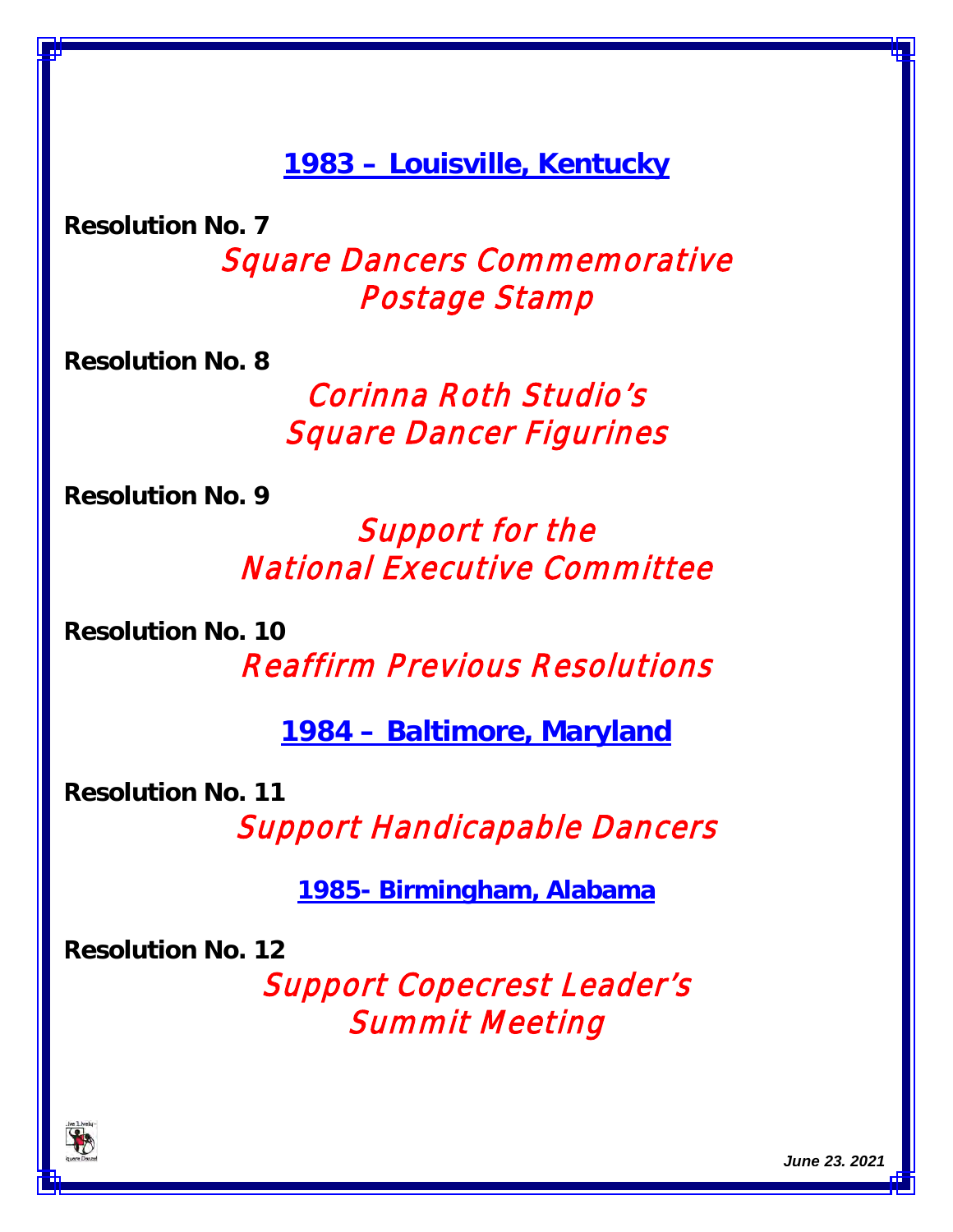## 1983 – Louisville, Kentucky

**Resolution No. 7**

*Square Dancers Commemorative Postage Stamp*

**Resolution No. 8**

*Corinna Roth Studio's Square Dancer Figurines*

**Resolution No. 9**

*Support for the National Executive Committee*

**Resolution No. 10**

*Reaffirm Previous Resolutions*

## 1984 – Baltimore, Maryland

**Resolution No. 11**

*Support Handicapable Dancers*

## 1985- Birmingham, Alabama

**Resolution No. 12**

*Support Copecrest Leader's Summit Meeting*

*June 23. 2021*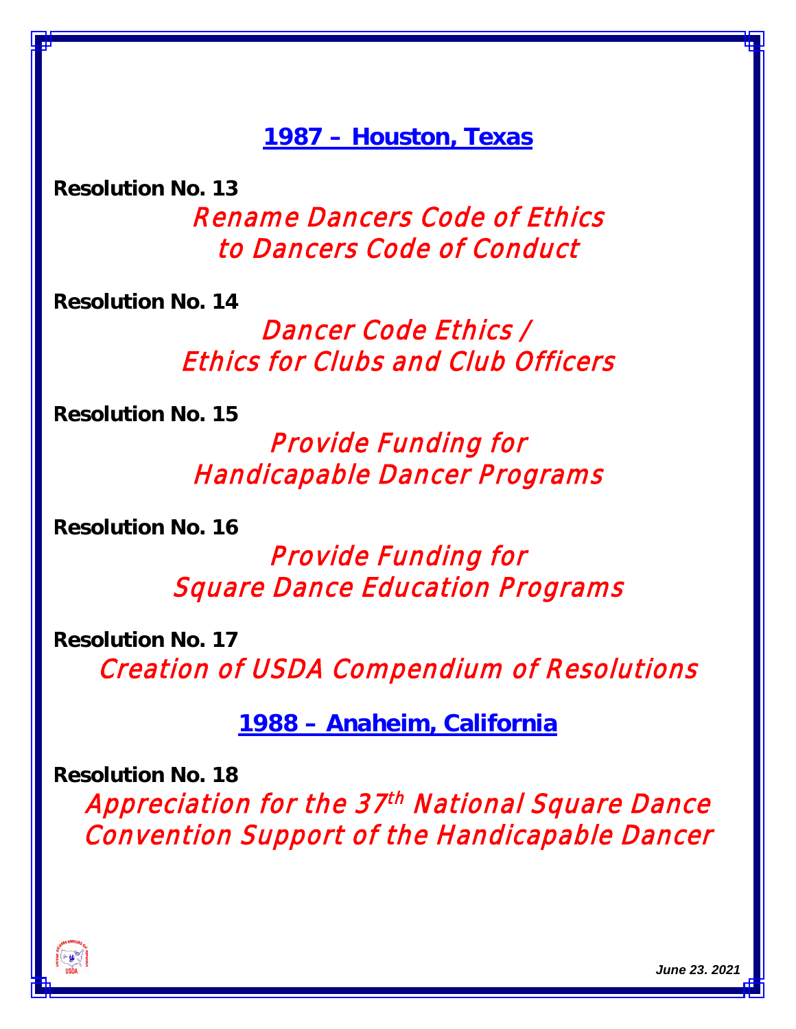## 1987 – Houston, Texas

**Resolution No. 13**

*Rename Dancers Code of Ethics to Dancers Code of Conduct*

**Resolution No. 14**

*Dancer Code Ethics / Ethics for Clubs and Club Officers*

**Resolution No. 15**

*Provide Funding for Handicapable Dancer Programs*

**Resolution No. 16**

*Provide Funding for Square Dance Education Programs*

**Resolution No. 17**

*Creation of USDA Compendium of Resolutions*

## 1988 – Anaheim, California

**Resolution No. 18**

*Appreciation for the 37th National Square Dance Convention Support of the Handicapable Dancer*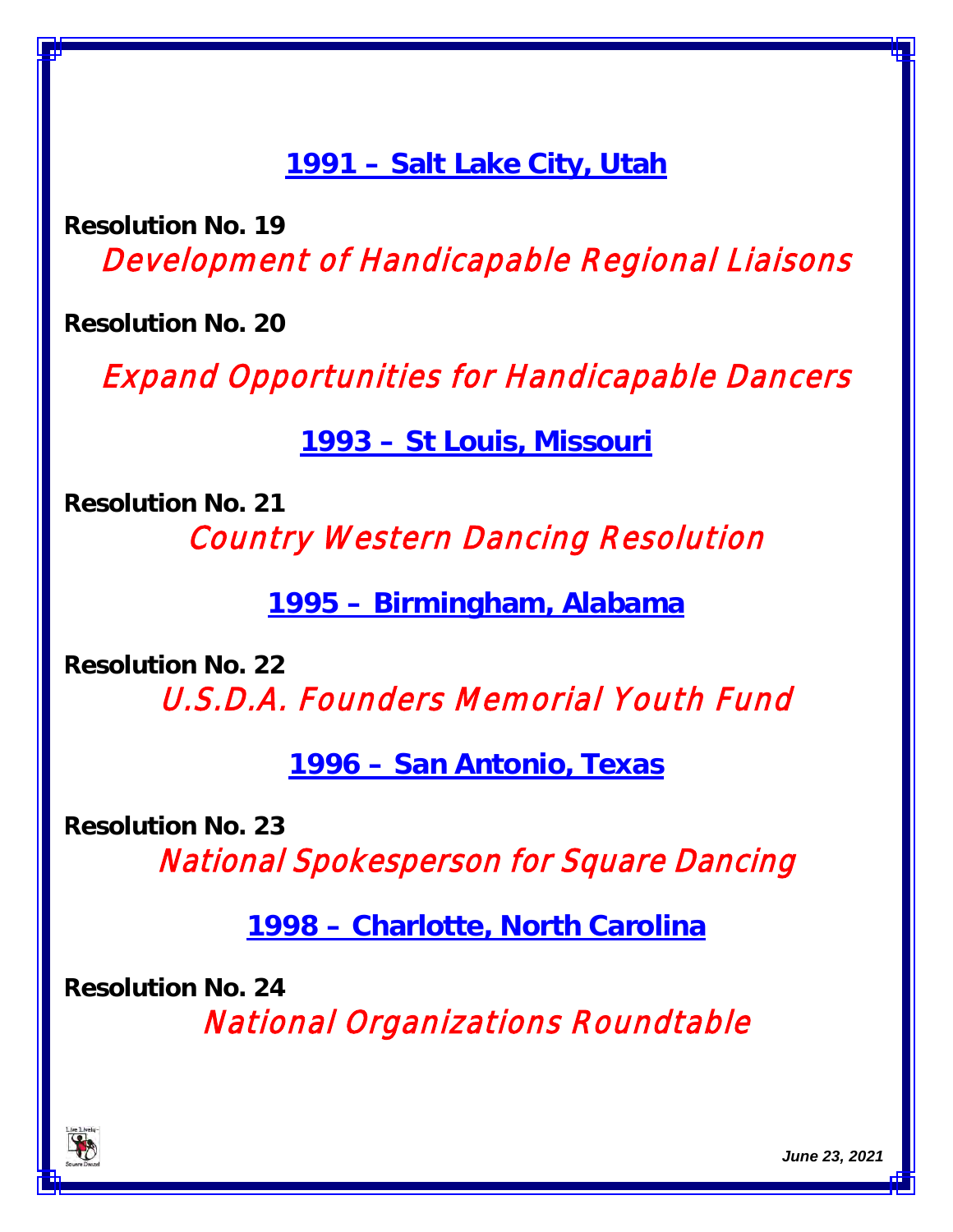## 1991 – Salt Lake City, Utah

**Resolution No. 19**

*Development of Handicapable Regional Liaisons*

**Resolution No. 20**

*Expand Opportunities for Handicapable Dancers*

## 1993 – St Louis, Missouri

**Resolution No. 21**

*Country Western Dancing Resolution*

## 1995 – Birmingham, Alabama

**Resolution No. 22**

*U.S.D.A. Founders Memorial Youth Fund*

## 1996 – San Antonio, Texas

**Resolution No. 23**

*National Spokesperson for Square Dancing*

## 1998 – Charlotte, North Carolina

**Resolution No. 24**

*National Organizations Roundtable*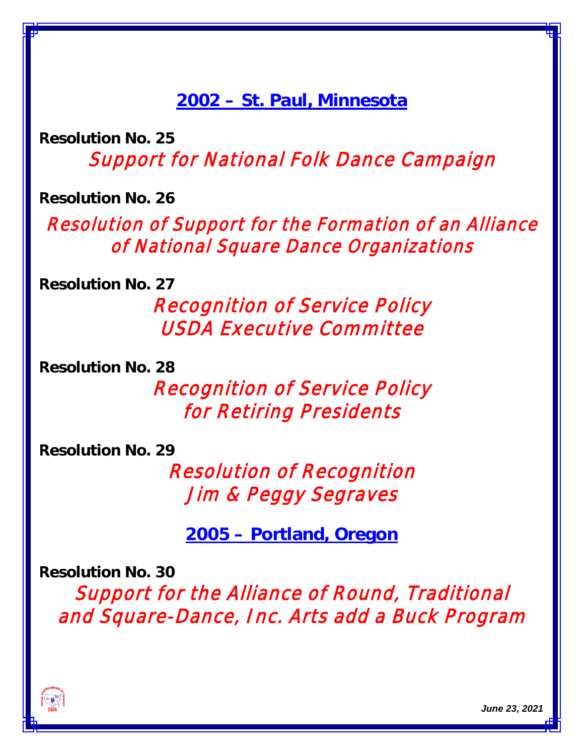## 2002 – St. Paul, Minnesota

**Resolution No. 25**

*Support for National Folk Dance Campaign*

**Resolution No. 26**

*Resolution of Support for the Formation of an Alliance of National Square Dance Organizations*

**Resolution No. 27**

*Recognition of Service Policy USDA Executive Committee*

**Resolution No. 28**

*Recognition of Service Policy for Retiring Presidents*

**Resolution No. 29**

*Resolution of Recognition Jim & Peggy Segraves*

## 2005 – Portland, Oregon

**Resolution No. 30**

*Support for the Alliance of Round, Traditional and Square-Dance, Inc. Arts add a Buck Program*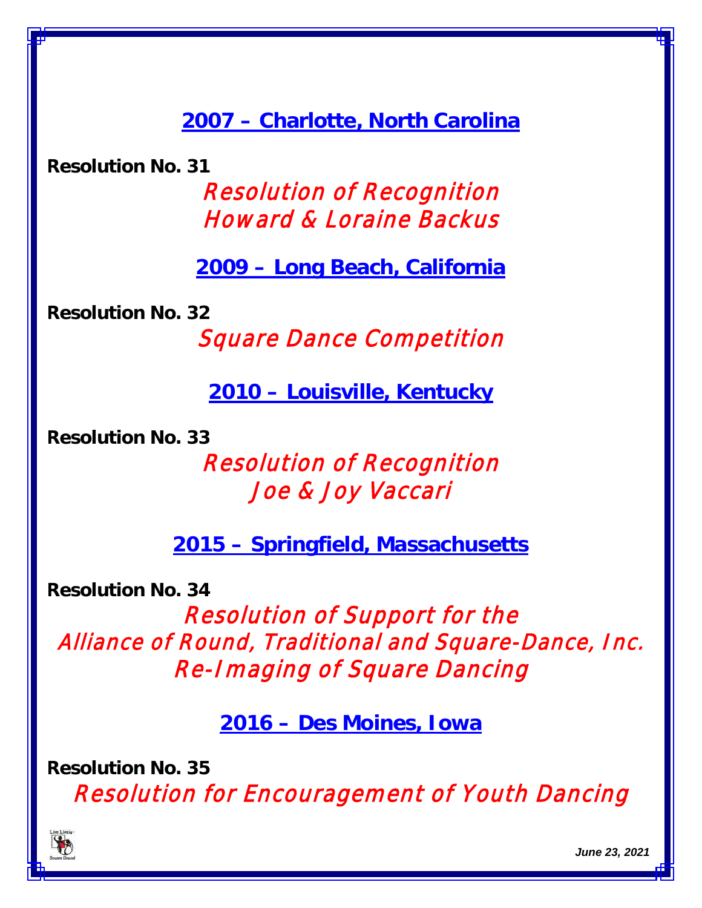## 2007 – Charlotte, North Carolina

**Resolution No. 31**

*Resolution of Recognition*
*Howard & Loraine Backus*

## 2009 – Long Beach, California

**Resolution No. 32**

*Square Dance Competition*

## 2010 – Louisville, Kentucky

**Resolution No. 33**

*Resolution of Recognition*
*Joe & Joy Vaccari*

## 2015 – Springfield, Massachusetts

**Resolution No. 34**

*Resolution of Support for the*
*Alliance of Round, Traditional and Square-Dance, Inc.*
*Re-Imaging of Square Dancing*

## 2016 – Des Moines, Iowa

**Resolution No. 35**

*Resolution for Encouragement of Youth Dancing*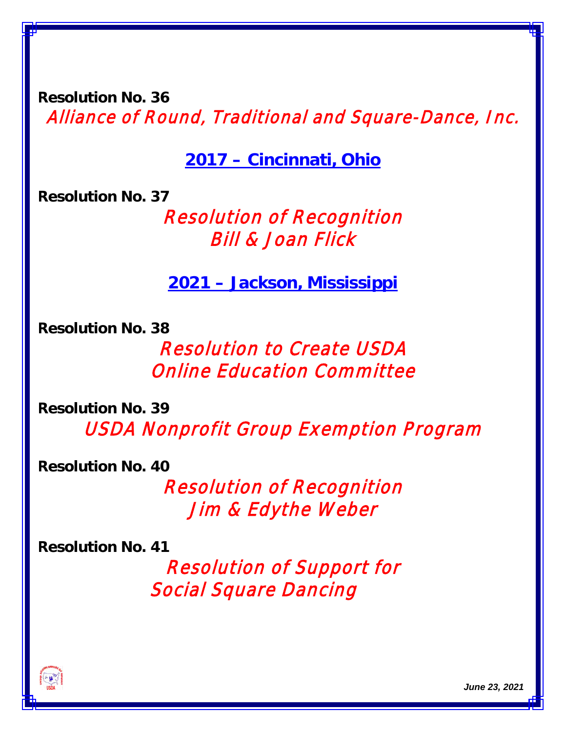**Resolution No. 36**

*Alliance of Round, Traditional and Square-Dance, Inc.*

## 2017 – Cincinnati, Ohio

**Resolution No. 37**

*Resolution of Recognition*
*Bill & Joan Flick*

## 2021 – Jackson, Mississippi

**Resolution No. 38**

*Resolution to Create USDA*
*Online Education Committee*

**Resolution No. 39**

*USDA Nonprofit Group Exemption Program*

**Resolution No. 40**

*Resolution of Recognition*
*Jim & Edythe Weber*

**Resolution No. 41**

*Resolution of Support for*
*Social Square Dancing*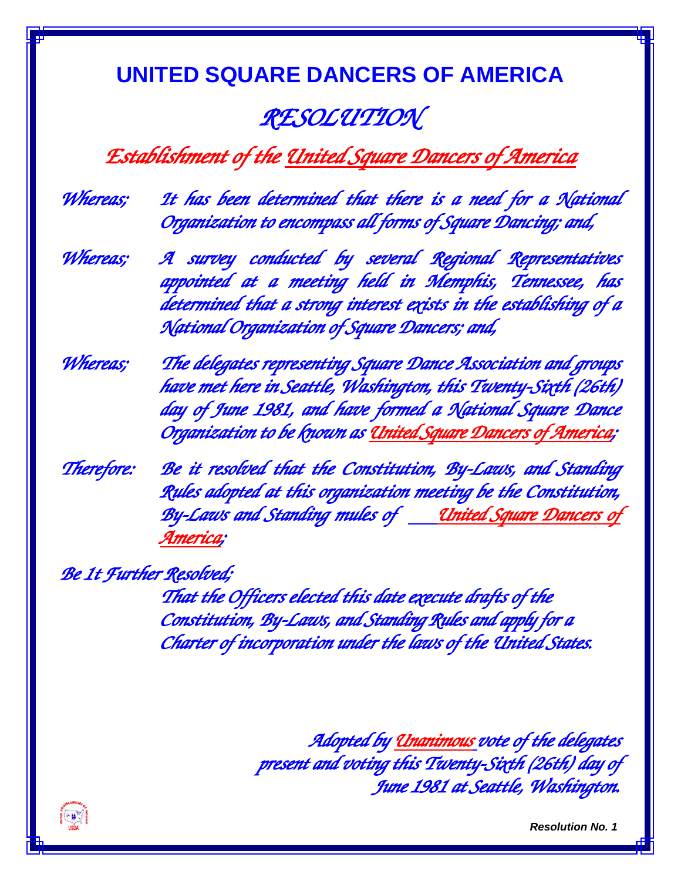# UNITED SQUARE DANCERS OF AMERICA

## *RESOLUTION*

### *Establishment of the United Square Dancers of America*

*Whereas;* *It has been determined that there is a need for a National Organization to encompass all forms of Square Dancing; and,*

*Whereas;* *A survey conducted by several Regional Representatives appointed at a meeting held in Memphis, Tennessee, has determined that a strong interest exists in the establishing of a National Organization of Square Dancers; and,*

*Whereas;* *The delegates representing Square Dance Association and groups have met here in Seattle, Washington, this Twenty-Sixth (26th) day of June 1981, and have formed a National Square Dance Organization to be known as United Square Dancers of America;*

*Therefore:* *Be it resolved that the Constitution, By-Laws, and Standing Rules adopted at this organization meeting be the Constitution, By-Laws and Standing mules of United Square Dancers of America;*

*Be 1t Further Resolved;*

*That the Officers elected this date execute drafts of the Constitution, By-Laws, and Standing Rules and apply for a Charter of incorporation under the laws of the United States.*

*Adopted by Unanimous vote of the delegates present and voting this Twenty-Sixth (26th) day of June 1981 at Seattle, Washington.*

***Resolution No. 1***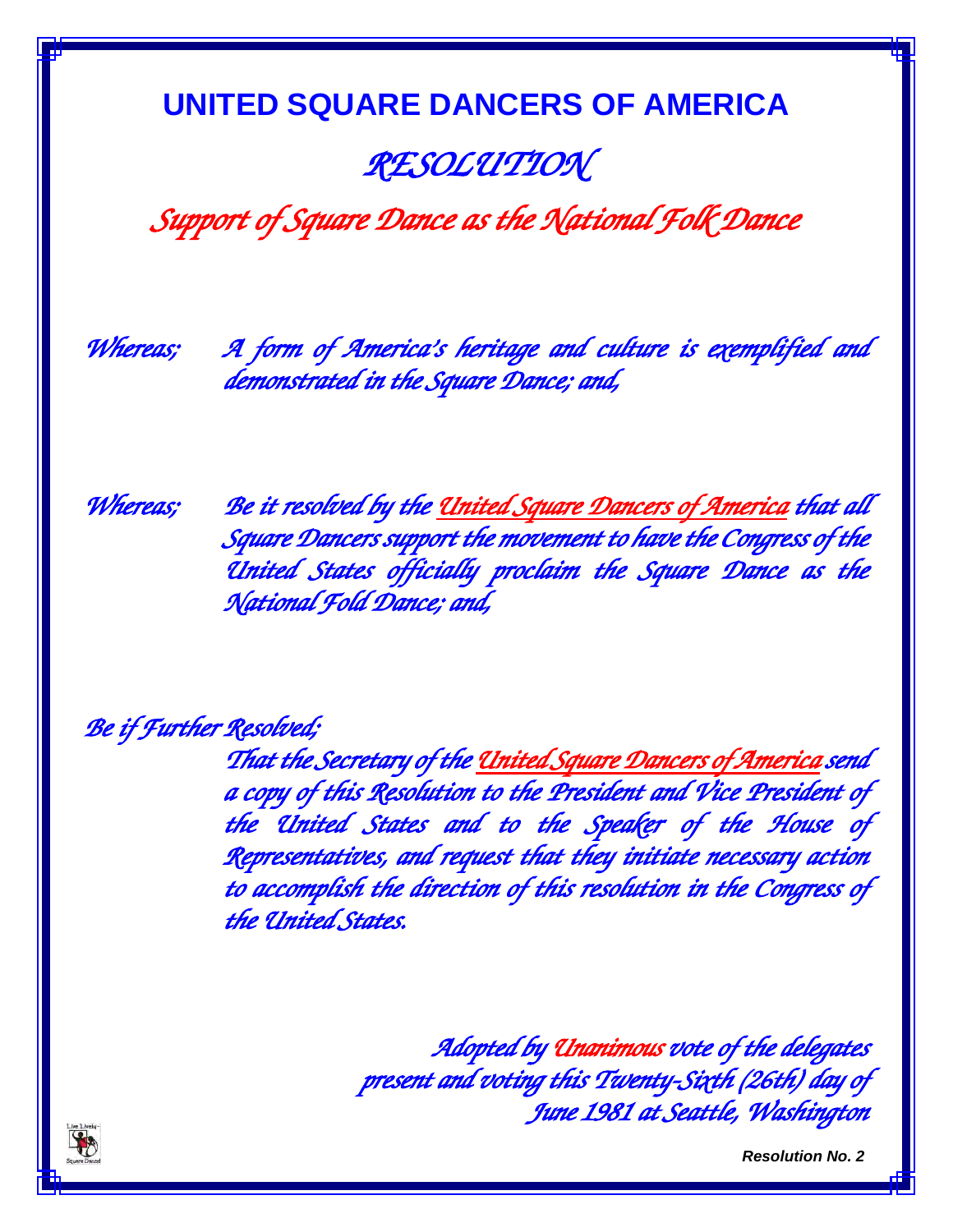# UNITED SQUARE DANCERS OF AMERICA

## *RESOLUTION*

## *Support of Square Dance as the National Folk Dance*

*Whereas;* *A form of America's heritage and culture is exemplified and demonstrated in the Square Dance; and,*

*Whereas;* *Be it resolved by the United Square Dancers of America that all Square Dancers support the movement to have the Congress of the United States officially proclaim the Square Dance as the National Fold Dance; and,*

*Be if Further Resolved;*

*That the Secretary of the United Square Dancers of America send a copy of this Resolution to the President and Vice President of the United States and to the Speaker of the House of Representatives, and request that they initiate necessary action to accomplish the direction of this resolution in the Congress of the United States.*

*Adopted by Unanimous vote of the delegates present and voting this Twenty-Sixth (26th) day of June 1981 at Seattle, Washington*

***Resolution No. 2***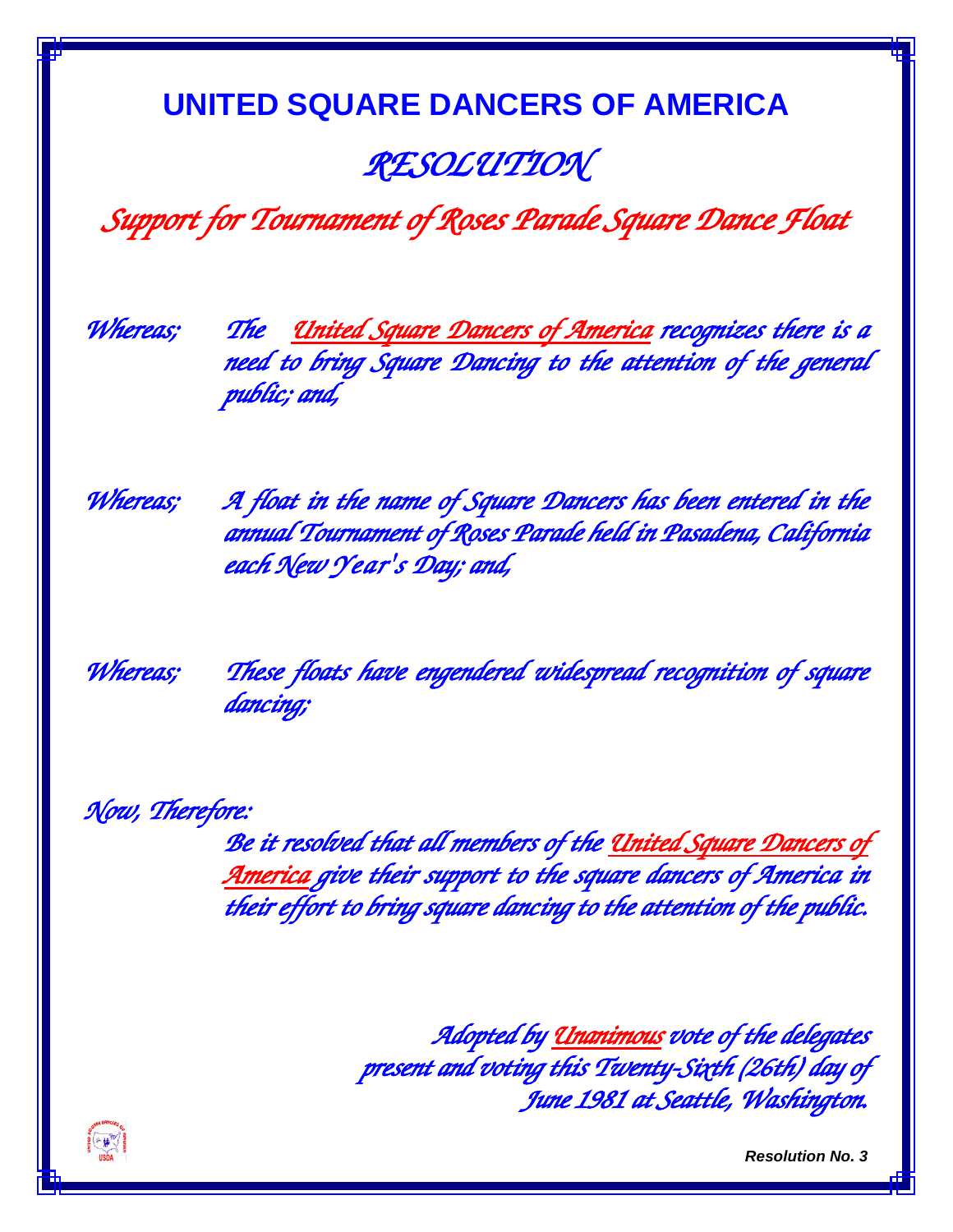# UNITED SQUARE DANCERS OF AMERICA

## *RESOLUTION*

## *Support for Tournament of Roses Parade Square Dance Float*

*Whereas;* *The United Square Dancers of America recognizes there is a need to bring Square Dancing to the attention of the general public; and,*

*Whereas;* *A float in the name of Square Dancers has been entered in the annual Tournament of Roses Parade held in Pasadena, California each New Year's Day; and,*

*Whereas;* *These floats have engendered widespread recognition of square dancing;*

*Now, Therefore:*

*Be it resolved that all members of the United Square Dancers of America give their support to the square dancers of America in their effort to bring square dancing to the attention of the public.*

*Adopted by Unanimous vote of the delegates present and voting this Twenty-Sixth (26th) day of June 1981 at Seattle, Washington.*

***Resolution No. 3***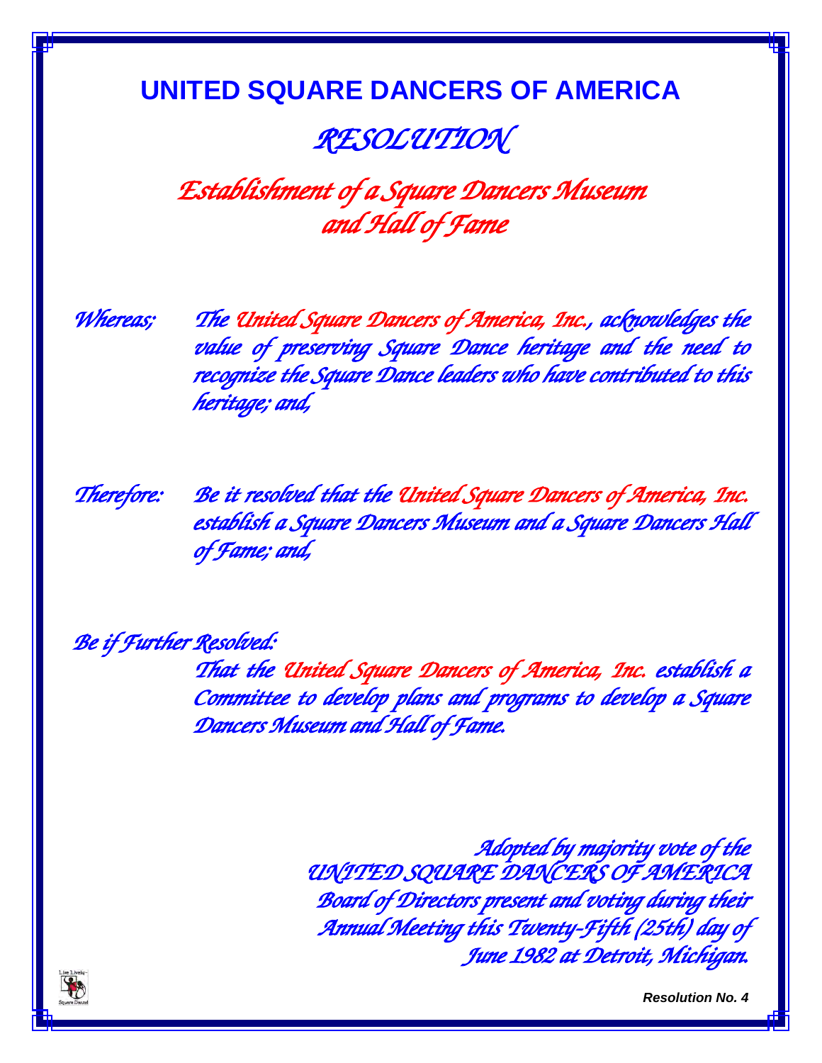# UNITED SQUARE DANCERS OF AMERICA

## *RESOLUTION*

## *Establishment of a Square Dancers Museum and Hall of Fame*

*Whereas;* *The United Square Dancers of America, Inc., acknowledges the value of preserving Square Dance heritage and the need to recognize the Square Dance leaders who have contributed to this heritage; and,*

*Therefore:* *Be it resolved that the United Square Dancers of America, Inc. establish a Square Dancers Museum and a Square Dancers Hall of Fame; and,*

*Be if Further Resolved:*

*That the United Square Dancers of America, Inc. establish a Committee to develop plans and programs to develop a Square Dancers Museum and Hall of Fame.*

*Adopted by majority vote of the UNITED SQUARE DANCERS OF AMERICA Board of Directors present and voting during their Annual Meeting this Twenty-Fifth (25th) day of June 1982 at Detroit, Michigan.*

Live Lively - Square Dance!

***Resolution No. 4***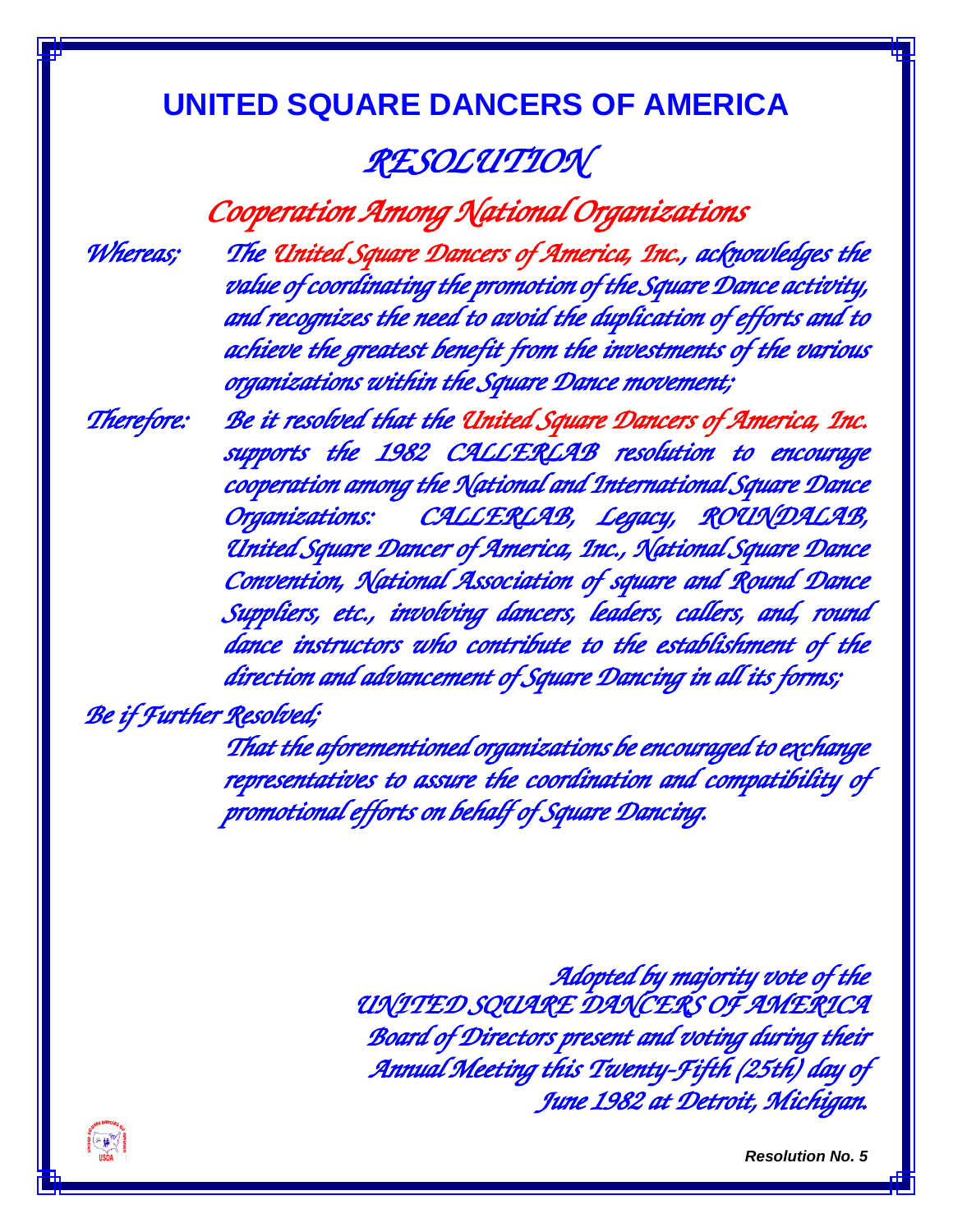# UNITED SQUARE DANCERS OF AMERICA

## *RESOLUTION*

### *Cooperation Among National Organizations*

*Whereas;* *The United Square Dancers of America, Inc., acknowledges the value of coordinating the promotion of the Square Dance activity, and recognizes the need to avoid the duplication of efforts and to achieve the greatest benefit from the investments of the various organizations within the Square Dance movement;*

*Therefore:* *Be it resolved that the United Square Dancers of America, Inc. supports the 1982 CALLERLAB resolution to encourage cooperation among the National and International Square Dance Organizations: CALLERLAB, Legacy, ROUNDALAB, United Square Dancer of America, Inc., National Square Dance Convention, National Association of square and Round Dance Suppliers, etc., involving dancers, leaders, callers, and, round dance instructors who contribute to the establishment of the direction and advancement of Square Dancing in all its forms;*

*Be if Further Resolved;*

*That the aforementioned organizations be encouraged to exchange representatives to assure the coordination and compatibility of promotional efforts on behalf of Square Dancing.*

*Adopted by majority vote of the UNITED SQUARE DANCERS OF AMERICA Board of Directors present and voting during their Annual Meeting this Twenty-Fifth (25th) day of June 1982 at Detroit, Michigan.*

***Resolution No. 5***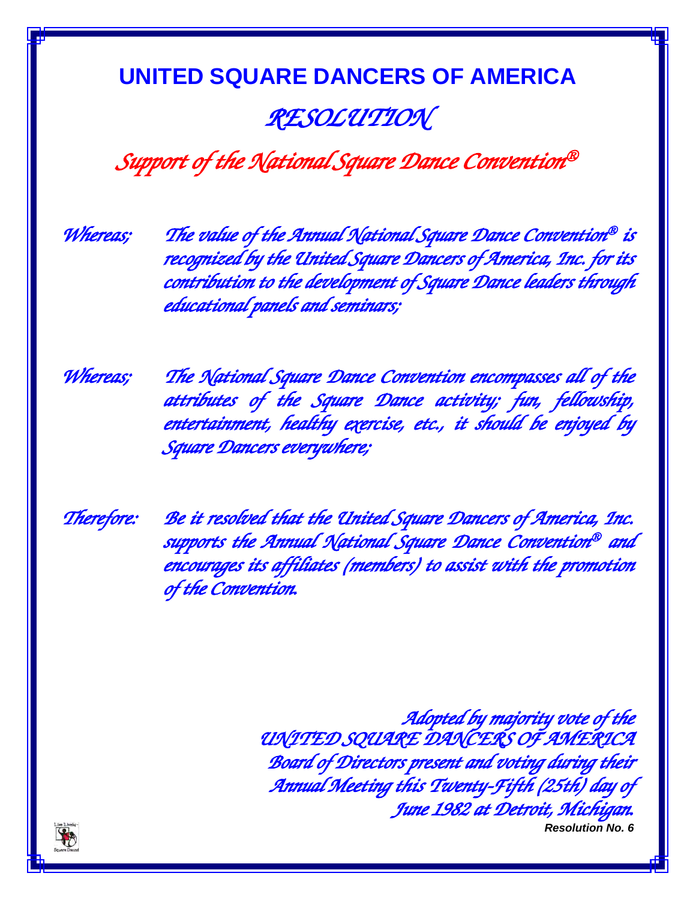# UNITED SQUARE DANCERS OF AMERICA

## *RESOLUTION*

## *Support of the National Square Dance Convention®*

*Whereas;* *The value of the Annual National Square Dance Convention® is recognized by the United Square Dancers of America, Inc. for its contribution to the development of Square Dance leaders through educational panels and seminars;*

*Whereas;* *The National Square Dance Convention encompasses all of the attributes of the Square Dance activity; fun, fellowship, entertainment, healthy exercise, etc., it should be enjoyed by Square Dancers everywhere;*

*Therefore:* *Be it resolved that the United Square Dancers of America, Inc. supports the Annual National Square Dance Convention® and encourages its affiliates (members) to assist with the promotion of the Convention.*

*Adopted by majority vote of the UNITED SQUARE DANCERS OF AMERICA Board of Directors present and voting during their Annual Meeting this Twenty-Fifth (25th) day of June 1982 at Detroit, Michigan.*

***Resolution No. 6***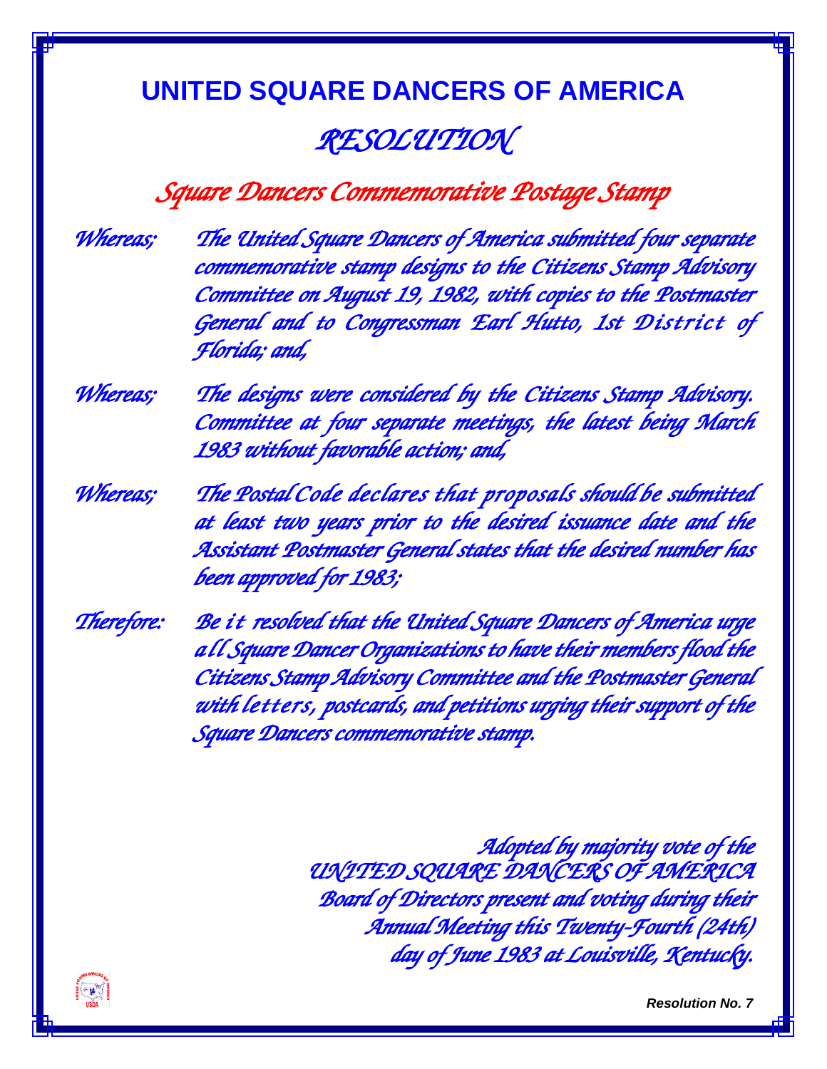# UNITED SQUARE DANCERS OF AMERICA

## *RESOLUTION*

### *Square Dancers Commemorative Postage Stamp*

*Whereas;* *The United Square Dancers of America submitted four separate commemorative stamp designs to the Citizens Stamp Advisory Committee on August 19, 1982, with copies to the Postmaster General and to Congressman Earl Hutto, 1st District of Florida; and,*

*Whereas;* *The designs were considered by the Citizens Stamp Advisory. Committee at four separate meetings, the latest being March 1983 without favorable action; and,*

*Whereas;* *The Postal Code declares that proposals should be submitted at least two years prior to the desired issuance date and the Assistant Postmaster General states that the desired number has been approved for 1983;*

*Therefore:* *Be it resolved that the United Square Dancers of America urge all Square Dancer Organizations to have their members flood the Citizens Stamp Advisory Committee and the Postmaster General with letters, postcards, and petitions urging their support of the Square Dancers commemorative stamp.*

*Adopted by majority vote of the*
*UNITED SQUARE DANCERS OF AMERICA*
*Board of Directors present and voting during their*
*Annual Meeting this Twenty-Fourth (24th)*
*day of June 1983 at Louisville, Kentucky.*

***Resolution No. 7***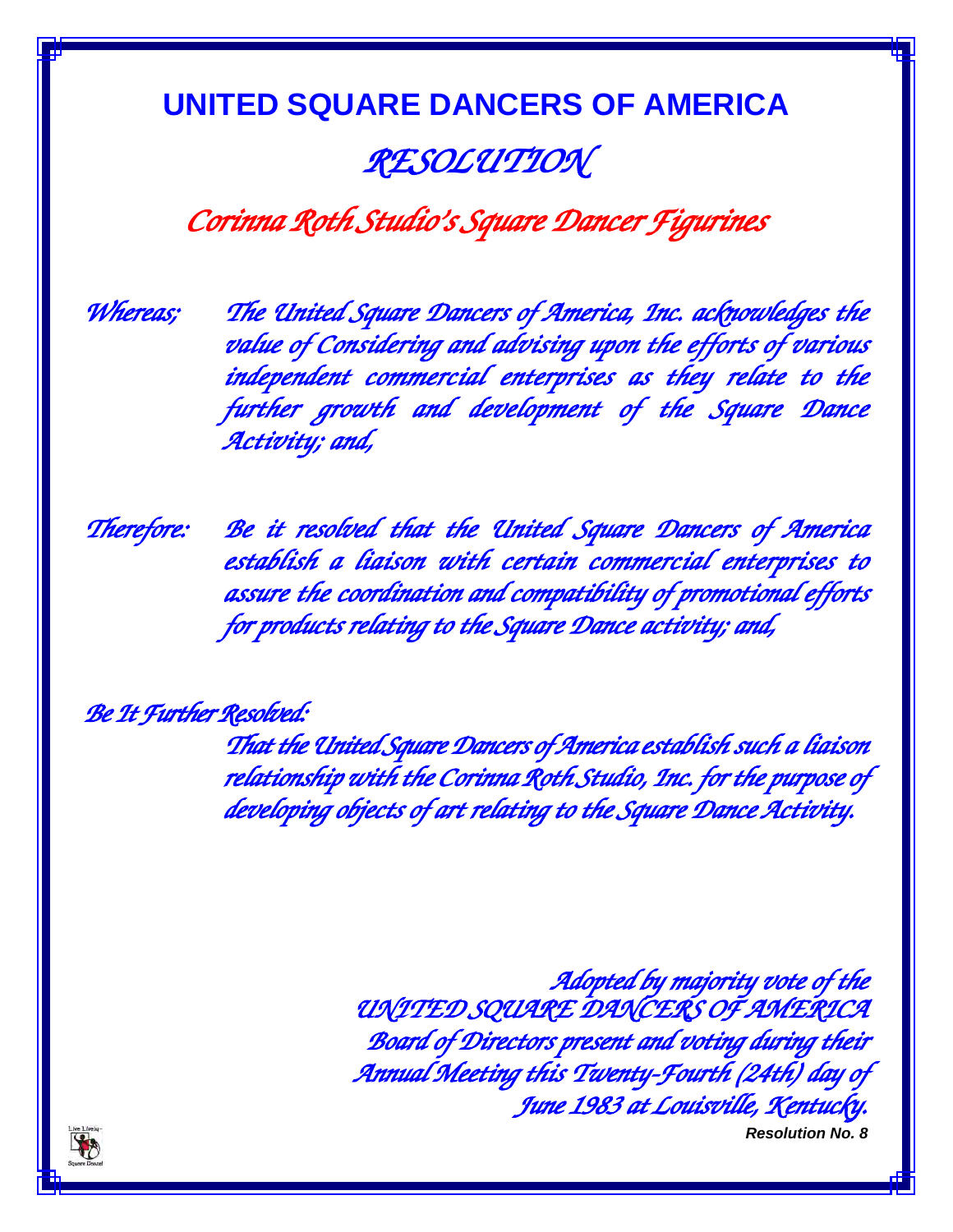# UNITED SQUARE DANCERS OF AMERICA

## *RESOLUTION*

## *Corinna Roth Studio's Square Dancer Figurines*

*Whereas;* *The United Square Dancers of America, Inc. acknowledges the value of Considering and advising upon the efforts of various independent commercial enterprises as they relate to the further growth and development of the Square Dance Activity; and,*

*Therefore:* *Be it resolved that the United Square Dancers of America establish a liaison with certain commercial enterprises to assure the coordination and compatibility of promotional efforts for products relating to the Square Dance activity; and,*

*Be It Further Resolved:*

*That the United Square Dancers of America establish such a liaison relationship with the Corinna Roth Studio, Inc. for the purpose of developing objects of art relating to the Square Dance Activity.*

*Adopted by majority vote of the UNITED SQUARE DANCERS OF AMERICA Board of Directors present and voting during their Annual Meeting this Twenty-Fourth (24th) day of June 1983 at Louisville, Kentucky.*

***Resolution No. 8***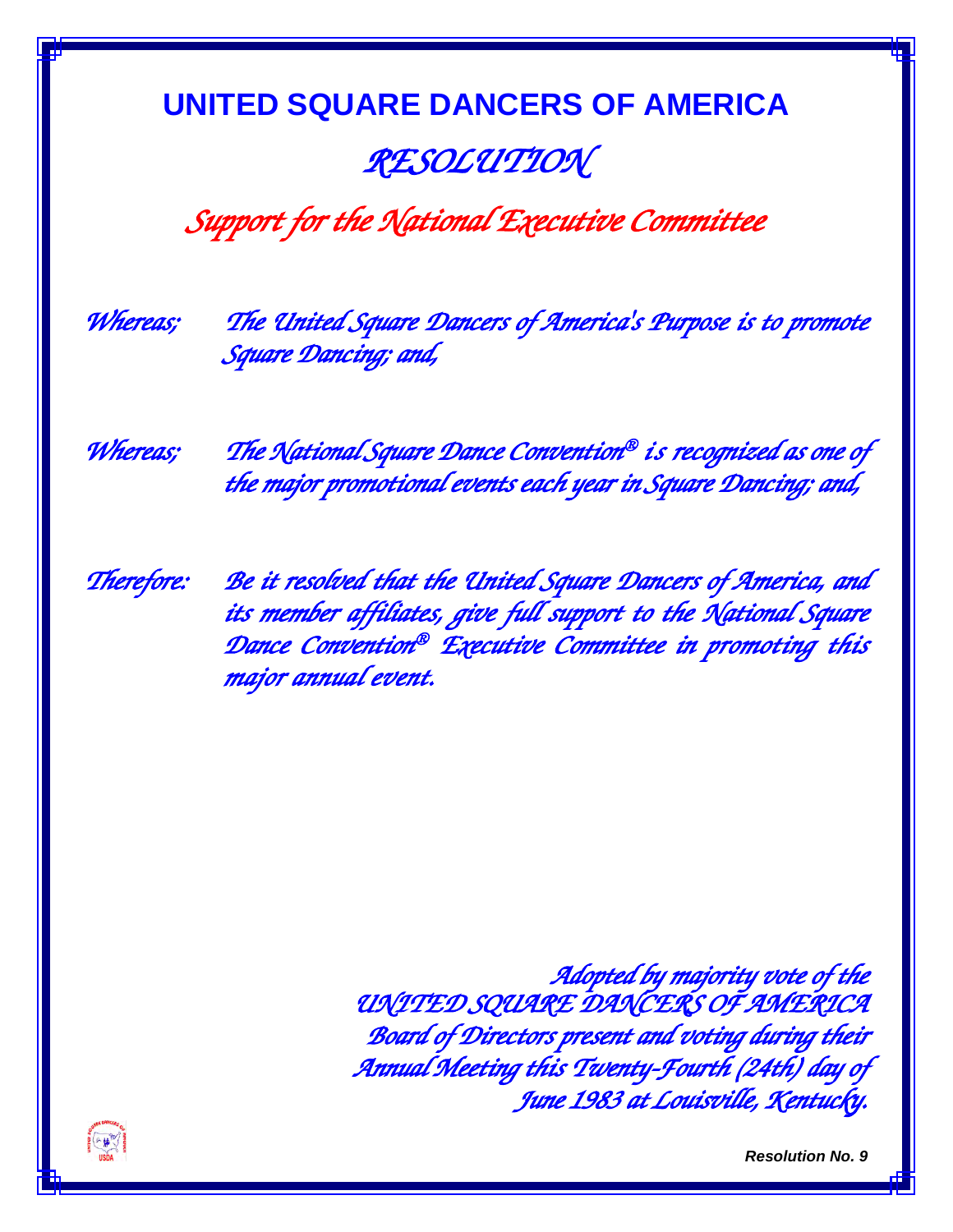# UNITED SQUARE DANCERS OF AMERICA

## *RESOLUTION*

### *Support for the National Executive Committee*

*Whereas;* *The United Square Dancers of America's Purpose is to promote Square Dancing; and,*

*Whereas;* *The National Square Dance Convention® is recognized as one of the major promotional events each year in Square Dancing; and,*

*Therefore:* *Be it resolved that the United Square Dancers of America, and its member affiliates, give full support to the National Square Dance Convention® Executive Committee in promoting this major annual event.*

*Adopted by majority vote of the UNITED SQUARE DANCERS OF AMERICA Board of Directors present and voting during their Annual Meeting this Twenty-Fourth (24th) day of June 1983 at Louisville, Kentucky.*

***Resolution No. 9***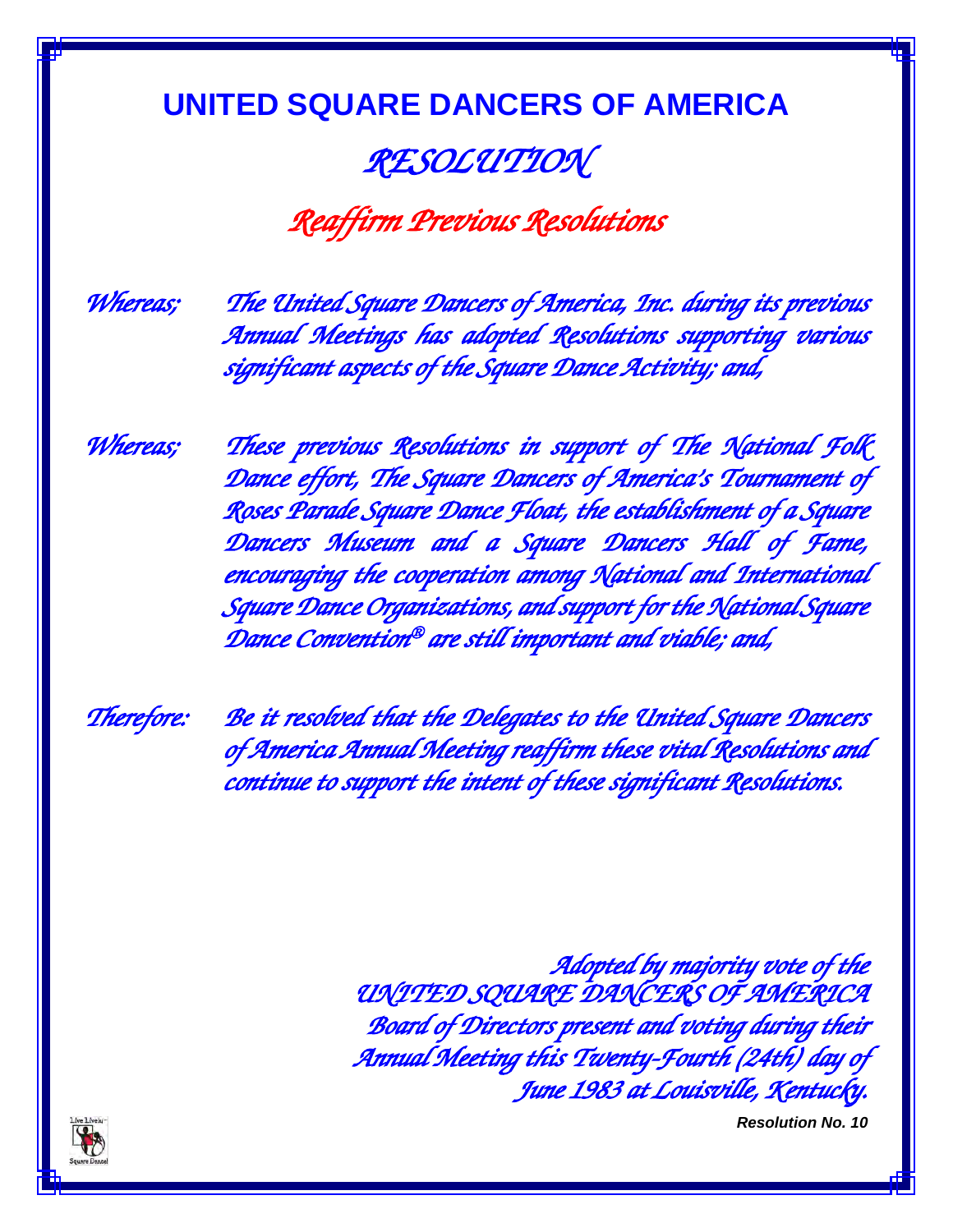# UNITED SQUARE DANCERS OF AMERICA

## *RESOLUTION*

### *Reaffirm Previous Resolutions*

*Whereas;* *The United Square Dancers of America, Inc. during its previous Annual Meetings has adopted Resolutions supporting various significant aspects of the Square Dance Activity; and,*

*Whereas;* *These previous Resolutions in support of The National Folk Dance effort, The Square Dancers of America's Tournament of Roses Parade Square Dance Float, the establishment of a Square Dancers Museum and a Square Dancers Hall of Fame, encouraging the cooperation among National and International Square Dance Organizations, and support for the National Square Dance Convention® are still important and viable; and,*

*Therefore:* *Be it resolved that the Delegates to the United Square Dancers of America Annual Meeting reaffirm these vital Resolutions and continue to support the intent of these significant Resolutions.*

*Adopted by majority vote of the UNITED SQUARE DANCERS OF AMERICA Board of Directors present and voting during their Annual Meeting this Twenty-Fourth (24th) day of June 1983 at Louisville, Kentucky.*

***Resolution No. 10***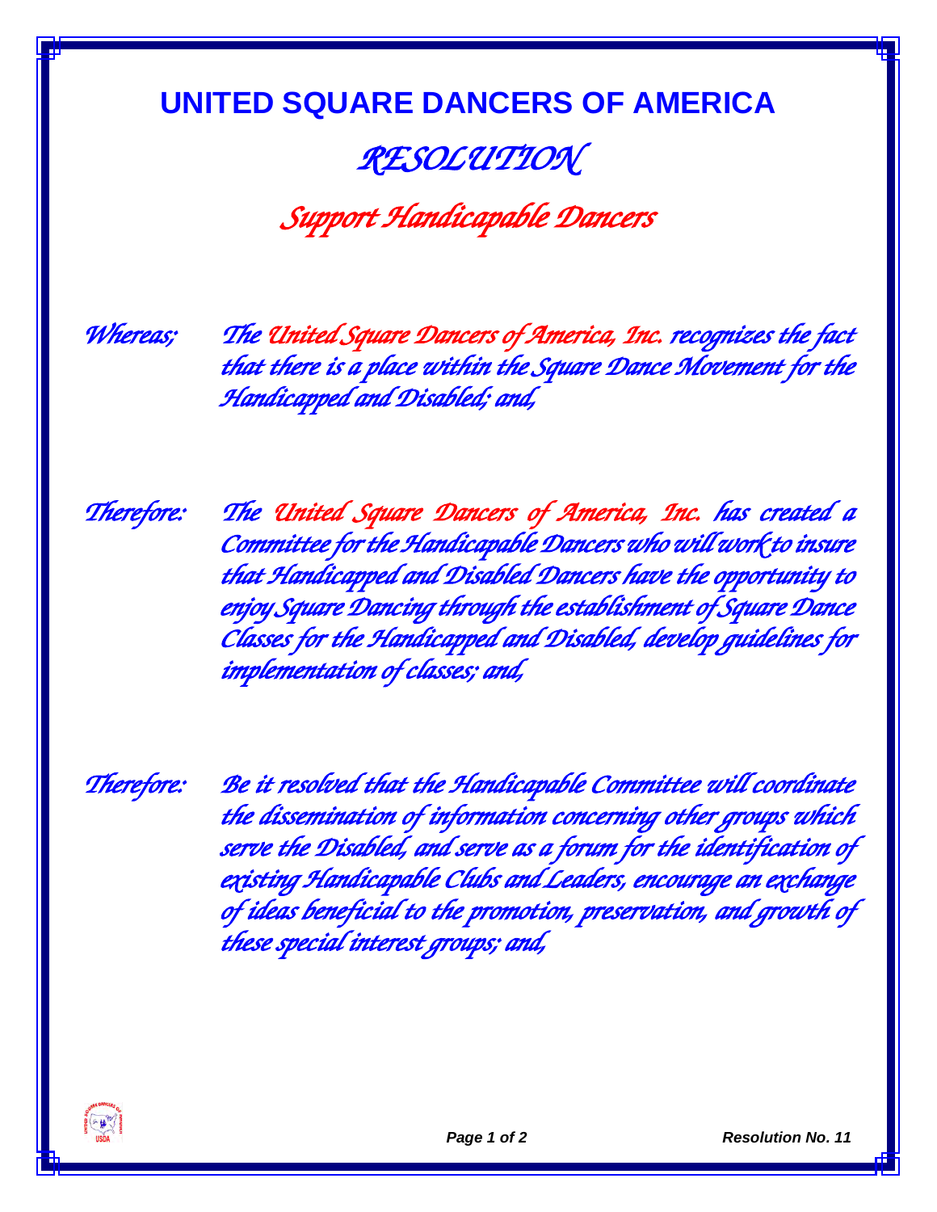# UNITED SQUARE DANCERS OF AMERICA

## *RESOLUTION*

## *Support Handicapable Dancers*

*Whereas;* *The United Square Dancers of America, Inc. recognizes the fact that there is a place within the Square Dance Movement for the Handicapped and Disabled; and,*

*Therefore:* *The United Square Dancers of America, Inc. has created a Committee for the Handicapable Dancers who will work to insure that Handicapped and Disabled Dancers have the opportunity to enjoy Square Dancing through the establishment of Square Dance Classes for the Handicapped and Disabled, develop guidelines for implementation of classes; and,*

*Therefore:* *Be it resolved that the Handicapable Committee will coordinate the dissemination of information concerning other groups which serve the Disabled, and serve as a forum for the identification of existing Handicapable Clubs and Leaders, encourage an exchange of ideas beneficial to the promotion, preservation, and growth of these special interest groups; and,*

***Resolution No. 11***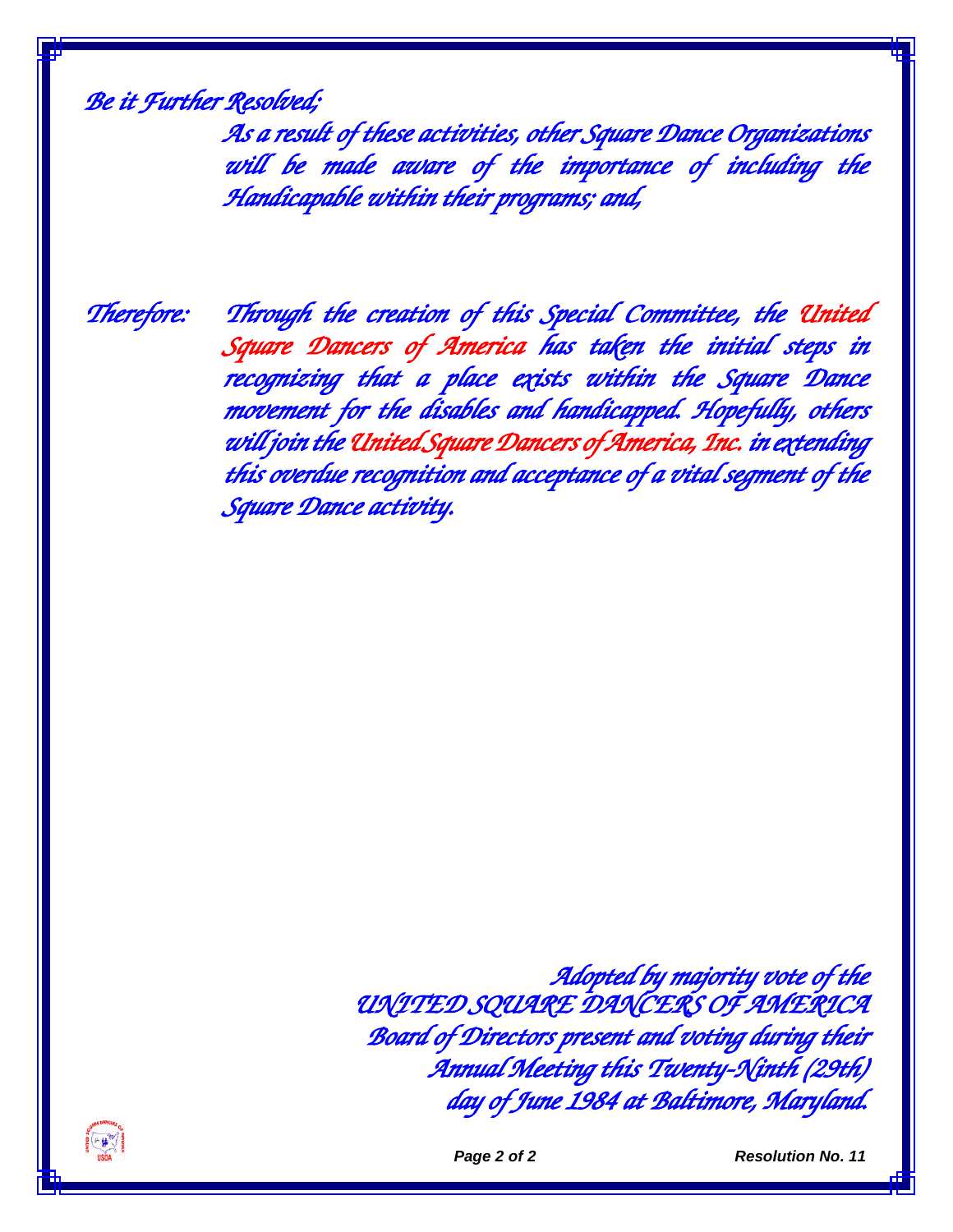*Be it Further Resolved;*

*As a result of these activities, other Square Dance Organizations will be made aware of the importance of including the Handicapable within their programs; and,*

*Therefore:* *Through the creation of this Special Committee, the United Square Dancers of America has taken the initial steps in recognizing that a place exists within the Square Dance movement for the disables and handicapped. Hopefully, others will join the United Square Dancers of America, Inc. in extending this overdue recognition and acceptance of a vital segment of the Square Dance activity.*

*Adopted by majority vote of the*
*UNITED SQUARE DANCERS OF AMERICA*
*Board of Directors present and voting during their*
*Annual Meeting this Twenty-Ninth (29th)*
*day of June 1984 at Baltimore, Maryland.*

**Resolution No. 11**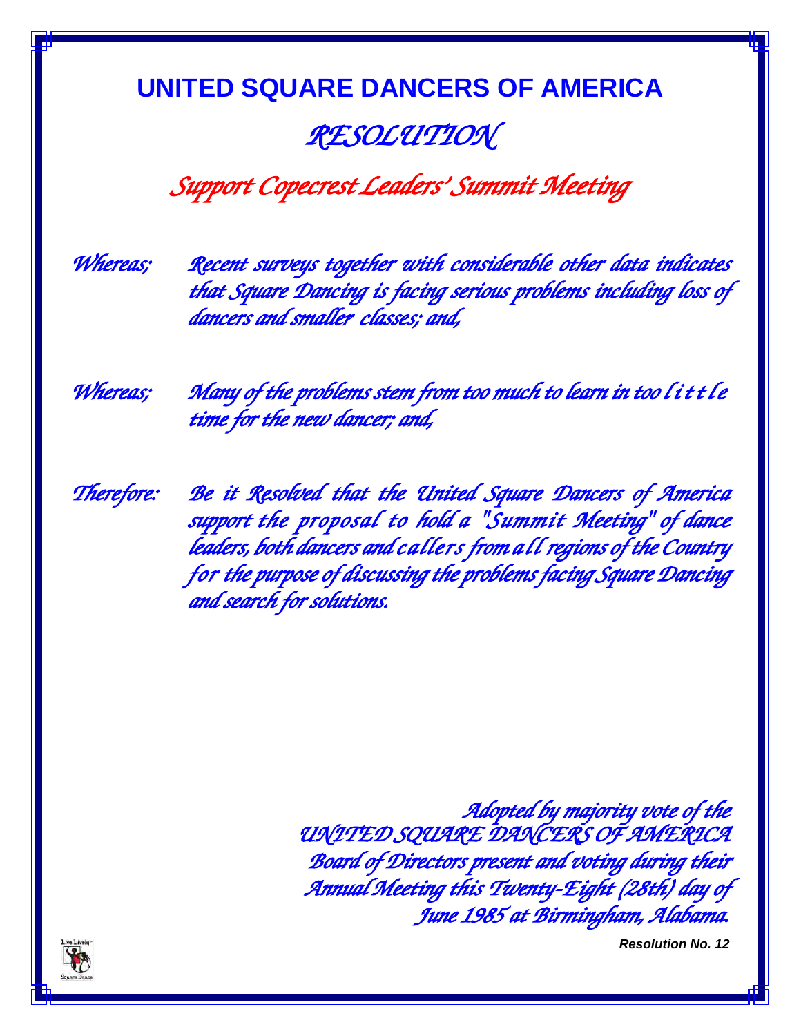# UNITED SQUARE DANCERS OF AMERICA

## *RESOLUTION*

### *Support Copecrest Leaders' Summit Meeting*

*Whereas;* *Recent surveys together with considerable other data indicates that Square Dancing is facing serious problems including loss of dancers and smaller classes; and,*

*Whereas;* *Many of the problems stem from too much to learn in too little time for the new dancer; and,*

*Therefore:* *Be it Resolved that the United Square Dancers of America support the proposal to hold a "Summit Meeting" of dance leaders, both dancers and callers from all regions of the Country for the purpose of discussing the problems facing Square Dancing and search for solutions.*

*Adopted by majority vote of the UNITED SQUARE DANCERS OF AMERICA Board of Directors present and voting during their Annual Meeting this Twenty-Eight (28th) day of June 1985 at Birmingham, Alabama.*

***Resolution No. 12***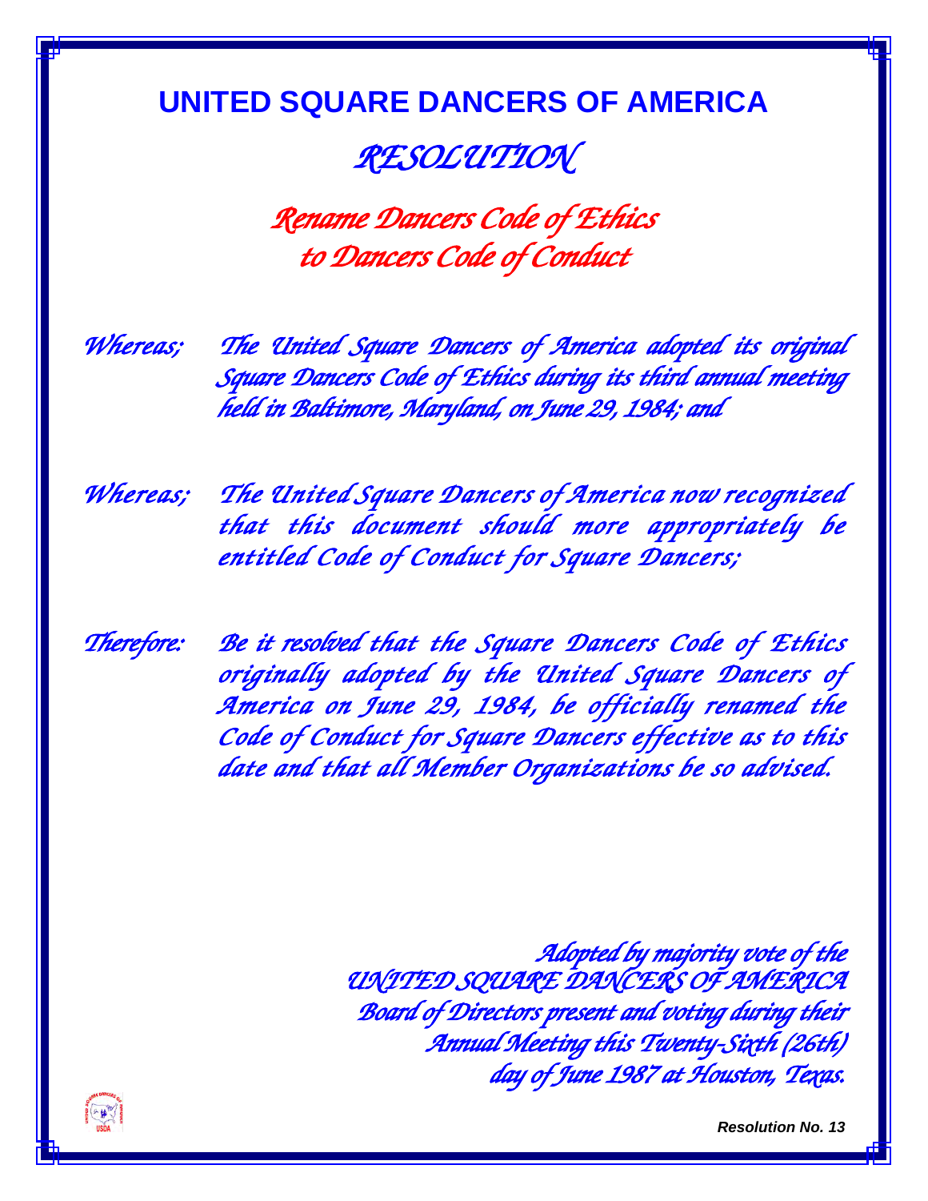# UNITED SQUARE DANCERS OF AMERICA

## *RESOLUTION*

### *Rename Dancers Code of Ethics to Dancers Code of Conduct*

*Whereas;* *The United Square Dancers of America adopted its original Square Dancers Code of Ethics during its third annual meeting held in Baltimore, Maryland, on June 29, 1984; and*

*Whereas;* *The United Square Dancers of America now recognized that this document should more appropriately be entitled Code of Conduct for Square Dancers;*

*Therefore:* *Be it resolved that the Square Dancers Code of Ethics originally adopted by the United Square Dancers of America on June 29, 1984, be officially renamed the Code of Conduct for Square Dancers effective as to this date and that all Member Organizations be so advised.*

*Adopted by majority vote of the UNITED SQUARE DANCERS OF AMERICA Board of Directors present and voting during their Annual Meeting this Twenty-Sixth (26th) day of June 1987 at Houston, Texas.*

*Resolution No. 13*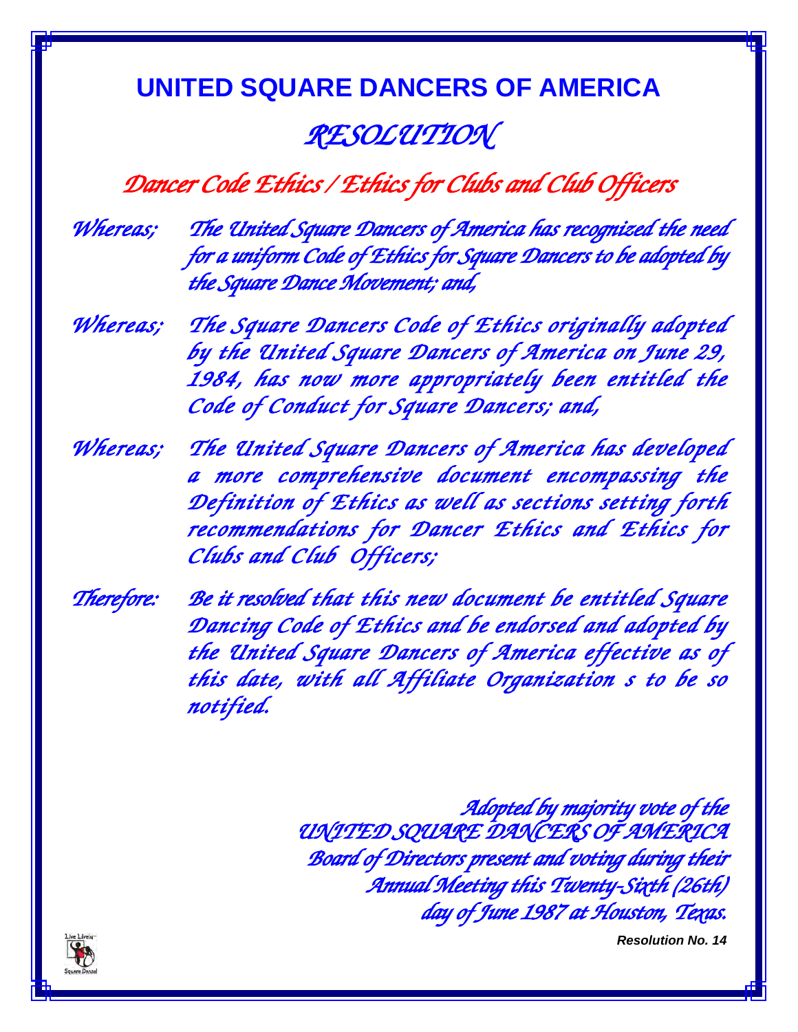# UNITED SQUARE DANCERS OF AMERICA

## *RESOLUTION*

### *Dancer Code Ethics / Ethics for Clubs and Club Officers*

*Whereas;* *The United Square Dancers of America has recognized the need for a uniform Code of Ethics for Square Dancers to be adopted by the Square Dance Movement; and,*

*Whereas;* *The Square Dancers Code of Ethics originally adopted by the United Square Dancers of America on June 29, 1984, has now more appropriately been entitled the Code of Conduct for Square Dancers; and,*

*Whereas;* *The United Square Dancers of America has developed a more comprehensive document encompassing the Definition of Ethics as well as sections setting forth recommendations for Dancer Ethics and Ethics for Clubs and Club Officers;*

*Therefore:* *Be it resolved that this new document be entitled Square Dancing Code of Ethics and be endorsed and adopted by the United Square Dancers of America effective as of this date, with all Affiliate Organization s to be so notified.*

*Adopted by majority vote of the*
*UNITED SQUARE DANCERS OF AMERICA*
*Board of Directors present and voting during their*
*Annual Meeting this Twenty-Sixth (26th)*
*day of June 1987 at Houston, Texas.*

***Resolution No. 14***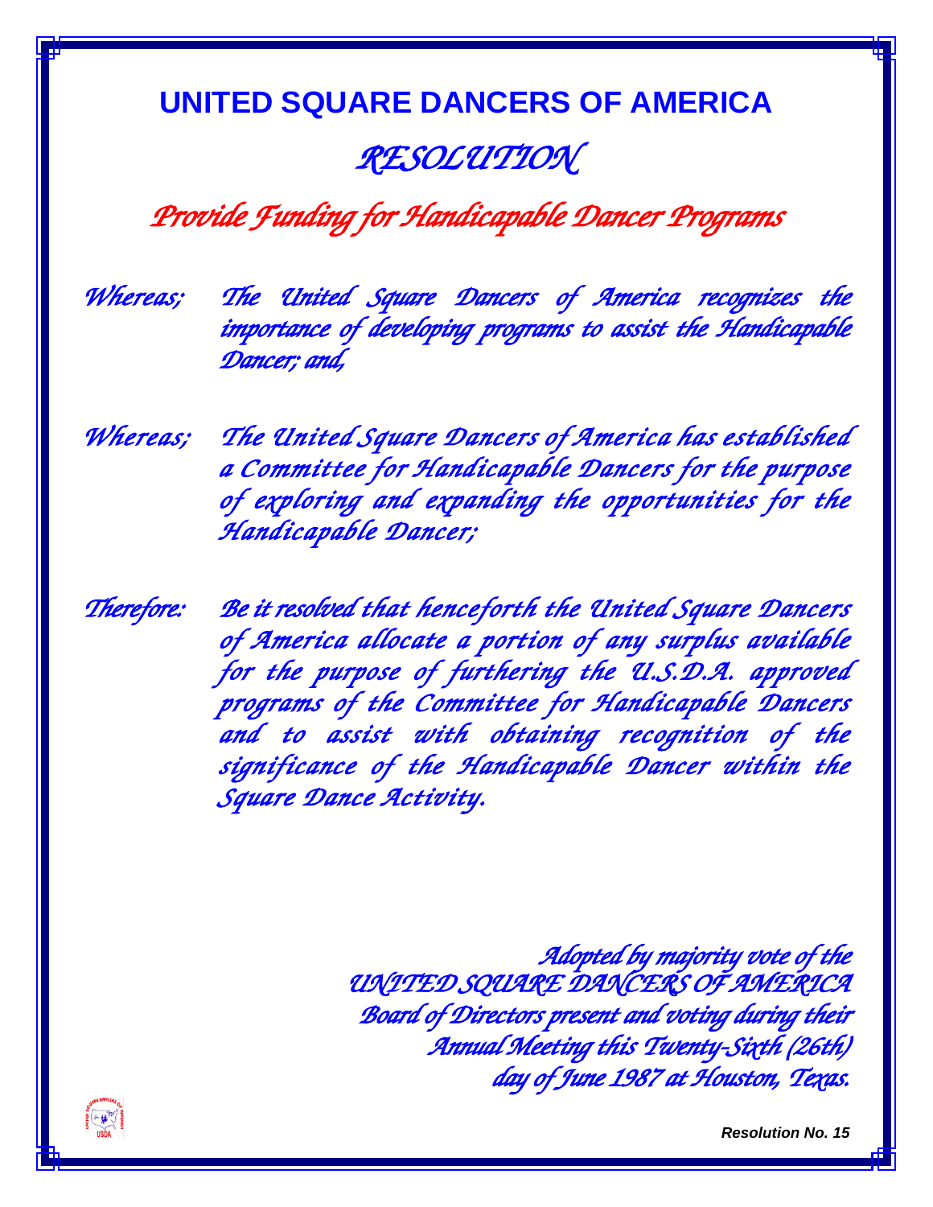# UNITED SQUARE DANCERS OF AMERICA

## *RESOLUTION*

### *Provide Funding for Handicapable Dancer Programs*

*Whereas;* *The United Square Dancers of America recognizes the importance of developing programs to assist the Handicapable Dancer; and,*

*Whereas;* *The United Square Dancers of America has established a Committee for Handicapable Dancers for the purpose of exploring and expanding the opportunities for the Handicapable Dancer;*

*Therefore:* *Be it resolved that henceforth the United Square Dancers of America allocate a portion of any surplus available for the purpose of furthering the U.S.D.A. approved programs of the Committee for Handicapable Dancers and to assist with obtaining recognition of the significance of the Handicapable Dancer within the Square Dance Activity.*

*Adopted by majority vote of the*
*UNITED SQUARE DANCERS OF AMERICA*
*Board of Directors present and voting during their*
*Annual Meeting this Twenty-Sixth (26th)*
*day of June 1987 at Houston, Texas.*

***Resolution No. 15***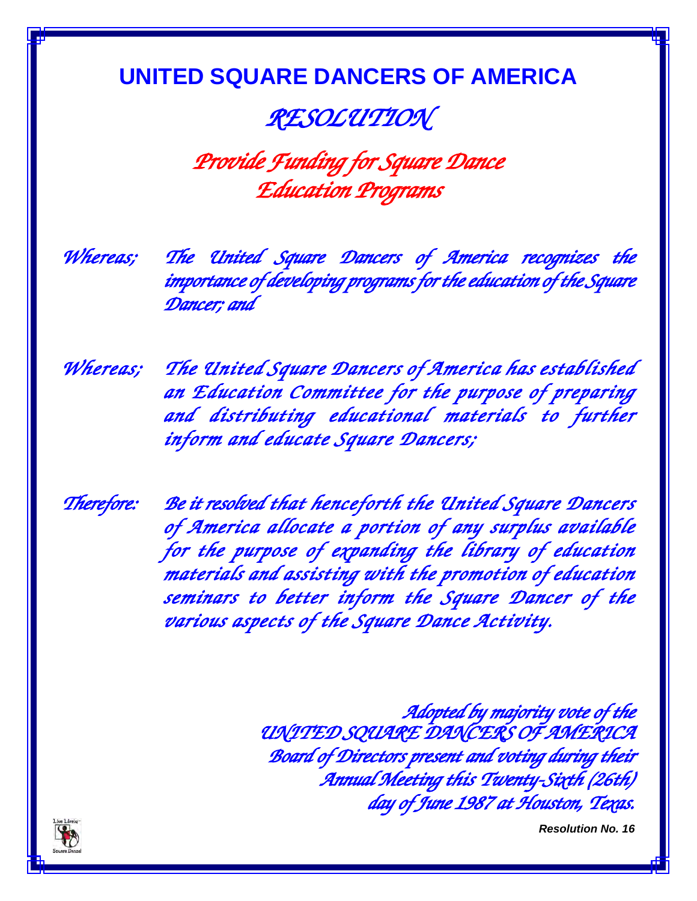# UNITED SQUARE DANCERS OF AMERICA

## *RESOLUTION*

## *Provide Funding for Square Dance Education Programs*

*Whereas;* *The United Square Dancers of America recognizes the importance of developing programs for the education of the Square Dancer; and*

*Whereas;* *The United Square Dancers of America has established an Education Committee for the purpose of preparing and distributing educational materials to further inform and educate Square Dancers;*

*Therefore:* *Be it resolved that henceforth the United Square Dancers of America allocate a portion of any surplus available for the purpose of expanding the library of education materials and assisting with the promotion of education seminars to better inform the Square Dancer of the various aspects of the Square Dance Activity.*

*Adopted by majority vote of the UNITED SQUARE DANCERS OF AMERICA Board of Directors present and voting during their Annual Meeting this Twenty-Sixth (26th) day of June 1987 at Houston, Texas.*

***Resolution No. 16***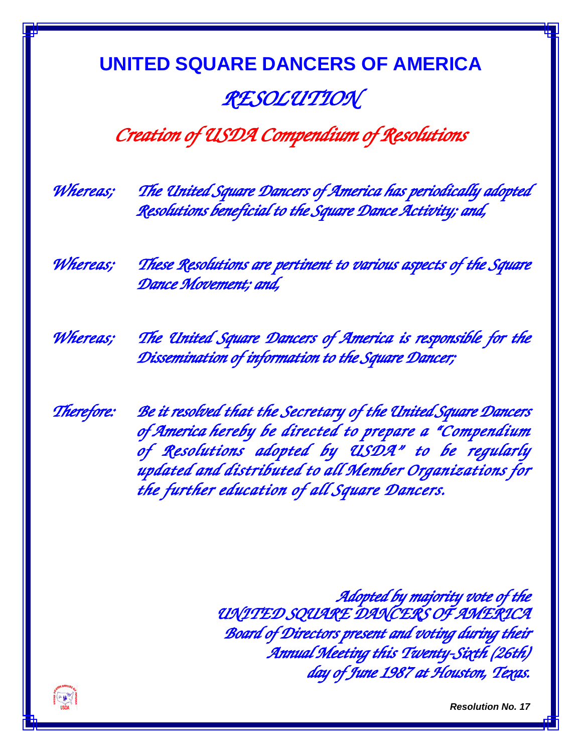# UNITED SQUARE DANCERS OF AMERICA

## *RESOLUTION*

## *Creation of USDA Compendium of Resolutions*

*Whereas;* *The United Square Dancers of America has periodically adopted Resolutions beneficial to the Square Dance Activity; and,*

*Whereas;* *These Resolutions are pertinent to various aspects of the Square Dance Movement; and,*

*Whereas;* *The United Square Dancers of America is responsible for the Dissemination of information to the Square Dancer;*

*Therefore:* *Be it resolved that the Secretary of the United Square Dancers of America hereby be directed to prepare a "Compendium of Resolutions adopted by USDA" to be regularly updated and distributed to all Member Organizations for the further education of all Square Dancers.*

*Adopted by majority vote of the*
*UNITED SQUARE DANCERS OF AMERICA*
*Board of Directors present and voting during their*
*Annual Meeting this Twenty-Sixth (26th)*
*day of June 1987 at Houston, Texas.*

***Resolution No. 17***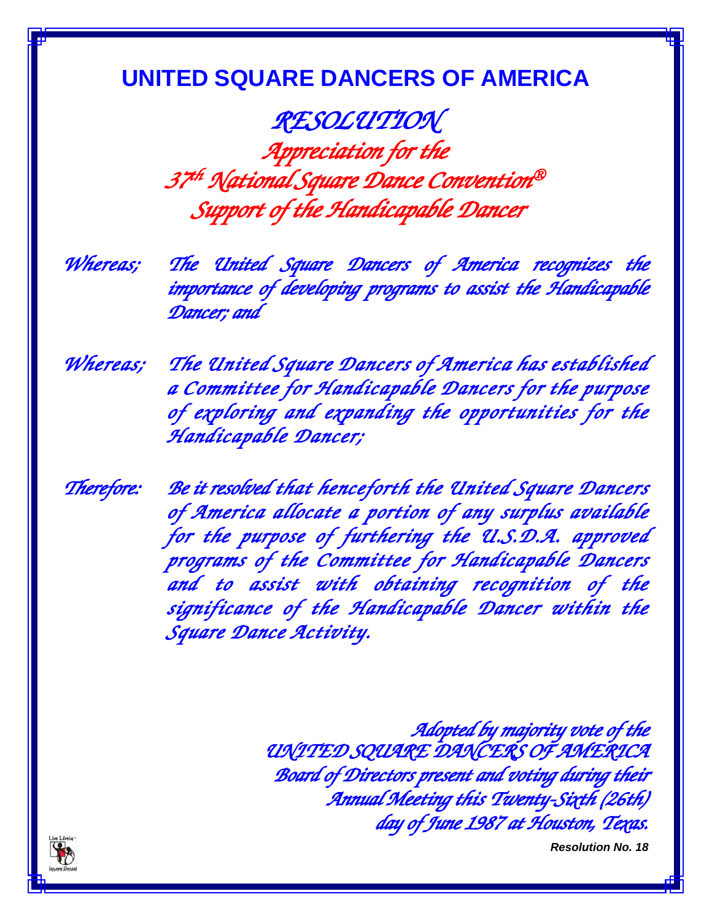# UNITED SQUARE DANCERS OF AMERICA

## *RESOLUTION*

## *Appreciation for the 37th National Square Dance Convention®*
## *Support of the Handicapable Dancer*

*Whereas;* *The United Square Dancers of America recognizes the importance of developing programs to assist the Handicapable Dancer; and*

*Whereas;* *The United Square Dancers of America has established a Committee for Handicapable Dancers for the purpose of exploring and expanding the opportunities for the Handicapable Dancer;*

*Therefore:* *Be it resolved that henceforth the United Square Dancers of America allocate a portion of any surplus available for the purpose of furthering the U.S.D.A. approved programs of the Committee for Handicapable Dancers and to assist with obtaining recognition of the significance of the Handicapable Dancer within the Square Dance Activity.*

*Adopted by majority vote of the*
*UNITED SQUARE DANCERS OF AMERICA*
*Board of Directors present and voting during their*
*Annual Meeting this Twenty-Sixth (26th)*
*day of June 1987 at Houston, Texas.*

Live Lively – Square Dance!

***Resolution No. 18***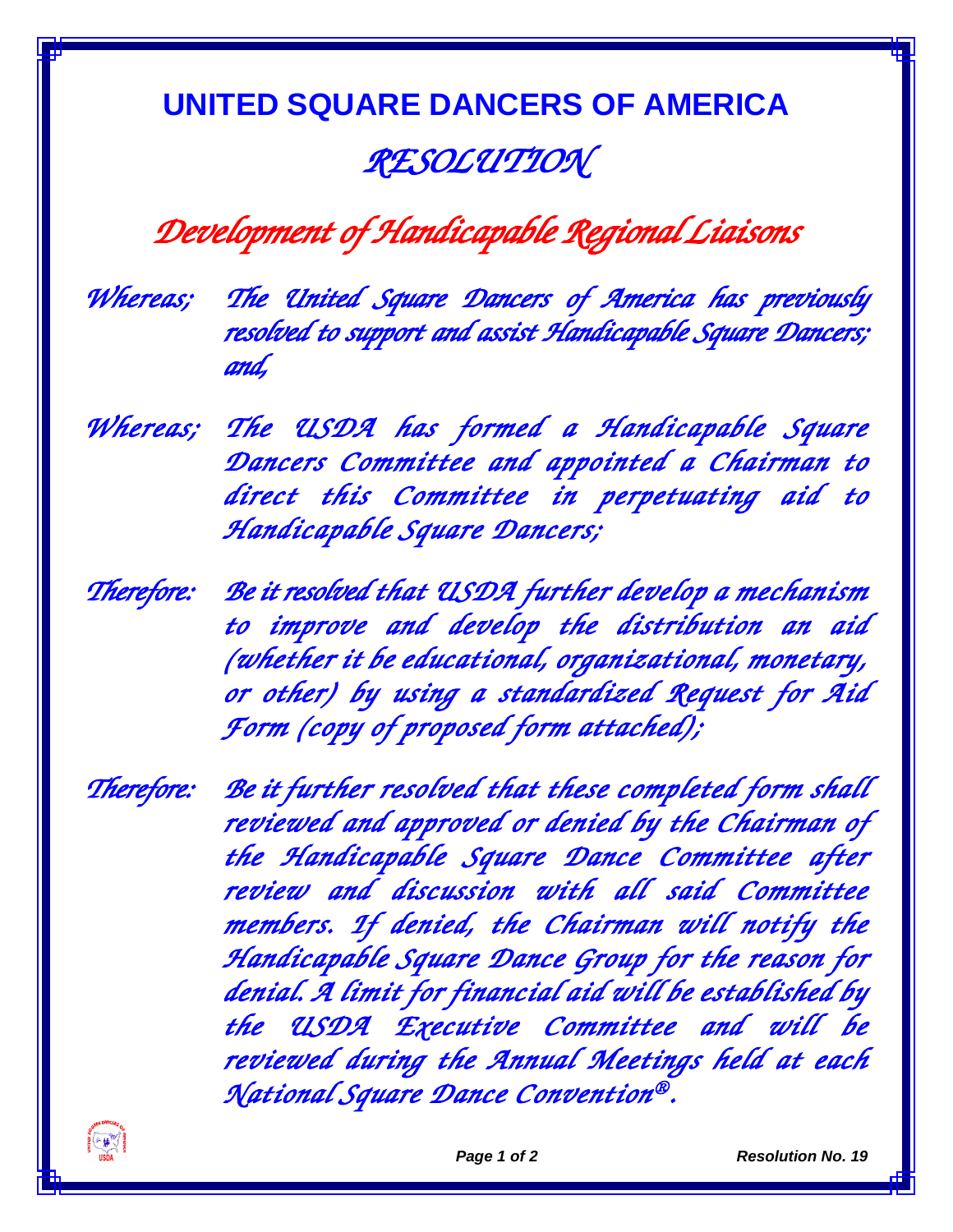# UNITED SQUARE DANCERS OF AMERICA

## *RESOLUTION*

## *Development of Handicapable Regional Liaisons*

*Whereas;* *The United Square Dancers of America has previously resolved to support and assist Handicapable Square Dancers; and,*

*Whereas;* *The USDA has formed a Handicapable Square Dancers Committee and appointed a Chairman to direct this Committee in perpetuating aid to Handicapable Square Dancers;*

*Therefore:* *Be it resolved that USDA further develop a mechanism to improve and develop the distribution an aid (whether it be educational, organizational, monetary, or other) by using a standardized Request for Aid Form (copy of proposed form attached);*

*Therefore:* *Be it further resolved that these completed form shall reviewed and approved or denied by the Chairman of the Handicapable Square Dance Committee after review and discussion with all said Committee members. If denied, the Chairman will notify the Handicapable Square Dance Group for the reason for denial. A limit for financial aid will be established by the USDA Executive Committee and will be reviewed during the Annual Meetings held at each National Square Dance Convention®.*

***Resolution No. 19***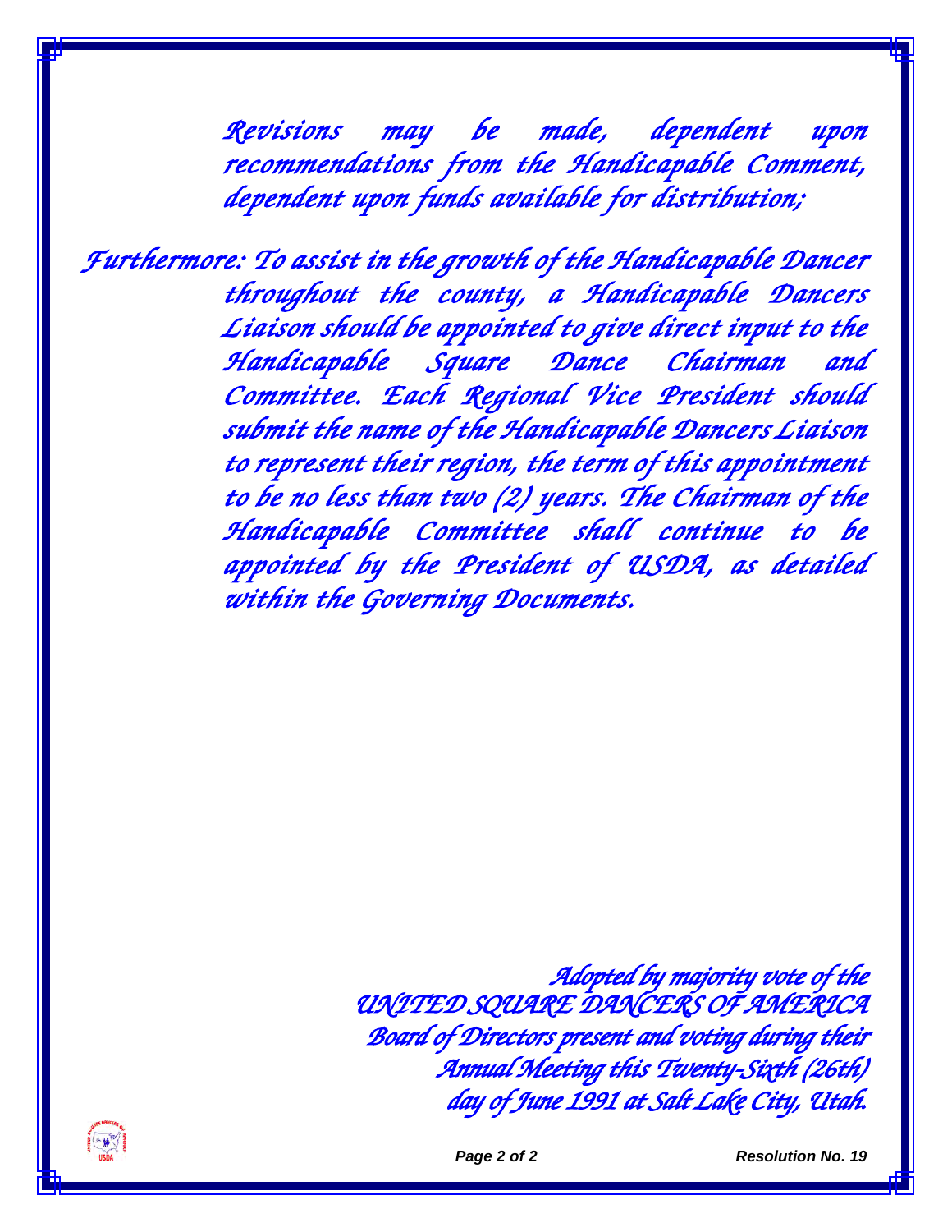*Revisions may be made, dependent upon recommendations from the Handicapable Comment, dependent upon funds available for distribution;*

*Furthermore: To assist in the growth of the Handicapable Dancer throughout the county, a Handicapable Dancers Liaison should be appointed to give direct input to the Handicapable Square Dance Chairman and Committee. Each Regional Vice President should submit the name of the Handicapable Dancers Liaison to represent their region, the term of this appointment to be no less than two (2) years. The Chairman of the Handicapable Committee shall continue to be appointed by the President of USDA, as detailed within the Governing Documents.*

*Adopted by majority vote of the*
*UNITED SQUARE DANCERS OF AMERICA*
*Board of Directors present and voting during their*
*Annual Meeting this Twenty-Sixth (26th)*
*day of June 1991 at Salt Lake City, Utah.*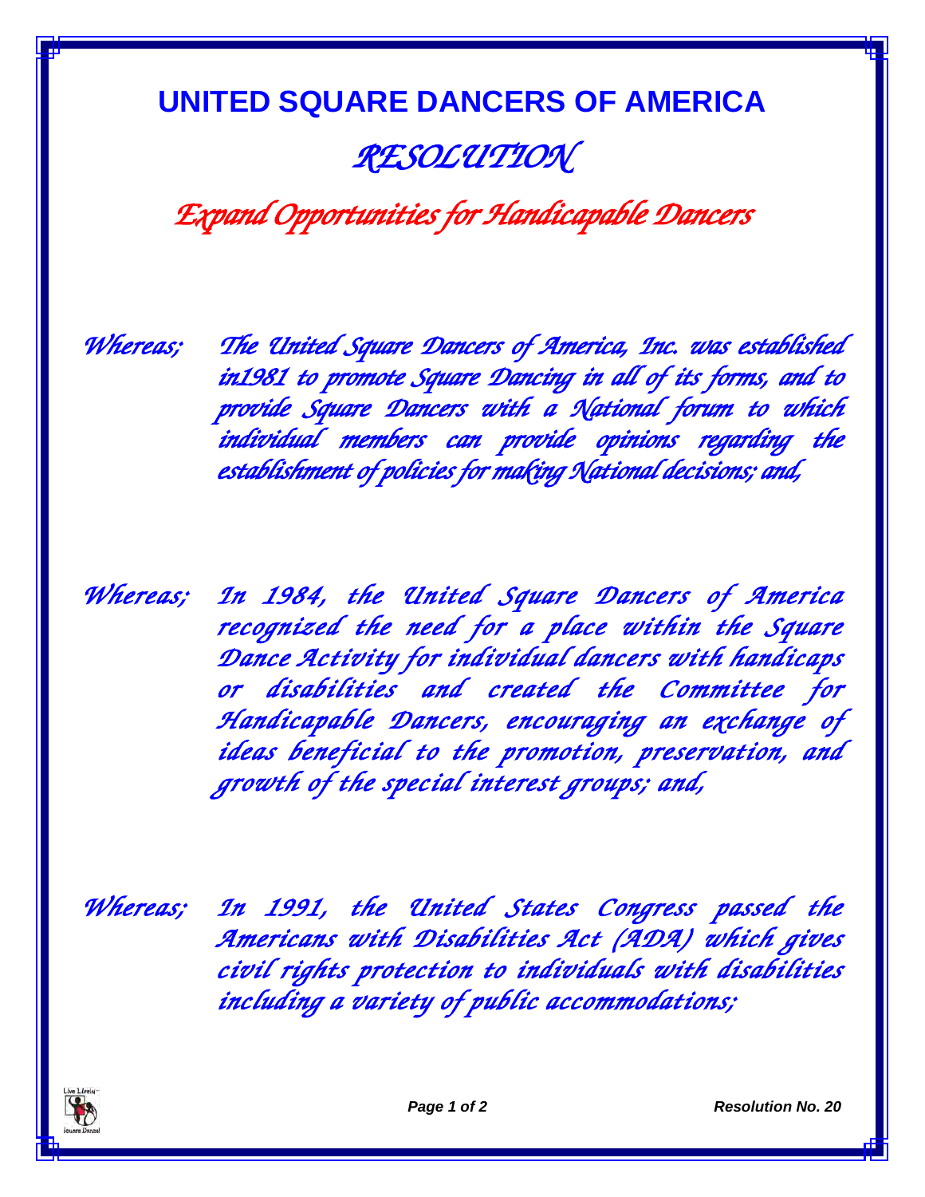# UNITED SQUARE DANCERS OF AMERICA

## *RESOLUTION*

### *Expand Opportunities for Handicapable Dancers*

*Whereas;* *The United Square Dancers of America, Inc. was established in1981 to promote Square Dancing in all of its forms, and to provide Square Dancers with a National forum to which individual members can provide opinions regarding the establishment of policies for making National decisions; and,*

*Whereas;* *In 1984, the United Square Dancers of America recognized the need for a place within the Square Dance Activity for individual dancers with handicaps or disabilities and created the Committee for Handicapable Dancers, encouraging an exchange of ideas beneficial to the promotion, preservation, and growth of the special interest groups; and,*

*Whereas;* *In 1991, the United States Congress passed the Americans with Disabilities Act (ADA) which gives civil rights protection to individuals with disabilities including a variety of public accommodations;*

***Resolution No. 20***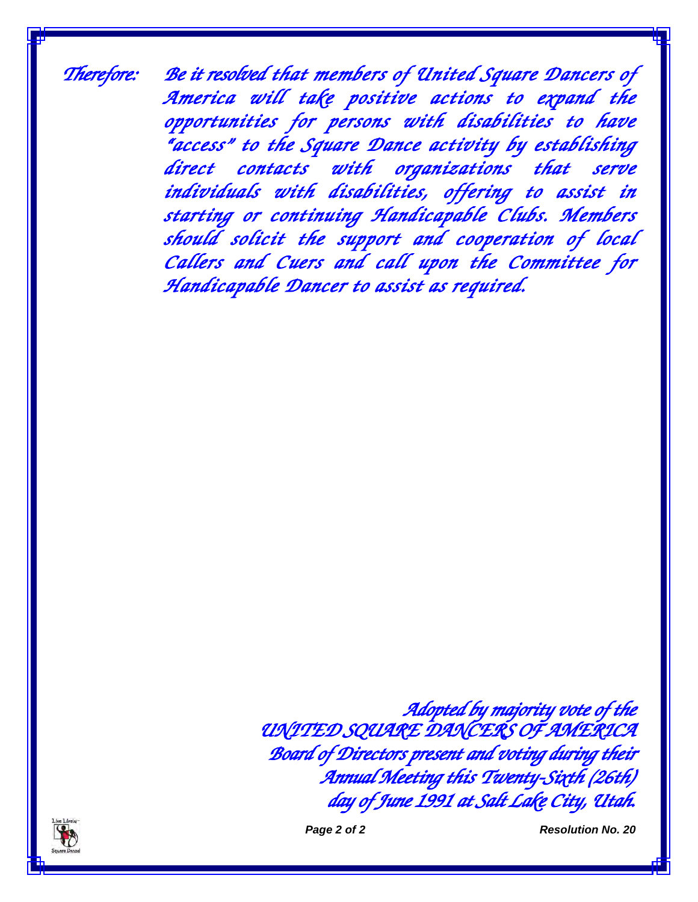*Therefore:* *Be it resolved that members of United Square Dancers of America will take positive actions to expand the opportunities for persons with disabilities to have "access" to the Square Dance activity by establishing direct contacts with organizations that serve individuals with disabilities, offering to assist in starting or continuing Handicapable Clubs. Members should solicit the support and cooperation of local Callers and Cuers and call upon the Committee for Handicapable Dancer to assist as required.*

*Adopted by majority vote of the*
*UNITED SQUARE DANCERS OF AMERICA*
*Board of Directors present and voting during their*
*Annual Meeting this Twenty-Sixth (26th)*
*day of June 1991 at Salt Lake City, Utah.*

**Resolution No. 20**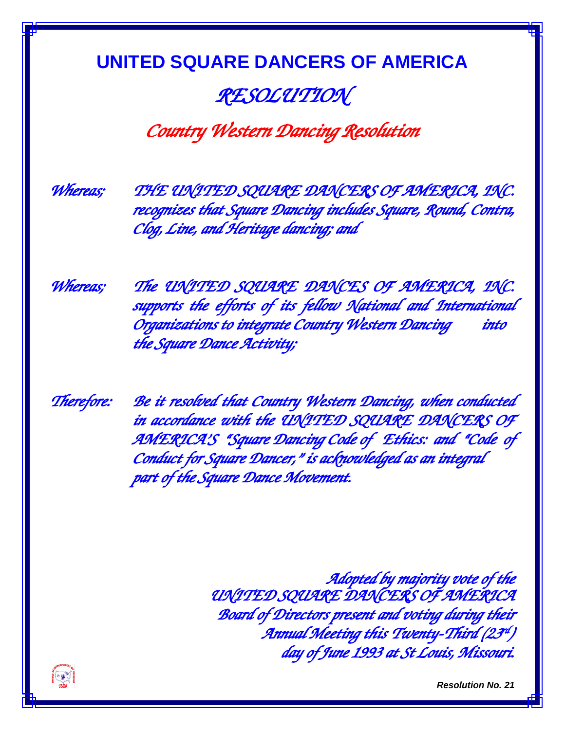# UNITED SQUARE DANCERS OF AMERICA

## *RESOLUTION*

### *Country Western Dancing Resolution*

*Whereas;* *THE UNITED SQUARE DANCERS OF AMERICA, INC. recognizes that Square Dancing includes Square, Round, Contra, Clog, Line, and Heritage dancing; and*

*Whereas;* *The UNITED SQUARE DANCES OF AMERICA, INC. supports the efforts of its fellow National and International Organizations to integrate Country Western Dancing into the Square Dance Activity;*

*Therefore:* *Be it resolved that Country Western Dancing, when conducted in accordance with the UNITED SQUARE DANCERS OF AMERICA'S "Square Dancing Code of Ethics: and "Code of Conduct for Square Dancer," is acknowledged as an integral part of the Square Dance Movement.*

*Adopted by majority vote of the UNITED SQUARE DANCERS OF AMERICA Board of Directors present and voting during their Annual Meeting this Twenty-Third (23rd) day of June 1993 at St Louis, Missouri.*

USDA

***Resolution No. 21***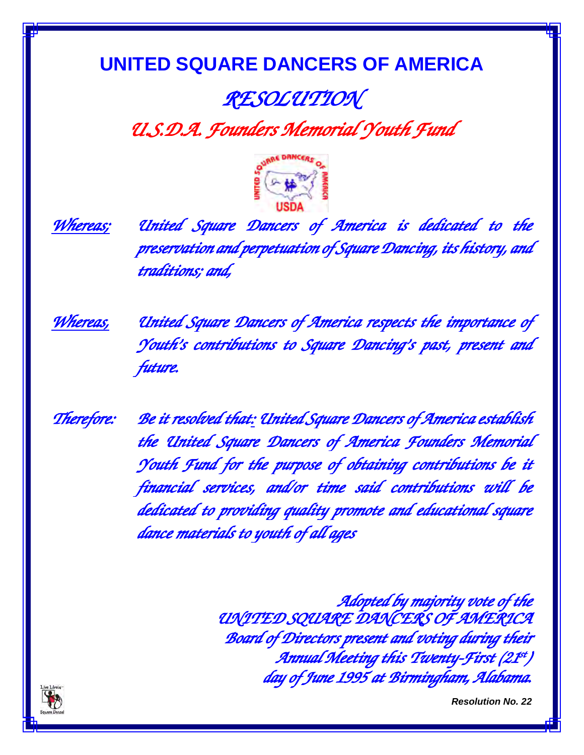# UNITED SQUARE DANCERS OF AMERICA

## *RESOLUTION*

## *U.S.D.A. Founders Memorial Youth Fund*

*Whereas;* *United Square Dancers of America is dedicated to the preservation and perpetuation of Square Dancing, its history, and traditions; and,*

*Whereas,* *United Square Dancers of America respects the importance of Youth's contributions to Square Dancing's past, present and future.*

*Therefore:* *Be it resolved that: United Square Dancers of America establish the United Square Dancers of America Founders Memorial Youth Fund for the purpose of obtaining contributions be it financial services, and/or time said contributions will be dedicated to providing quality promote and educational square dance materials to youth of all ages*

*Adopted by majority vote of the*
*UNITED SQUARE DANCERS OF AMERICA*
*Board of Directors present and voting during their*
*Annual Meeting this Twenty-First (21st)*
*day of June 1995 at Birmingham, Alabama.*

***Resolution No. 22***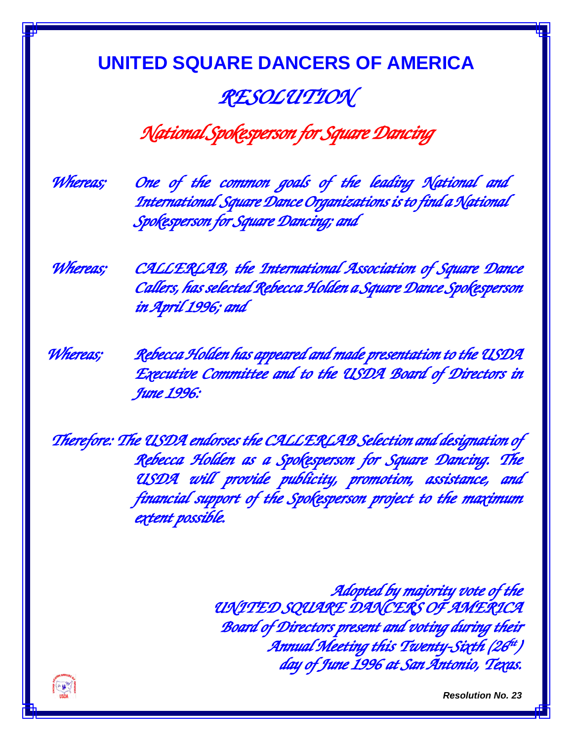# UNITED SQUARE DANCERS OF AMERICA

## *RESOLUTION*

### *National Spokesperson for Square Dancing*

*Whereas;* *One of the common goals of the leading National and International Square Dance Organizations is to find a National Spokesperson for Square Dancing; and*

*Whereas;* *CALLERLAB, the International Association of Square Dance Callers, has selected Rebecca Holden a Square Dance Spokesperson in April 1996; and*

*Whereas;* *Rebecca Holden has appeared and made presentation to the USDA Executive Committee and to the USDA Board of Directors in June 1996:*

*Therefore:* *The USDA endorses the CALLERLAB Selection and designation of Rebecca Holden as a Spokesperson for Square Dancing. The USDA will provide publicity, promotion, assistance, and financial support of the Spokesperson project to the maximum extent possible.*

*Adopted by majority vote of the*
*UNITED SQUARE DANCERS OF AMERICA*
*Board of Directors present and voting during their*
*Annual Meeting this Twenty-Sixth (26th)*
*day of June 1996 at San Antonio, Texas.*

***Resolution No. 23***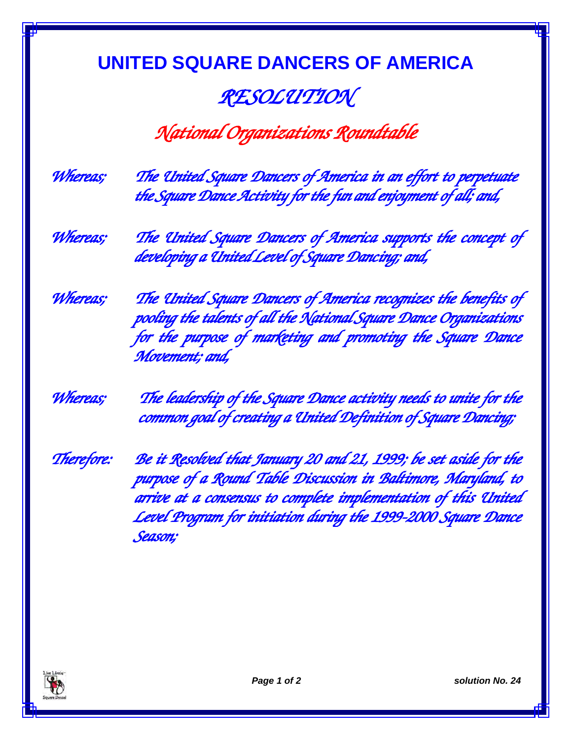# UNITED SQUARE DANCERS OF AMERICA

## *RESOLUTION*

### *National Organizations Roundtable*

*Whereas;* *The United Square Dancers of America in an effort to perpetuate the Square Dance Activity for the fun and enjoyment of all; and,*

*Whereas;* *The United Square Dancers of America supports the concept of developing a United Level of Square Dancing; and,*

*Whereas;* *The United Square Dancers of America recognizes the benefits of pooling the talents of all the National Square Dance Organizations for the purpose of marketing and promoting the Square Dance Movement; and,*

*Whereas;* *The leadership of the Square Dance activity needs to unite for the common goal of creating a United Definition of Square Dancing;*

*Therefore:* *Be it Resolved that January 20 and 21, 1999; be set aside for the purpose of a Round Table Discussion in Baltimore, Maryland, to arrive at a consensus to complete implementation of this United Level Program for initiation during the 1999-2000 Square Dance Season;*

***solution No. 24***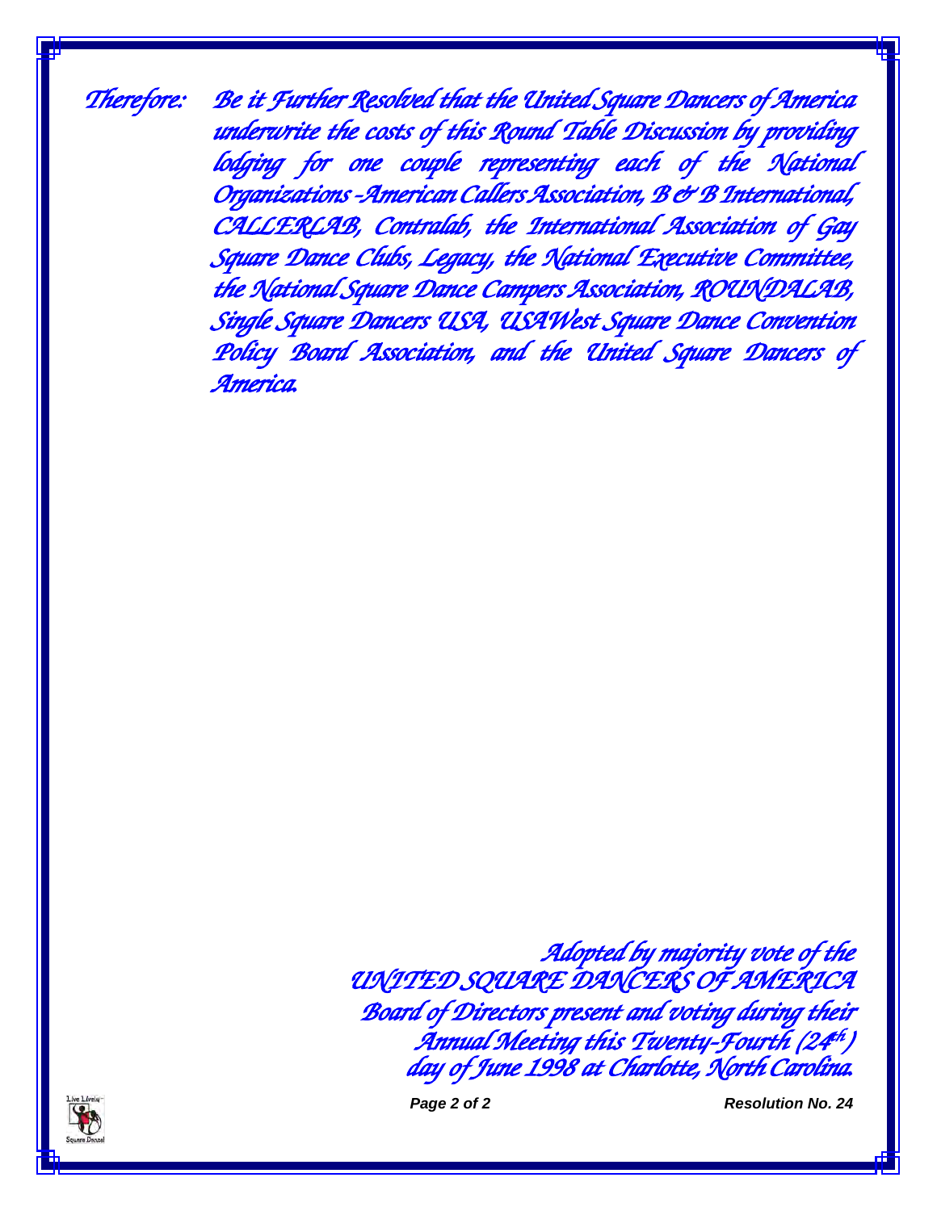*Therefore:* *Be it Further Resolved that the United Square Dancers of America underwrite the costs of this Round Table Discussion by providing lodging for one couple representing each of the National Organizations -American Callers Association, B & B International, CALLERLAB, Contralab, the International Association of Gay Square Dance Clubs, Legacy, the National Executive Committee, the National Square Dance Campers Association, ROUNDALAB, Single Square Dancers USA, USAWest Square Dance Convention Policy Board Association, and the United Square Dancers of America.*

*Adopted by majority vote of the*
*UNITED SQUARE DANCERS OF AMERICA*
*Board of Directors present and voting during their*
*Annual Meeting this Twenty-Fourth (24th)*
*day of June 1998 at Charlotte, North Carolina.*

**Resolution No. 24**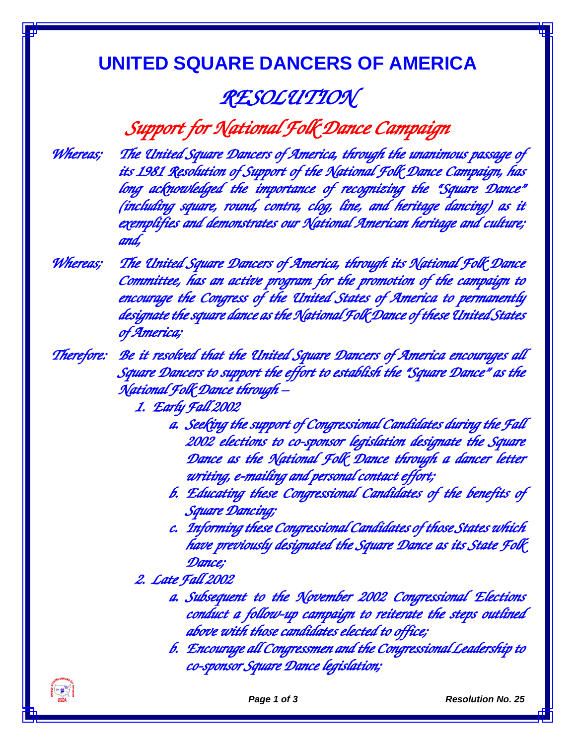# UNITED SQUARE DANCERS OF AMERICA

## *RESOLUTION*

## *Support for National Folk Dance Campaign*

*Whereas;* *The United Square Dancers of America, through the unanimous passage of its 1981 Resolution of Support of the National Folk Dance Campaign, has long acknowledged the importance of recognizing the "Square Dance" (including square, round, contra, clog, line, and heritage dancing) as it exemplifies and demonstrates our National American heritage and culture; and,*

*Whereas;* *The United Square Dancers of America, through its National Folk Dance Committee, has an active program for the promotion of the campaign to encourage the Congress of the United States of America to permanently designate the square dance as the National Folk Dance of these United States of America;*

*Therefore:* *Be it resolved that the United Square Dancers of America encourages all Square Dancers to support the effort to establish the "Square Dance" as the National Folk Dance through –*

1. *Early Fall 2002*
   a. *Seeking the support of Congressional Candidates during the Fall 2002 elections to co-sponsor legislation designate the Square Dance as the National Folk Dance through a dancer letter writing, e-mailing and personal contact effort;*
   b. *Educating these Congressional Candidates of the benefits of Square Dancing;*
   c. *Informing these Congressional Candidates of those States which have previously designated the Square Dance as its State Folk Dance;*
2. *Late Fall 2002*
   a. *Subsequent to the November 2002 Congressional Elections conduct a follow-up campaign to reiterate the steps outlined above with those candidates elected to office;*
   b. *Encourage all Congressmen and the Congressional Leadership to co-sponsor Square Dance legislation;*

***Resolution No. 25***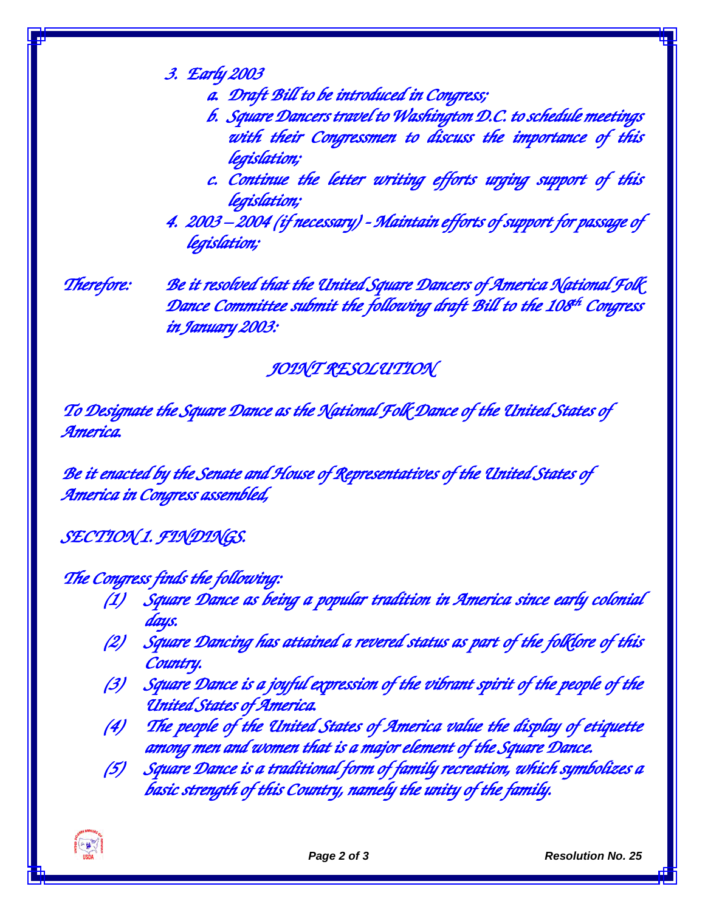3. Early 2003
    a. Draft Bill to be introduced in Congress;
    b. Square Dancers travel to Washington D.C. to schedule meetings with their Congressmen to discuss the importance of this legislation;
    c. Continue the letter writing efforts urging support of this legislation;
4. 2003 – 2004 (if necessary) - Maintain efforts of support for passage of legislation;

Therefore: Be it resolved that the United Square Dancers of America National Folk Dance Committee submit the following draft Bill to the 108th Congress in January 2003:

## JOINT RESOLUTION

To Designate the Square Dance as the National Folk Dance of the United States of America.

Be it enacted by the Senate and House of Representatives of the United States of America in Congress assembled,

SECTION 1. FINDINGS.

The Congress finds the following:

(1) Square Dance as being a popular tradition in America since early colonial days.

(2) Square Dancing has attained a revered status as part of the folklore of this Country.

(3) Square Dance is a joyful expression of the vibrant spirit of the people of the United States of America.

(4) The people of the United States of America value the display of etiquette among men and women that is a major element of the Square Dance.

(5) Square Dance is a traditional form of family recreation, which symbolizes a basic strength of this Country, namely the unity of the family.

Resolution No. 25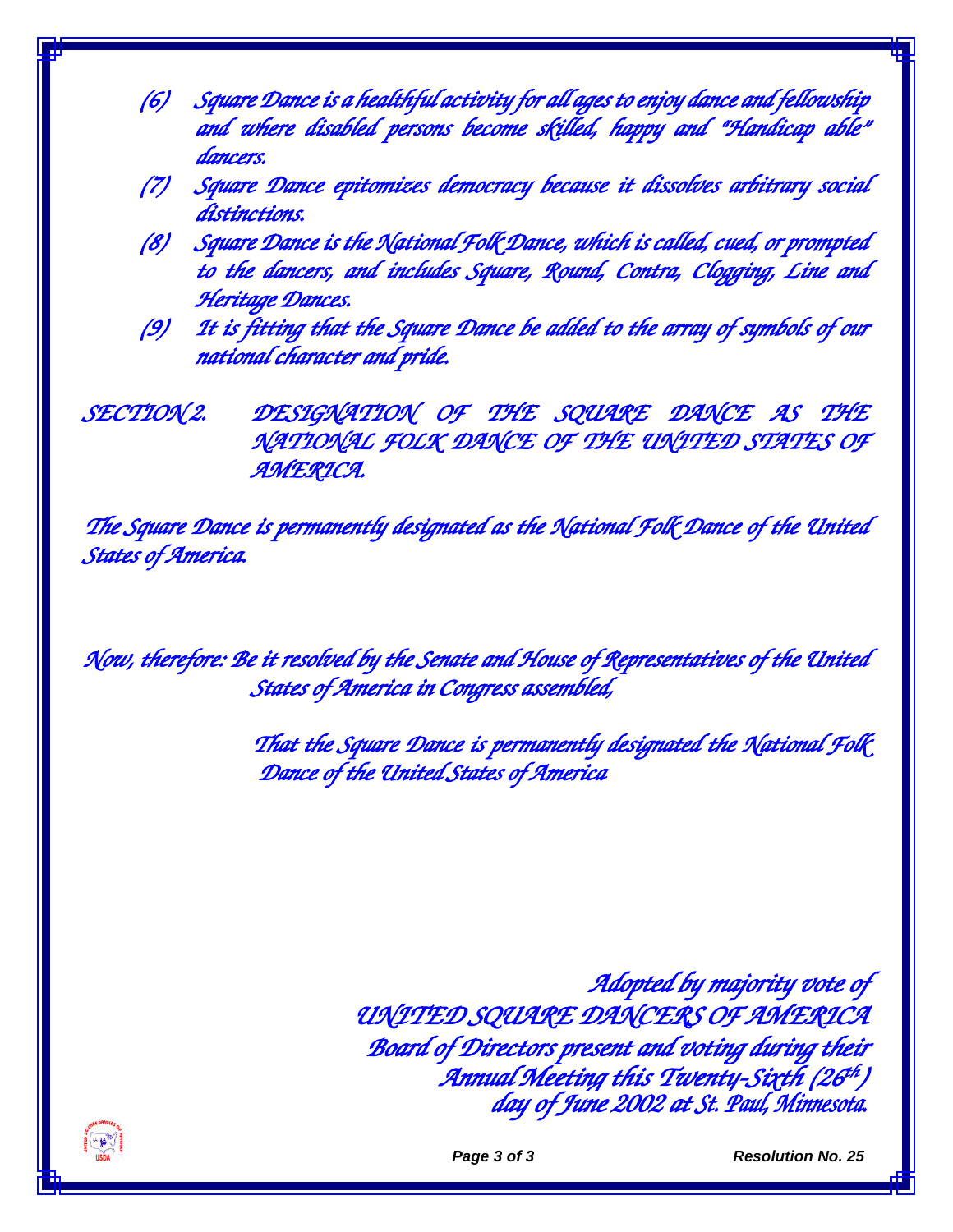(6) *Square Dance is a healthful activity for all ages to enjoy dance and fellowship and where disabled persons become skilled, happy and "Handicap able" dancers.*

(7) *Square Dance epitomizes democracy because it dissolves arbitrary social distinctions.*

(8) *Square Dance is the National Folk Dance, which is called, cued, or prompted to the dancers, and includes Square, Round, Contra, Clogging, Line and Heritage Dances.*

(9) *It is fitting that the Square Dance be added to the array of symbols of our national character and pride.*

## *SECTION 2. DESIGNATION OF THE SQUARE DANCE AS THE NATIONAL FOLK DANCE OF THE UNITED STATES OF AMERICA.*

*The Square Dance is permanently designated as the National Folk Dance of the United States of America.*

*Now, therefore: Be it resolved by the Senate and House of Representatives of the United States of America in Congress assembled,*

*That the Square Dance is permanently designated the National Folk Dance of the United States of America*

*Adopted by majority vote of*
*UNITED SQUARE DANCERS OF AMERICA*
*Board of Directors present and voting during their Annual Meeting this Twenty-Sixth (26th) day of June 2002 at St. Paul, Minnesota.*

Resolution No. 25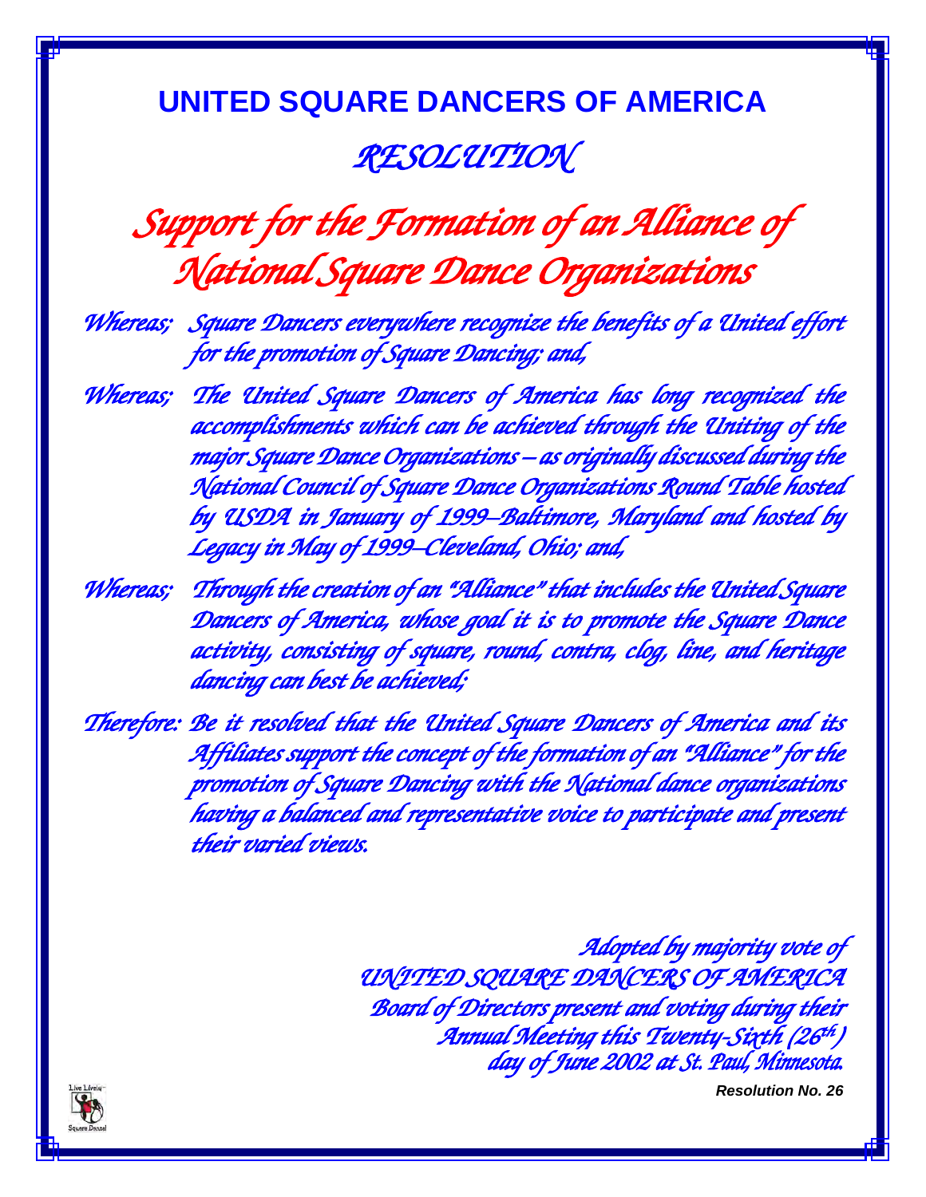# UNITED SQUARE DANCERS OF AMERICA

## *RESOLUTION*

## *Support for the Formation of an Alliance of National Square Dance Organizations*

*Whereas; Square Dancers everywhere recognize the benefits of a United effort for the promotion of Square Dancing; and,*

*Whereas; The United Square Dancers of America has long recognized the accomplishments which can be achieved through the Uniting of the major Square Dance Organizations – as originally discussed during the National Council of Square Dance Organizations Round Table hosted by USDA in January of 1999–Baltimore, Maryland and hosted by Legacy in May of 1999–Cleveland, Ohio; and,*

*Whereas; Through the creation of an "Alliance" that includes the United Square Dancers of America, whose goal it is to promote the Square Dance activity, consisting of square, round, contra, clog, line, and heritage dancing can best be achieved;*

*Therefore: Be it resolved that the United Square Dancers of America and its Affiliates support the concept of the formation of an "Alliance" for the promotion of Square Dancing with the National dance organizations having a balanced and representative voice to participate and present their varied views.*

*Adopted by majority vote of*
*UNITED SQUARE DANCERS OF AMERICA*
*Board of Directors present and voting during their*
*Annual Meeting this Twenty-Sixth (26th) day of June 2002 at St. Paul, Minnesota.*

***Resolution No. 26***

Live Lively – Square Dance!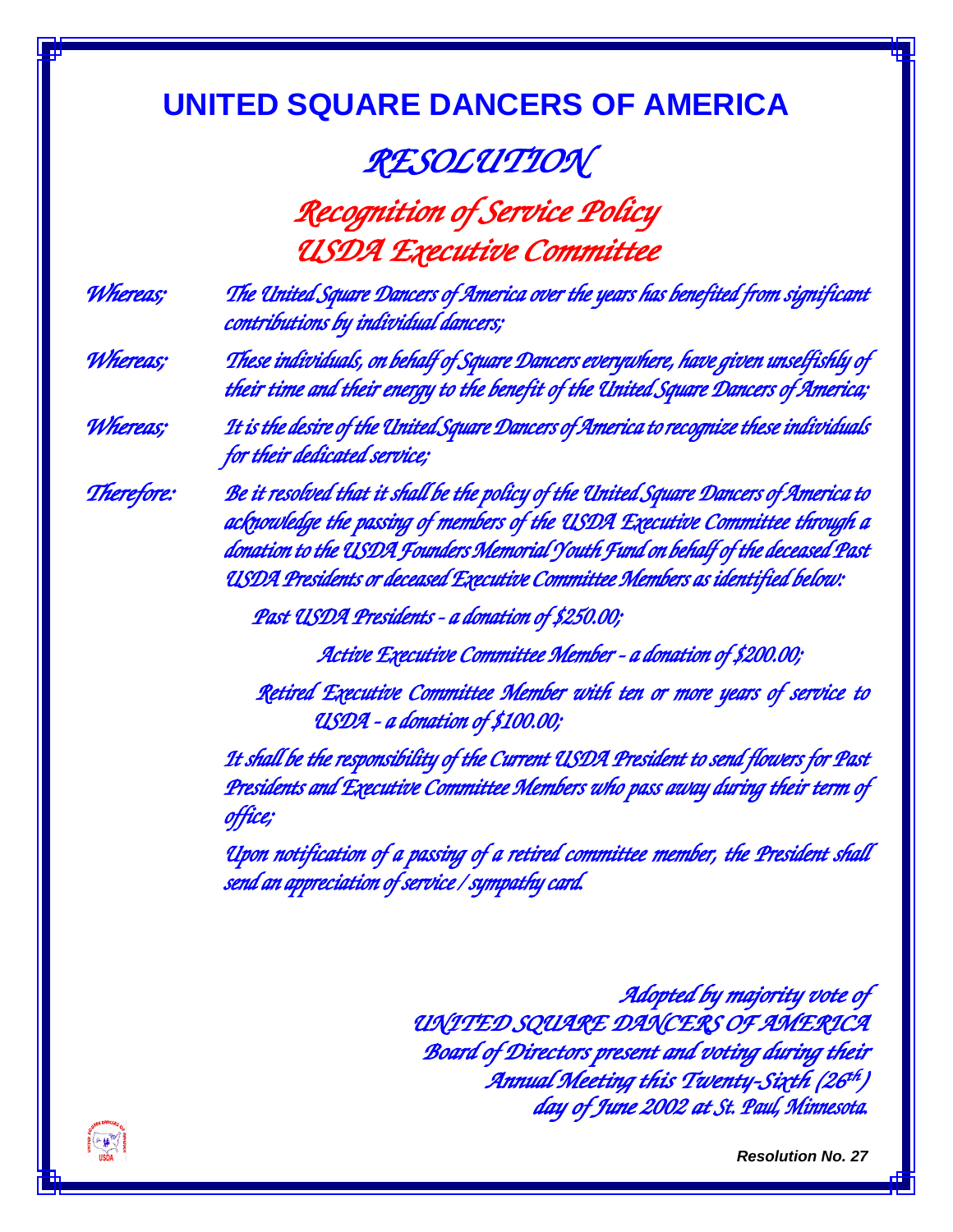# UNITED SQUARE DANCERS OF AMERICA

## *RESOLUTION*

### *Recognition of Service Policy*
### *USDA Executive Committee*

*Whereas;* *The United Square Dancers of America over the years has benefited from significant contributions by individual dancers;*

*Whereas;* *These individuals, on behalf of Square Dancers everywhere, have given unselfishly of their time and their energy to the benefit of the United Square Dancers of America;*

*Whereas;* *It is the desire of the United Square Dancers of America to recognize these individuals for their dedicated service;*

*Therefore:* *Be it resolved that it shall be the policy of the United Square Dancers of America to acknowledge the passing of members of the USDA Executive Committee through a donation to the USDA Founders Memorial Youth Fund on behalf of the deceased Past USDA Presidents or deceased Executive Committee Members as identified below:*

*Past USDA Presidents - a donation of $250.00;*

*Active Executive Committee Member - a donation of $200.00;*

*Retired Executive Committee Member with ten or more years of service to USDA - a donation of $100.00;*

*It shall be the responsibility of the Current USDA President to send flowers for Past Presidents and Executive Committee Members who pass away during their term of office;*

*Upon notification of a passing of a retired committee member, the President shall send an appreciation of service / sympathy card.*

*Adopted by majority vote of*
*UNITED SQUARE DANCERS OF AMERICA*
*Board of Directors present and voting during their*
*Annual Meeting this Twenty-Sixth (26th)*
*day of June 2002 at St. Paul, Minnesota.*

***Resolution No. 27***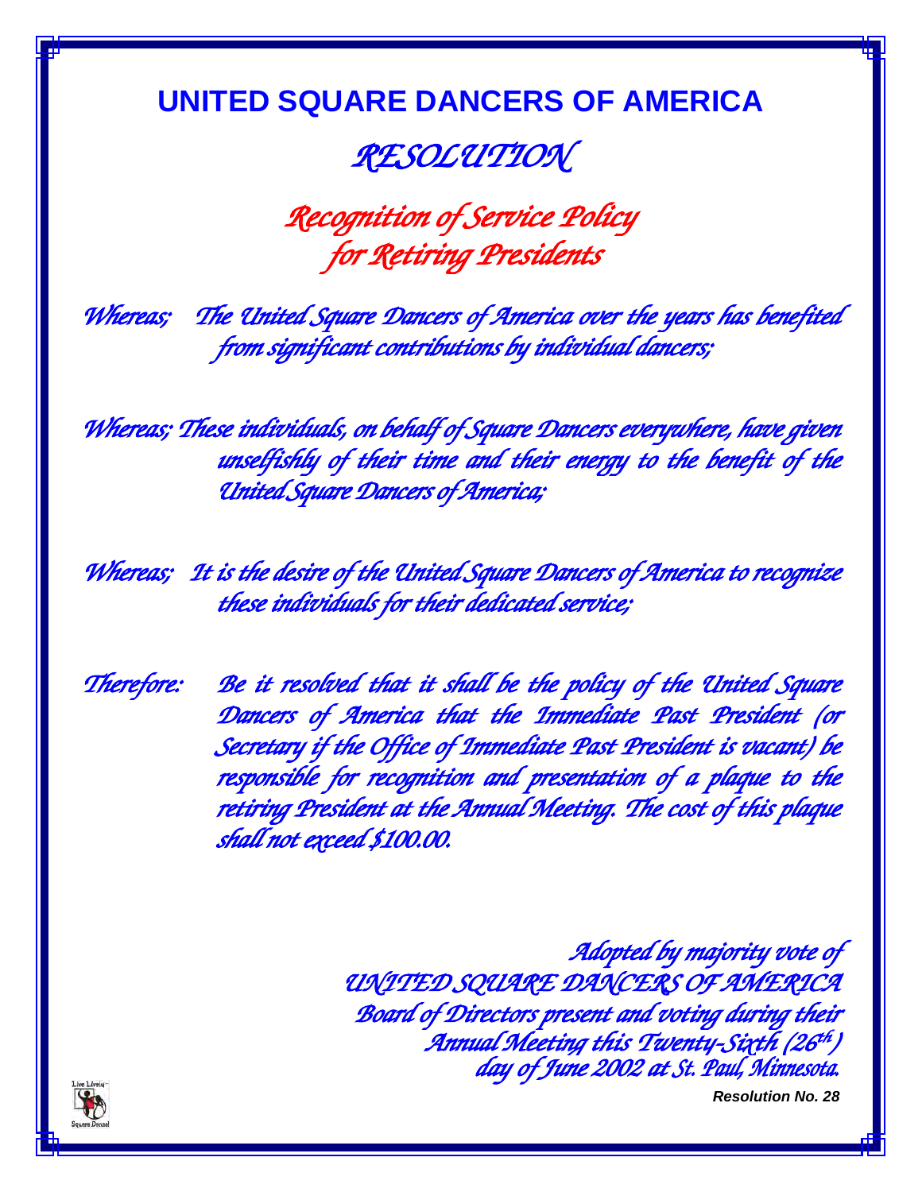# UNITED SQUARE DANCERS OF AMERICA

## *RESOLUTION*

### *Recognition of Service Policy for Retiring Presidents*

*Whereas;* *The United Square Dancers of America over the years has benefited from significant contributions by individual dancers;*

*Whereas;* *These individuals, on behalf of Square Dancers everywhere, have given unselfishly of their time and their energy to the benefit of the United Square Dancers of America;*

*Whereas;* *It is the desire of the United Square Dancers of America to recognize these individuals for their dedicated service;*

*Therefore:* *Be it resolved that it shall be the policy of the United Square Dancers of America that the Immediate Past President (or Secretary if the Office of Immediate Past President is vacant) be responsible for recognition and presentation of a plaque to the retiring President at the Annual Meeting. The cost of this plaque shall not exceed $100.00.*

*Adopted by majority vote of*
*UNITED SQUARE DANCERS OF AMERICA*
*Board of Directors present and voting during their*
*Annual Meeting this Twenty-Sixth (26th) day of June 2002 at St. Paul, Minnesota.*

***Resolution No. 28***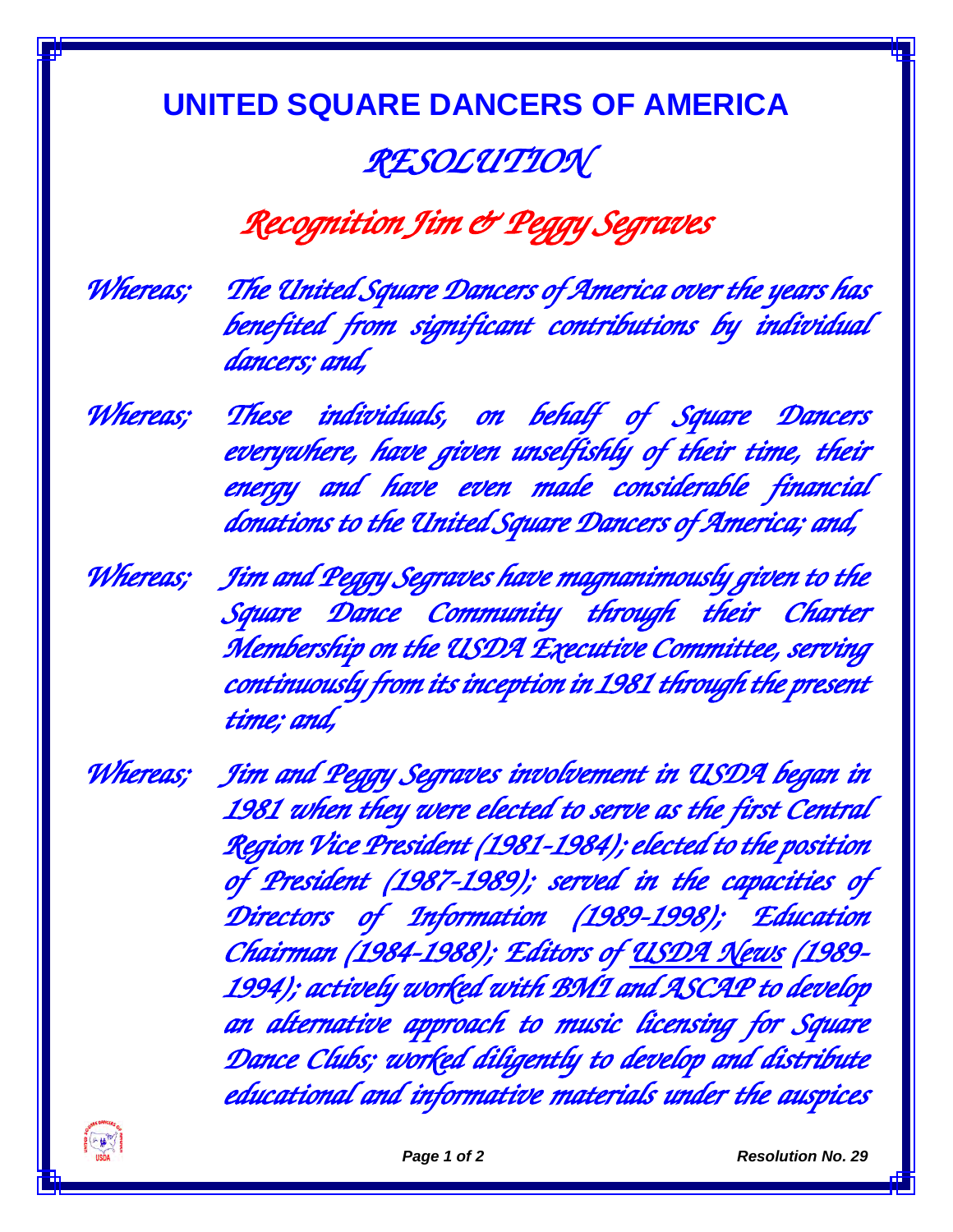# UNITED SQUARE DANCERS OF AMERICA

## *RESOLUTION*

## *Recognition Jim & Peggy Segraves*

*Whereas;* *The United Square Dancers of America over the years has benefited from significant contributions by individual dancers; and,*

*Whereas;* *These individuals, on behalf of Square Dancers everywhere, have given unselfishly of their time, their energy and have even made considerable financial donations to the United Square Dancers of America; and,*

*Whereas;* *Jim and Peggy Segraves have magnanimously given to the Square Dance Community through their Charter Membership on the USDA Executive Committee, serving continuously from its inception in 1981 through the present time; and,*

*Whereas;* *Jim and Peggy Segraves involvement in USDA began in 1981 when they were elected to serve as the first Central Region Vice President (1981-1984); elected to the position of President (1987-1989); served in the capacities of Directors of Information (1989-1998); Education Chairman (1984-1988); Editors of USDA News (1989-1994); actively worked with BMI and ASCAP to develop an alternative approach to music licensing for Square Dance Clubs; worked diligently to develop and distribute educational and informative materials under the auspices*

Resolution No. 29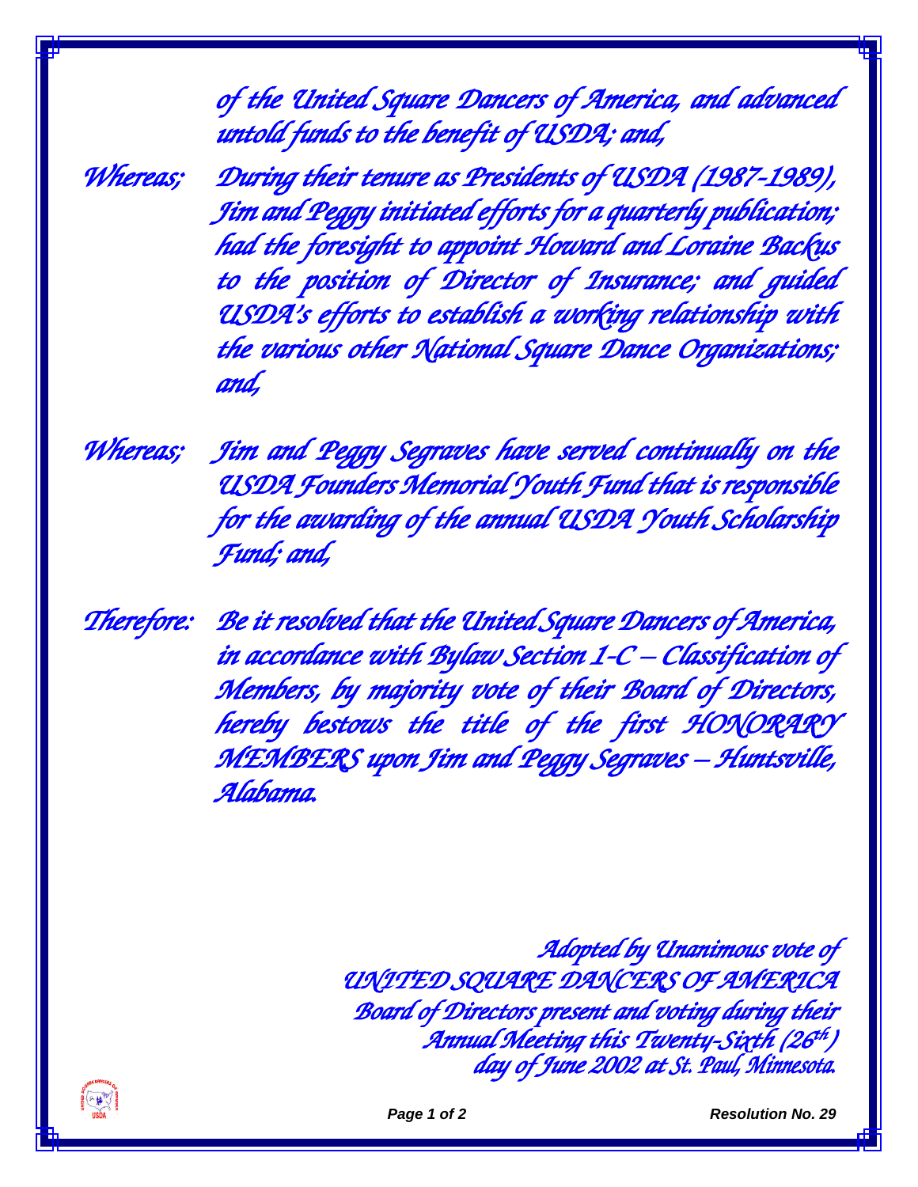*of the United Square Dancers of America, and advanced untold funds to the benefit of USDA; and,*

*Whereas;* *During their tenure as Presidents of USDA (1987-1989), Jim and Peggy initiated efforts for a quarterly publication; had the foresight to appoint Howard and Loraine Backus to the position of Director of Insurance; and guided USDA's efforts to establish a working relationship with the various other National Square Dance Organizations; and,*

*Whereas;* *Jim and Peggy Segraves have served continually on the USDA Founders Memorial Youth Fund that is responsible for the awarding of the annual USDA Youth Scholarship Fund; and,*

*Therefore:* *Be it resolved that the United Square Dancers of America, in accordance with Bylaw Section 1-C – Classification of Members, by majority vote of their Board of Directors, hereby bestows the title of the first HONORARY MEMBERS upon Jim and Peggy Segraves – Huntsville, Alabama.*

*Adopted by Unanimous vote of*
*UNITED SQUARE DANCERS OF AMERICA*
*Board of Directors present and voting during their*
*Annual Meeting this Twenty-Sixth (26th)*
*day of June 2002 at St. Paul, Minnesota.*

Resolution No. 29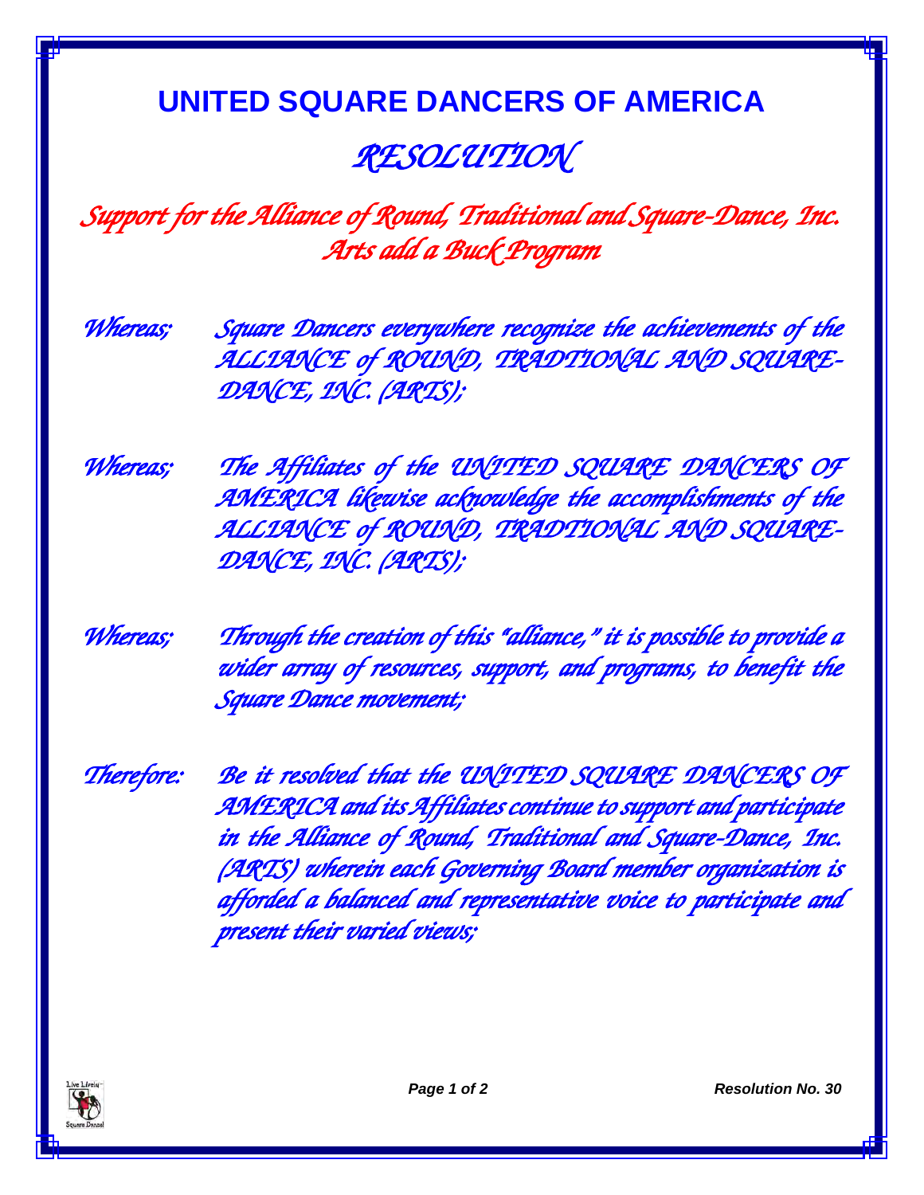# UNITED SQUARE DANCERS OF AMERICA

## *RESOLUTION*

### *Support for the Alliance of Round, Traditional and Square-Dance, Inc. Arts add a Buck Program*

*Whereas;* *Square Dancers everywhere recognize the achievements of the ALLIANCE of ROUND, TRADTIONAL AND SQUARE-DANCE, INC. (ARTS);*

*Whereas;* *The Affiliates of the UNITED SQUARE DANCERS OF AMERICA likewise acknowledge the accomplishments of the ALLIANCE of ROUND, TRADTIONAL AND SQUARE-DANCE, INC. (ARTS);*

*Whereas;* *Through the creation of this "alliance," it is possible to provide a wider array of resources, support, and programs, to benefit the Square Dance movement;*

*Therefore:* *Be it resolved that the UNITED SQUARE DANCERS OF AMERICA and its Affiliates continue to support and participate in the Alliance of Round, Traditional and Square-Dance, Inc. (ARTS) wherein each Governing Board member organization is afforded a balanced and representative voice to participate and present their varied views;*

Resolution No. 30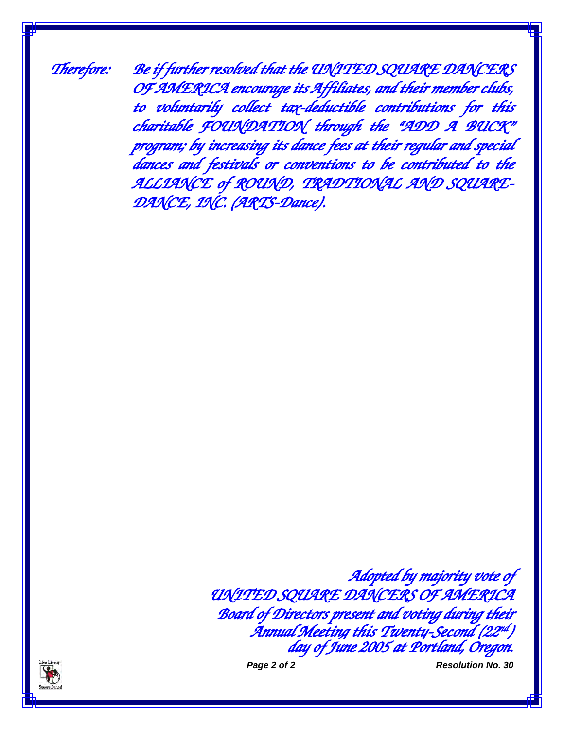*Therefore:* *Be it further resolved that the UNITED SQUARE DANCERS OF AMERICA encourage its Affiliates, and their member clubs, to voluntarily collect tax-deductible contributions for this charitable FOUNDATION through the "ADD A BUCK" program; by increasing its dance fees at their regular and special dances and festivals or conventions to be contributed to the ALLIANCE of ROUND, TRADTIONAL AND SQUARE-DANCE, INC. (ARTS-Dance).*

*Adopted by majority vote of UNITED SQUARE DANCERS OF AMERICA Board of Directors present and voting during their Annual Meeting this Twenty-Second (22nd) day of June 2005 at Portland, Oregon.*

Resolution No. 30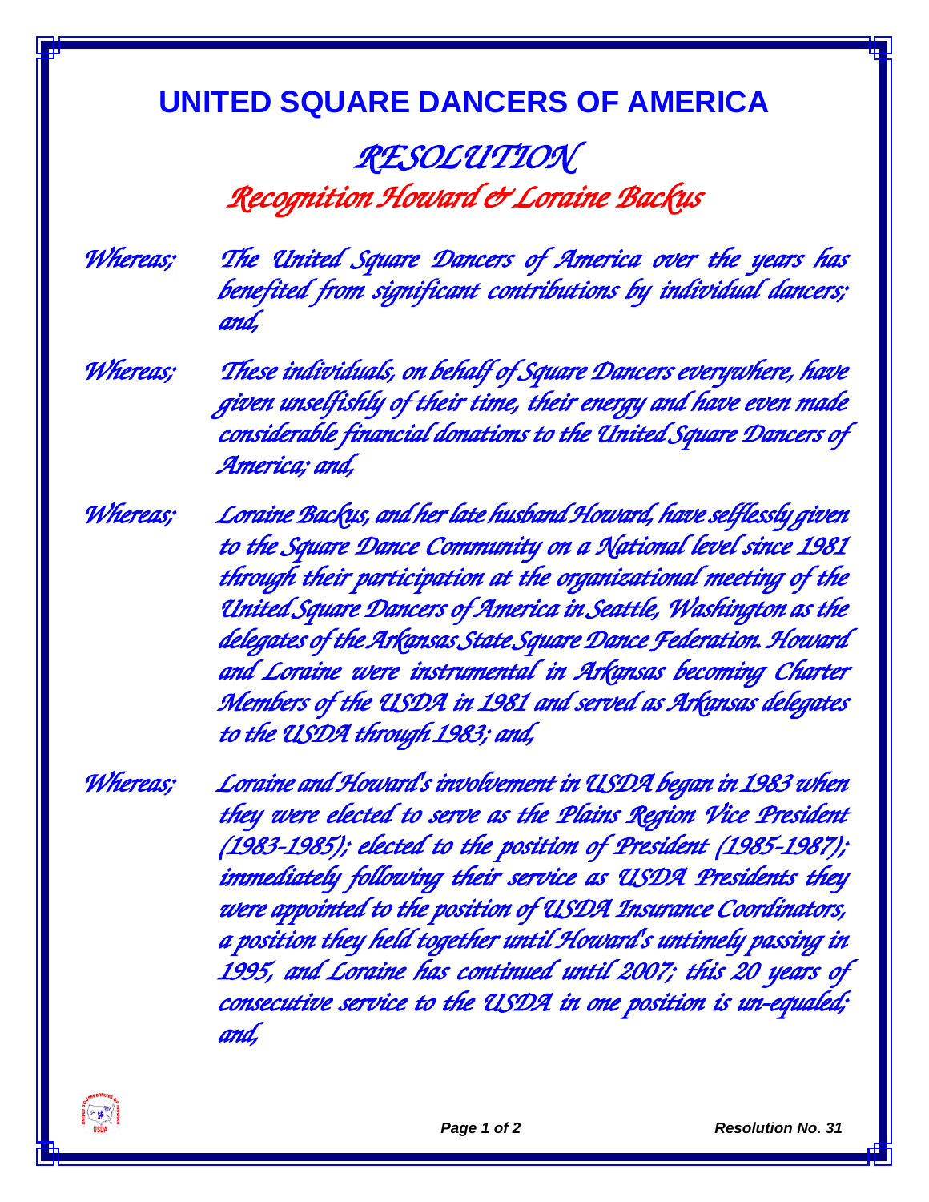# UNITED SQUARE DANCERS OF AMERICA

## *RESOLUTION*

### *Recognition Howard & Loraine Backus*

*Whereas;* *The United Square Dancers of America over the years has benefited from significant contributions by individual dancers; and,*

*Whereas;* *These individuals, on behalf of Square Dancers everywhere, have given unselfishly of their time, their energy and have even made considerable financial donations to the United Square Dancers of America; and,*

*Whereas;* *Loraine Backus, and her late husband Howard, have selflessly given to the Square Dance Community on a National level since 1981 through their participation at the organizational meeting of the United Square Dancers of America in Seattle, Washington as the delegates of the Arkansas State Square Dance Federation. Howard and Loraine were instrumental in Arkansas becoming Charter Members of the USDA in 1981 and served as Arkansas delegates to the USDA through 1983; and,*

*Whereas;* *Loraine and Howard's involvement in USDA began in 1983 when they were elected to serve as the Plains Region Vice President (1983-1985); elected to the position of President (1985-1987); immediately following their service as USDA Presidents they were appointed to the position of USDA Insurance Coordinators, a position they held together until Howard's untimely passing in 1995, and Loraine has continued until 2007; this 20 years of consecutive service to the USDA in one position is un-equaled; and,*

***Resolution No. 31***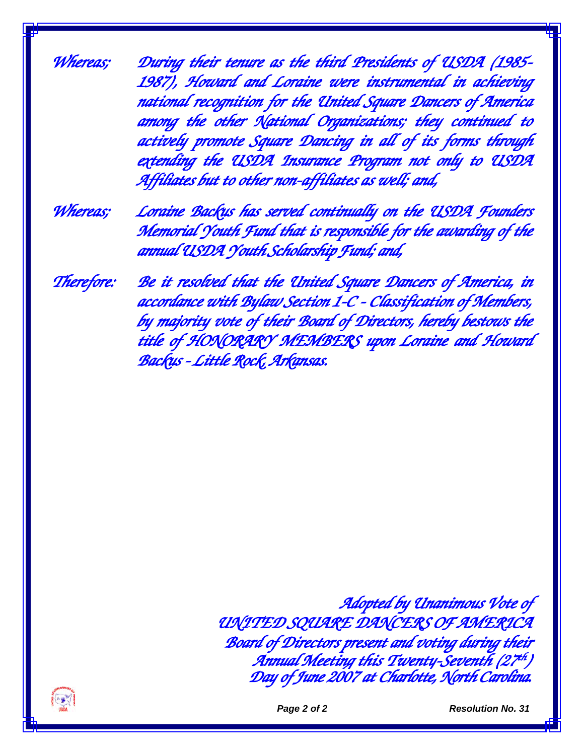*Whereas;* *During their tenure as the third Presidents of USDA (1985-1987), Howard and Loraine were instrumental in achieving national recognition for the United Square Dancers of America among the other National Organizations; they continued to actively promote Square Dancing in all of its forms through extending the USDA Insurance Program not only to USDA Affiliates but to other non-affiliates as well; and,*

*Whereas;* *Loraine Backus has served continually on the USDA Founders Memorial Youth Fund that is responsible for the awarding of the annual USDA Youth Scholarship Fund; and,*

*Therefore:* *Be it resolved that the United Square Dancers of America, in accordance with Bylaw Section 1-C - Classification of Members, by majority vote of their Board of Directors, hereby bestows the title of HONORARY MEMBERS upon Loraine and Howard Backus - Little Rock, Arkansas.*

*Adopted by Unanimous Vote of*
*UNITED SQUARE DANCERS OF AMERICA*
*Board of Directors present and voting during their*
*Annual Meeting this Twenty-Seventh (27th)*
*Day of June 2007 at Charlotte, North Carolina.*

**Resolution No. 31**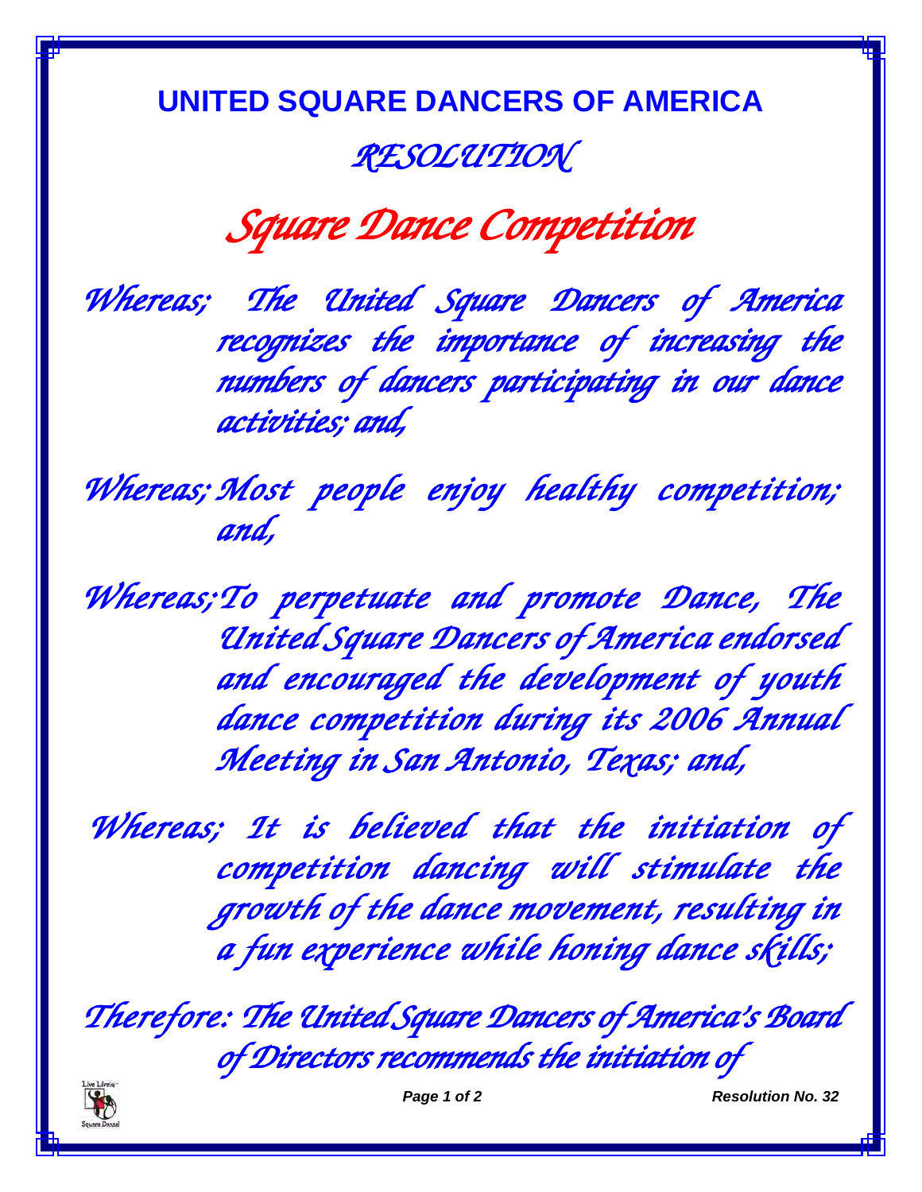# UNITED SQUARE DANCERS OF AMERICA

## *RESOLUTION*

## *Square Dance Competition*

*Whereas; The United Square Dancers of America recognizes the importance of increasing the numbers of dancers participating in our dance activities; and,*

*Whereas; Most people enjoy healthy competition; and,*

*Whereas; To perpetuate and promote Dance, The United Square Dancers of America endorsed and encouraged the development of youth dance competition during its 2006 Annual Meeting in San Antonio, Texas; and,*

*Whereas; It is believed that the initiation of competition dancing will stimulate the growth of the dance movement, resulting in a fun experience while honing dance skills;*

*Therefore: The United Square Dancers of America's Board of Directors recommends the initiation of*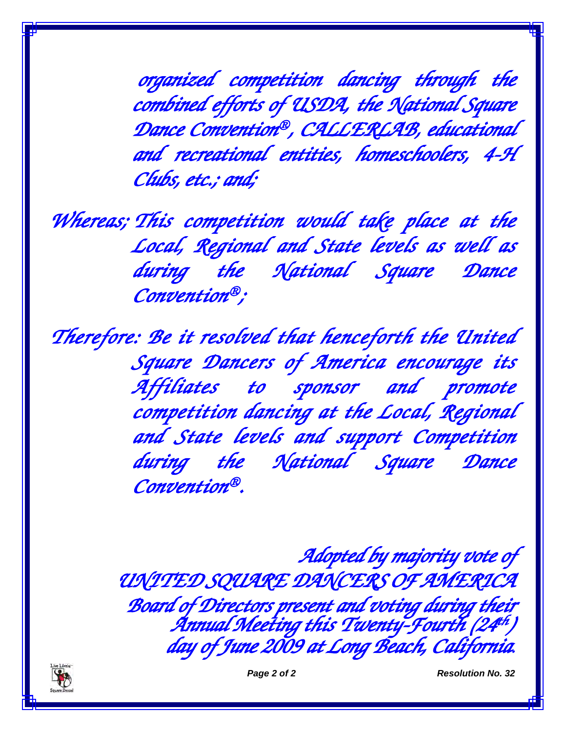organized competition dancing through the combined efforts of USDA, the National Square Dance Convention®, CALLERLAB, educational and recreational entities, homeschoolers, 4-H Clubs, etc.; and;

Whereas; This competition would take place at the Local, Regional and State levels as well as during the National Square Dance Convention®;

Therefore: Be it resolved that henceforth the United Square Dancers of America encourage its Affiliates to sponsor and promote competition dancing at the Local, Regional and State levels and support Competition during the National Square Dance Convention®.

Adopted by majority vote of
UNITED SQUARE DANCERS OF AMERICA
Board of Directors present and voting during their Annual Meeting this Twenty-Fourth (24th) day of June 2009 at Long Beach, California.

Resolution No. 32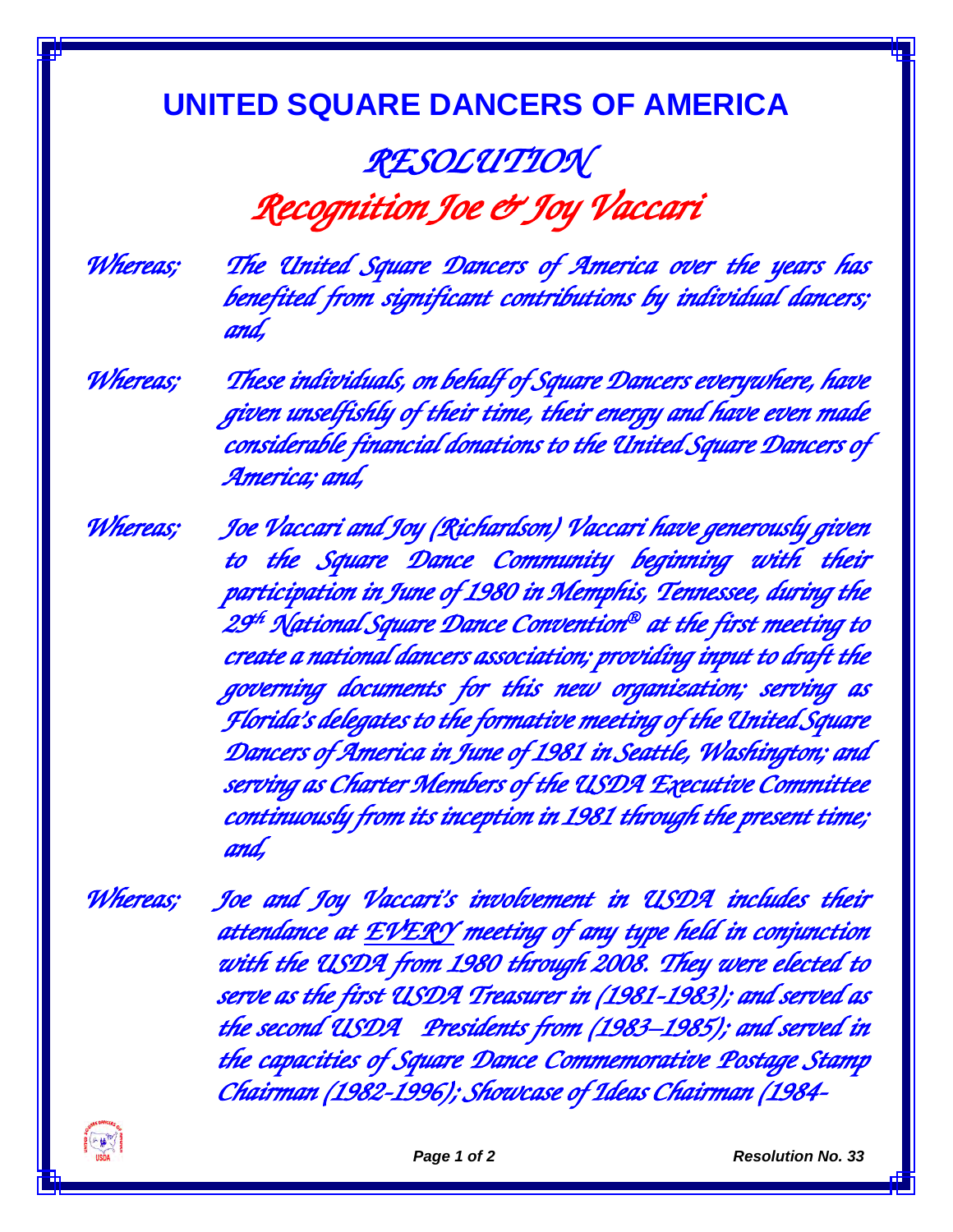# UNITED SQUARE DANCERS OF AMERICA

## *RESOLUTION*

## *Recognition Joe & Joy Vaccari*

*Whereas;* *The United Square Dancers of America over the years has benefited from significant contributions by individual dancers; and,*

*Whereas;* *These individuals, on behalf of Square Dancers everywhere, have given unselfishly of their time, their energy and have even made considerable financial donations to the United Square Dancers of America; and,*

*Whereas;* *Joe Vaccari and Joy (Richardson) Vaccari have generously given to the Square Dance Community beginning with their participation in June of 1980 in Memphis, Tennessee, during the 29th National Square Dance Convention® at the first meeting to create a national dancers association; providing input to draft the governing documents for this new organization; serving as Florida's delegates to the formative meeting of the United Square Dancers of America in June of 1981 in Seattle, Washington; and serving as Charter Members of the USDA Executive Committee continuously from its inception in 1981 through the present time; and,*

*Whereas;* *Joe and Joy Vaccari's involvement in USDA includes their attendance at <u>EVERY</u> meeting of any type held in conjunction with the USDA from 1980 through 2008. They were elected to serve as the first USDA Treasurer in (1981-1983); and served as the second USDA Presidents from (1983–1985); and served in the capacities of Square Dance Commemorative Postage Stamp Chairman (1982-1996); Showcase of Ideas Chairman (1984-*

Resolution No. 33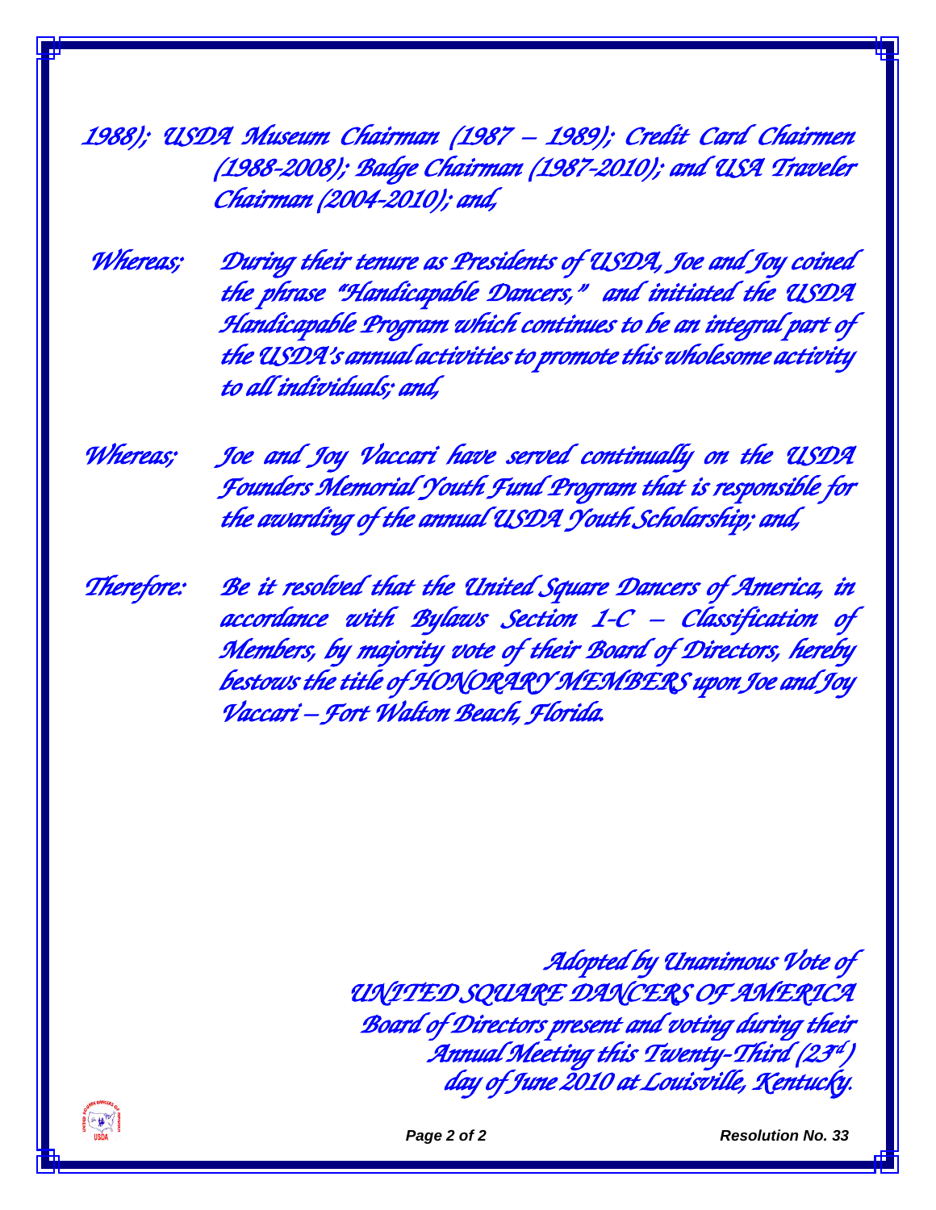1988); USDA Museum Chairman (1987 – 1989); Credit Card Chairmen (1988-2008); Badge Chairman (1987-2010); and USA Traveler Chairman (2004-2010); and,

*Whereas;* During their tenure as Presidents of USDA, Joe and Joy coined the phrase "Handicapable Dancers," and initiated the USDA Handicapable Program which continues to be an integral part of the USDA's annual activities to promote this wholesome activity to all individuals; and,

*Whereas;* Joe and Joy Vaccari have served continually on the USDA Founders Memorial Youth Fund Program that is responsible for the awarding of the annual USDA Youth Scholarship; and,

*Therefore:* Be it resolved that the United Square Dancers of America, in accordance with Bylaws Section 1-C – Classification of Members, by majority vote of their Board of Directors, hereby bestows the title of HONORARY MEMBERS upon Joe and Joy Vaccari – Fort Walton Beach, Florida.

Adopted by Unanimous Vote of
UNITED SQUARE DANCERS OF AMERICA
Board of Directors present and voting during their
Annual Meeting this Twenty-Third (23rd)
day of June 2010 at Louisville, Kentucky.

Resolution No. 33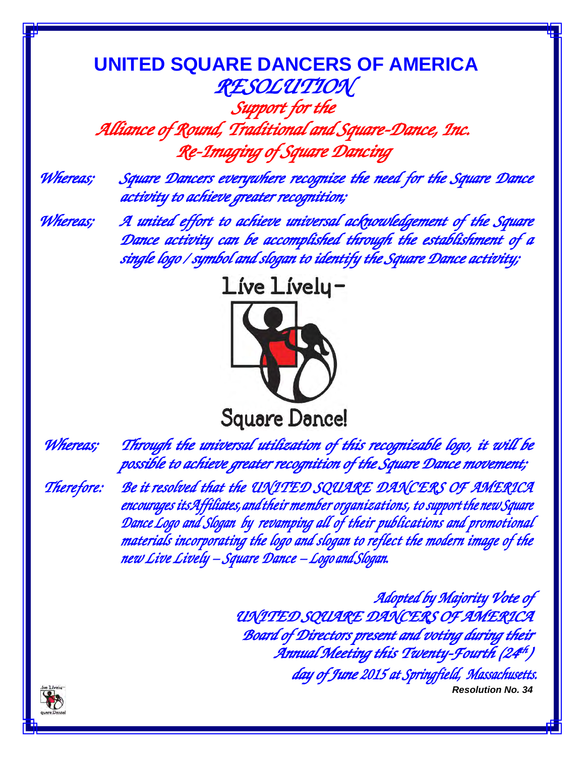# UNITED SQUARE DANCERS OF AMERICA

## *RESOLUTION*

### *Support for the Alliance of Round, Traditional and Square-Dance, Inc. Re-Imaging of Square Dancing*

*Whereas;* *Square Dancers everywhere recognize the need for the Square Dance activity to achieve greater recognition;*

*Whereas;* *A united effort to achieve universal acknowledgement of the Square Dance activity can be accomplished through the establishment of a single logo / symbol and slogan to identify the Square Dance activity;*

Live Lively –

Square Dance!

*Whereas;* *Through the universal utilization of this recognizable logo, it will be possible to achieve greater recognition of the Square Dance movement;*

*Therefore:* *Be it resolved that the UNITED SQUARE DANCERS OF AMERICA encourages its Affiliates, and their member organizations, to support the new Square Dance Logo and Slogan by revamping all of their publications and promotional materials incorporating the logo and slogan to reflect the modern image of the new Live Lively – Square Dance – Logo and Slogan.*

*Adopted by Majority Vote of UNITED SQUARE DANCERS OF AMERICA Board of Directors present and voting during their Annual Meeting this Twenty-Fourth (24th) day of June 2015 at Springfield, Massachusetts.*

***Resolution No. 34***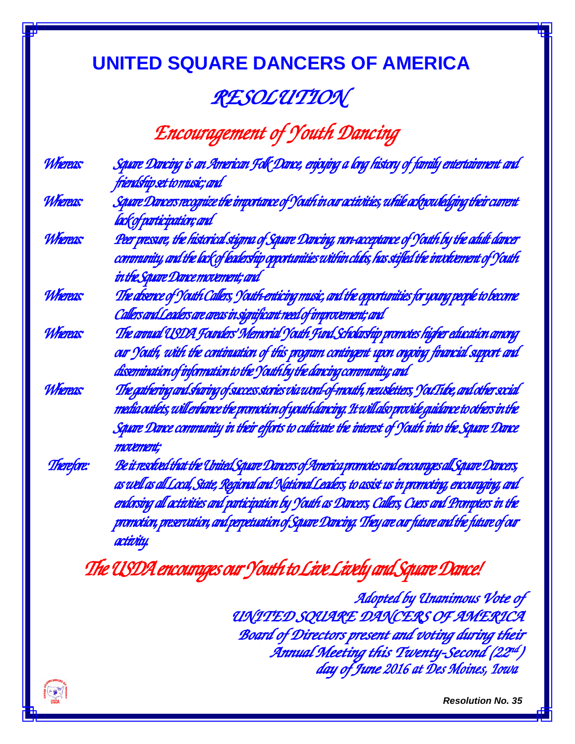# UNITED SQUARE DANCERS OF AMERICA

## *RESOLUTION*

## *Encouragement of Youth Dancing*

*Whereas:* Square Dancing is an American Folk Dance, enjoying a long history of family entertainment and friendship set to music; and

*Whereas:* Square Dancers recognize the importance of Youth in our activities, while acknowledging their current lack of participation; and

*Whereas:* Peer pressure, the historical stigma of Square Dancing, non-acceptance of Youth by the adult dancer community, and the lack of leadership opportunities within clubs, has stifled the involvement of Youth in the Square Dance movement; and

*Whereas:* The absence of Youth Callers, Youth-enticing music, and the opportunities for young people to become Callers and Leaders are areas in significant need of improvement; and

*Whereas:* The annual USDA Founders' Memorial Youth Fund Scholarship promotes higher education among our Youth, with the continuation of this program contingent upon ongoing financial support and dissemination of information to the Youth by the dancing community; and

*Whereas:* The gathering and sharing of success stories via word-of-mouth, newsletters, YouTube, and other social media outlets, will enhance the promotion of youth dancing. It will also provide guidance to others in the Square Dance community in their efforts to cultivate the interest of Youth into the Square Dance movement;

*Therefore:* Be it resolved that the United Square Dancers of America promotes and encourages all Square Dancers, as well as all Local, State, Regional and National Leaders, to assist us in promoting, encouraging, and endorsing all activities and participation by Youth as Dancers, Callers, Cuers and Prompters in the promotion, preservation, and perpetuation of Square Dancing. They are our future and the future of our activity.

*The USDA encourages our Youth to Live Lively and Square Dance!*

*Adopted by Unanimous Vote of*
*UNITED SQUARE DANCERS OF AMERICA*
*Board of Directors present and voting during their*
*Annual Meeting this Twenty-Second (22nd)*
*day of June 2016 at Des Moines, Iowa*

**Resolution No. 35**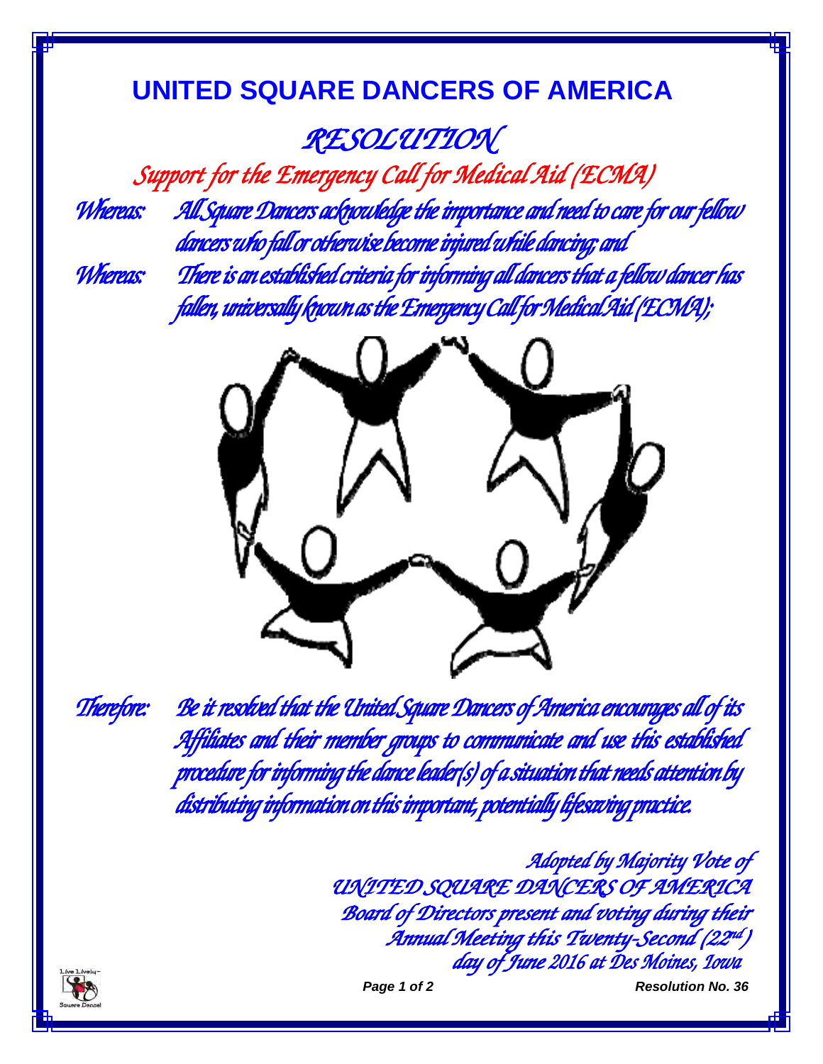# UNITED SQUARE DANCERS OF AMERICA

## *RESOLUTION*

### *Support for the Emergency Call for Medical Aid (ECMA)*

*Whereas:* All Square Dancers acknowledge the importance and need to care for our fellow dancers who fall or otherwise become injured while dancing; and

*Whereas:* There is an established criteria for informing all dancers that a fellow dancer has fallen, universally known as the Emergency Call for Medical Aid (ECMA);

*Therefore:* Be it resolved that the United Square Dancers of America encourages all of its Affiliates and their member groups to communicate and use this established procedure for informing the dance leader(s) of a situation that needs attention by distributing information on this important, potentially lifesaving practice.

*Adopted by Majority Vote of*
*UNITED SQUARE DANCERS OF AMERICA*
*Board of Directors present and voting during their*
*Annual Meeting this Twenty-Second (22nd)*
*day of June 2016 at Des Moines, Iowa*

**Resolution No. 36**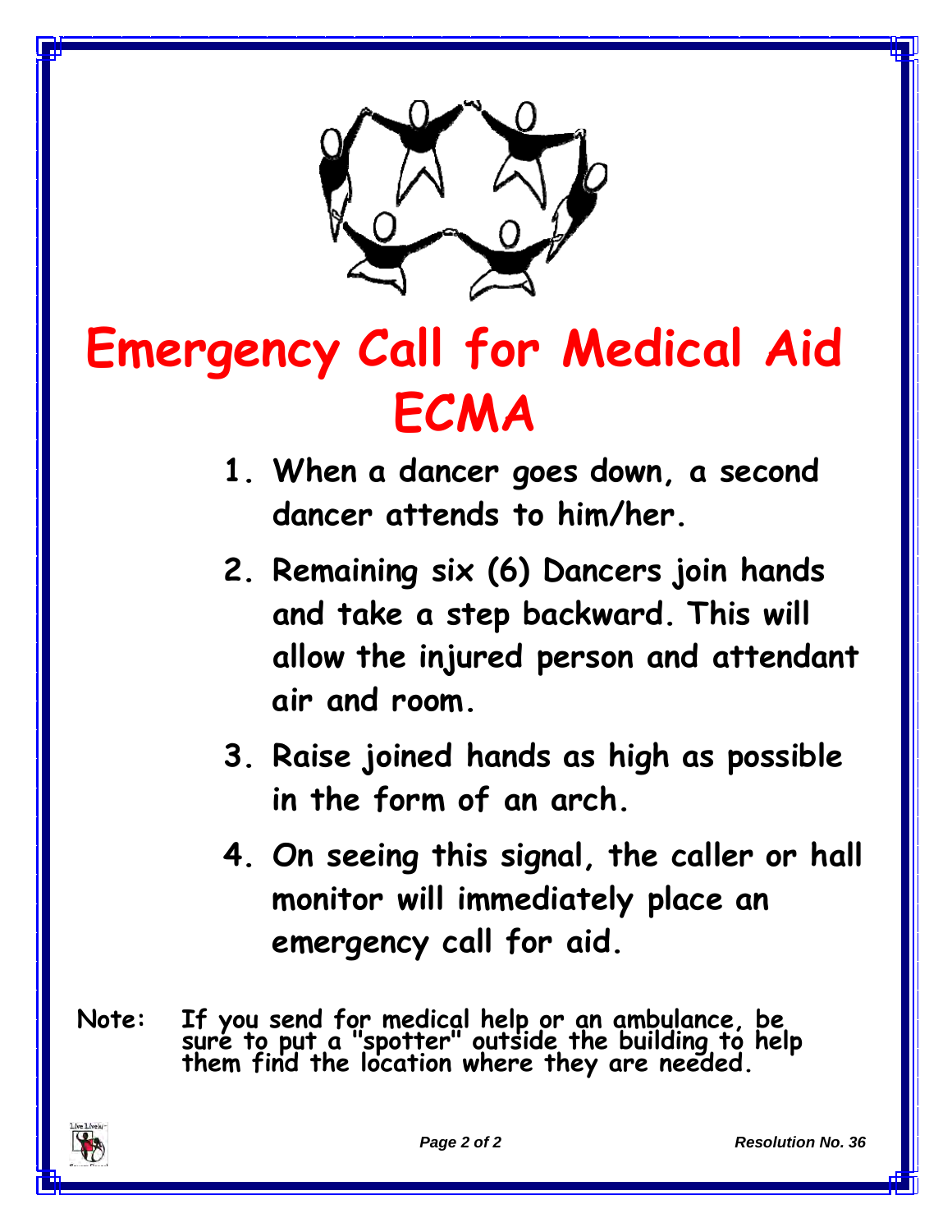# Emergency Call for Medical Aid
# ECMA

1. When a dancer goes down, a second dancer attends to him/her.
2. Remaining six (6) Dancers join hands and take a step backward. This will allow the injured person and attendant air and room.
3. Raise joined hands as high as possible in the form of an arch.
4. On seeing this signal, the caller or hall monitor will immediately place an emergency call for aid.

**Note:** If you send for medical help or an ambulance, be sure to put a "spotter" outside the building to help them find the location where they are needed.

*Resolution No. 36*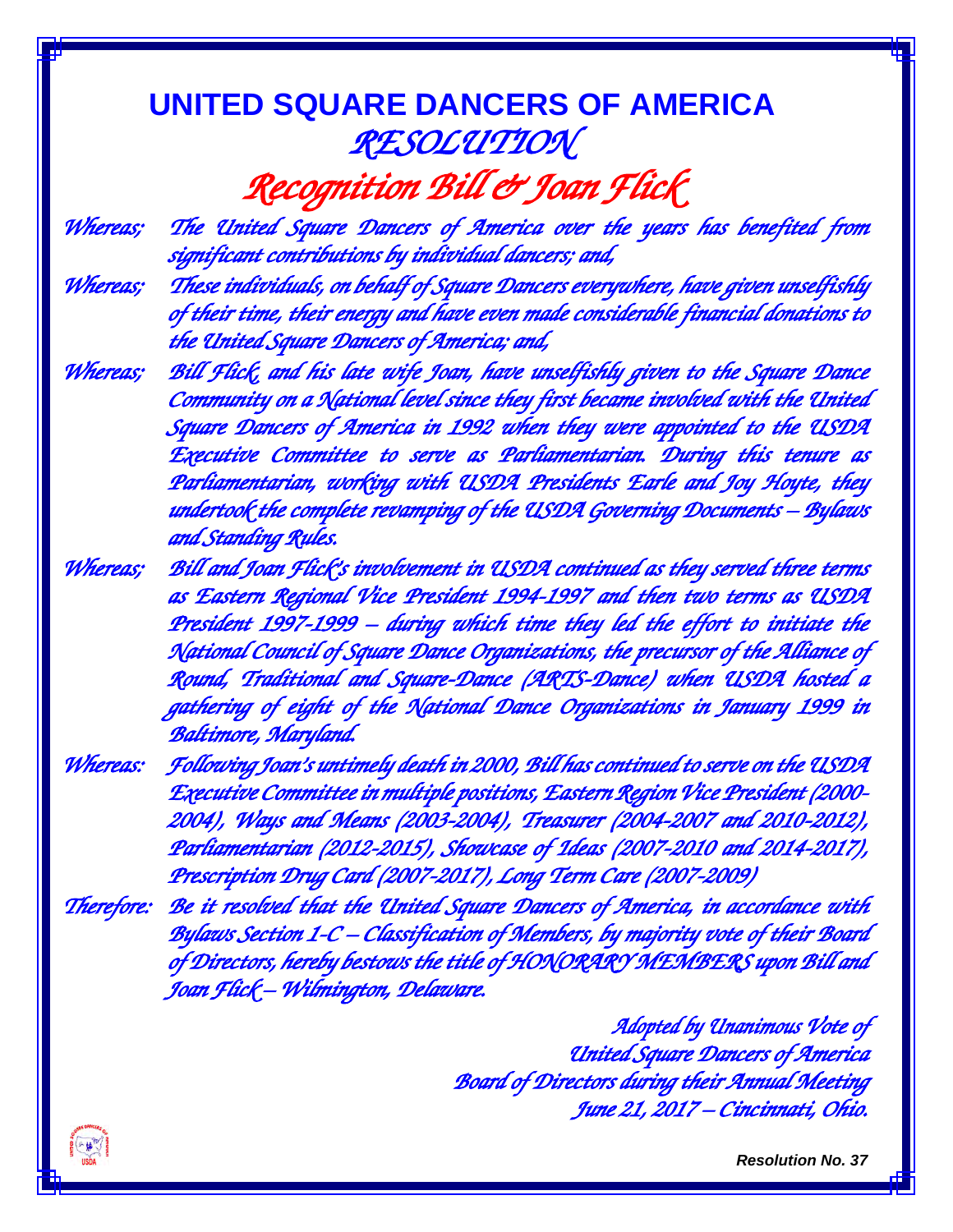# UNITED SQUARE DANCERS OF AMERICA

## *RESOLUTION*

## *Recognition Bill & Joan Flick*

*Whereas;* *The United Square Dancers of America over the years has benefited from significant contributions by individual dancers; and,*

*Whereas;* *These individuals, on behalf of Square Dancers everywhere, have given unselfishly of their time, their energy and have even made considerable financial donations to the United Square Dancers of America; and,*

*Whereas;* *Bill Flick, and his late wife Joan, have unselfishly given to the Square Dance Community on a National level since they first became involved with the United Square Dancers of America in 1992 when they were appointed to the USDA Executive Committee to serve as Parliamentarian. During this tenure as Parliamentarian, working with USDA Presidents Earle and Joy Hoyte, they undertook the complete revamping of the USDA Governing Documents – Bylaws and Standing Rules.*

*Whereas;* *Bill and Joan Flick's involvement in USDA continued as they served three terms as Eastern Regional Vice President 1994-1997 and then two terms as USDA President 1997-1999 – during which time they led the effort to initiate the National Council of Square Dance Organizations, the precursor of the Alliance of Round, Traditional and Square-Dance (ARTS-Dance) when USDA hosted a gathering of eight of the National Dance Organizations in January 1999 in Baltimore, Maryland.*

*Whereas:* *Following Joan's untimely death in 2000, Bill has continued to serve on the USDA Executive Committee in multiple positions, Eastern Region Vice President (2000-2004), Ways and Means (2003-2004), Treasurer (2004-2007 and 2010-2012), Parliamentarian (2012-2015), Showcase of Ideas (2007-2010 and 2014-2017), Prescription Drug Card (2007-2017), Long Term Care (2007-2009)*

*Therefore:* *Be it resolved that the United Square Dancers of America, in accordance with Bylaws Section 1-C – Classification of Members, by majority vote of their Board of Directors, hereby bestows the title of HONORARY MEMBERS upon Bill and Joan Flick – Wilmington, Delaware.*

*Adopted by Unanimous Vote of*
*United Square Dancers of America*
*Board of Directors during their Annual Meeting*
*June 21, 2017 – Cincinnati, Ohio.*

***Resolution No. 37***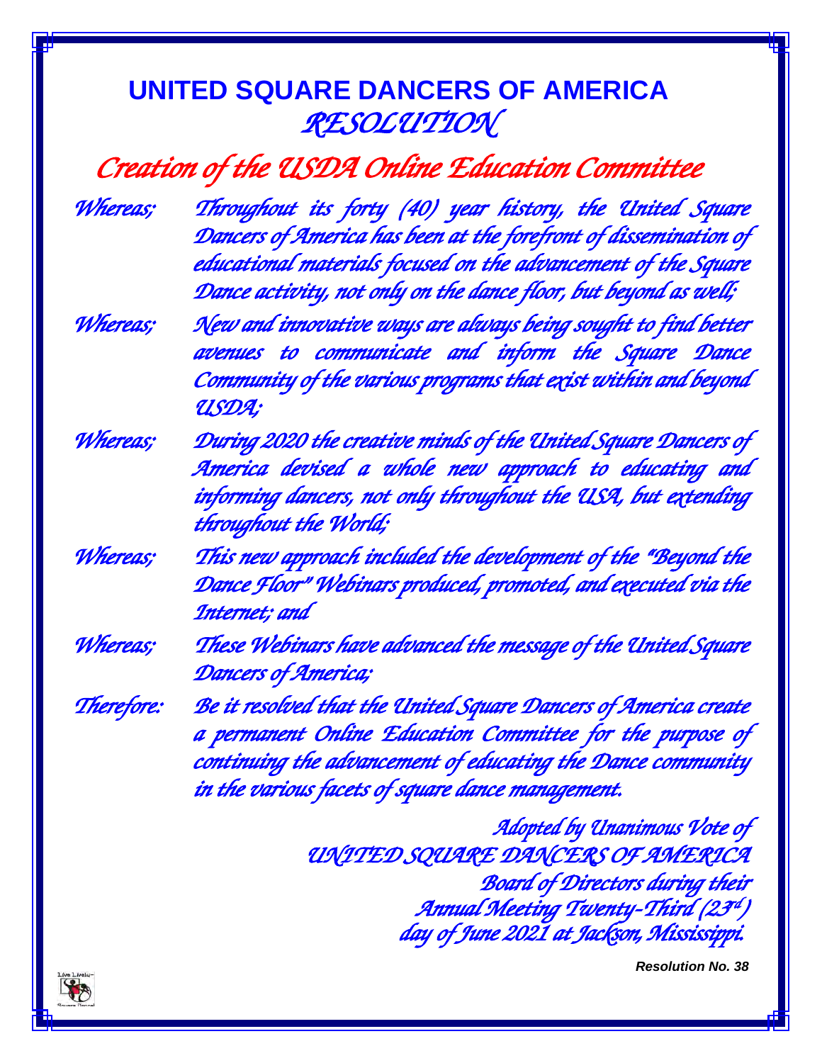# UNITED SQUARE DANCERS OF AMERICA

## *RESOLUTION*

## *Creation of the USDA Online Education Committee*

*Whereas;* Throughout its forty (40) year history, the United Square Dancers of America has been at the forefront of dissemination of educational materials focused on the advancement of the Square Dance activity, not only on the dance floor, but beyond as well;

*Whereas;* New and innovative ways are always being sought to find better avenues to communicate and inform the Square Dance Community of the various programs that exist within and beyond USDA;

*Whereas;* During 2020 the creative minds of the United Square Dancers of America devised a whole new approach to educating and informing dancers, not only throughout the USA, but extending throughout the World;

*Whereas;* This new approach included the development of the "Beyond the Dance Floor" Webinars produced, promoted, and executed via the Internet; and

*Whereas;* These Webinars have advanced the message of the United Square Dancers of America;

*Therefore:* Be it resolved that the United Square Dancers of America create a permanent Online Education Committee for the purpose of continuing the advancement of educating the Dance community in the various facets of square dance management.

*Adopted by Unanimous Vote of*
*UNITED SQUARE DANCERS OF AMERICA*
*Board of Directors during their*
*Annual Meeting Twenty-Third (23rd)*
*day of June 2021 at Jackson, Mississippi.*

**Resolution No. 38**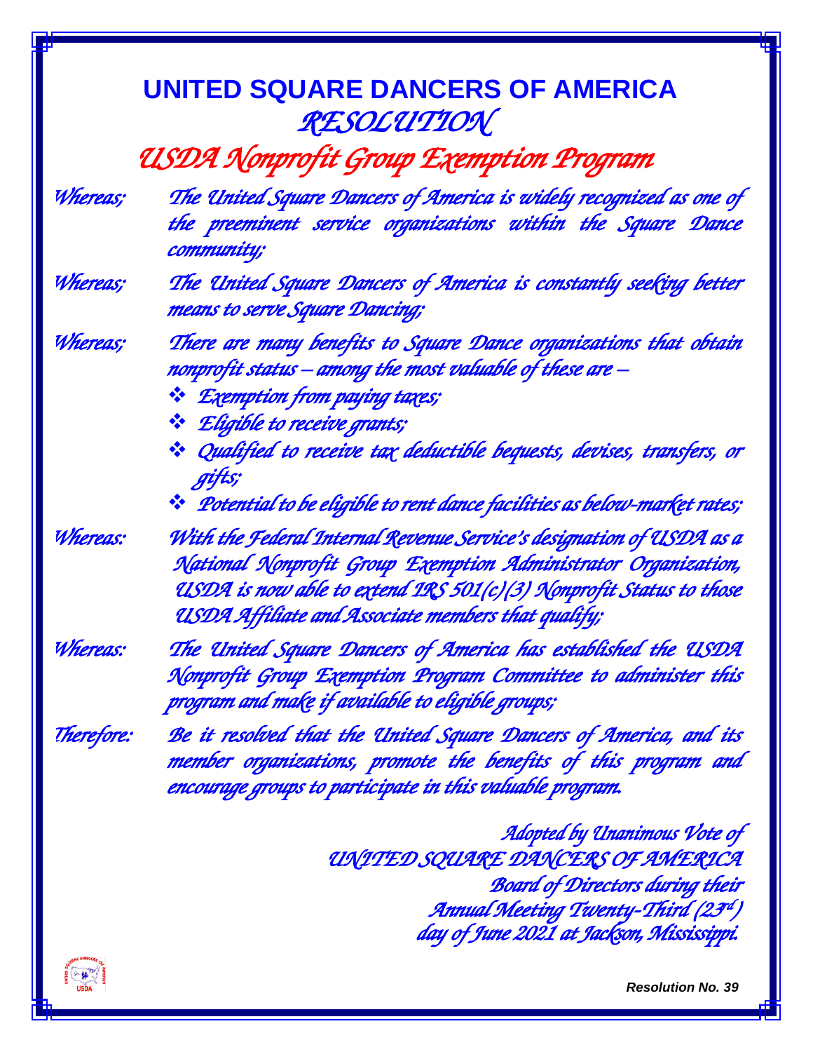# UNITED SQUARE DANCERS OF AMERICA

## *RESOLUTION*

## *USDA Nonprofit Group Exemption Program*

*Whereas;* *The United Square Dancers of America is widely recognized as one of the preeminent service organizations within the Square Dance community;*

*Whereas;* *The United Square Dancers of America is constantly seeking better means to serve Square Dancing;*

*Whereas;* *There are many benefits to Square Dance organizations that obtain nonprofit status – among the most valuable of these are –*

- *Exemption from paying taxes;*
- *Eligible to receive grants;*
- *Qualified to receive tax deductible bequests, devises, transfers, or gifts;*
- *Potential to be eligible to rent dance facilities as below-market rates;*

*Whereas:* *With the Federal Internal Revenue Service's designation of USDA as a National Nonprofit Group Exemption Administrator Organization, USDA is now able to extend IRS 501(c)(3) Nonprofit Status to those USDA Affiliate and Associate members that qualify;*

*Whereas:* *The United Square Dancers of America has established the USDA Nonprofit Group Exemption Program Committee to administer this program and make if available to eligible groups;*

*Therefore:* *Be it resolved that the United Square Dancers of America, and its member organizations, promote the benefits of this program and encourage groups to participate in this valuable program.*

*Adopted by Unanimous Vote of*
*UNITED SQUARE DANCERS OF AMERICA*
*Board of Directors during their*
*Annual Meeting Twenty-Third (23rd)*
*day of June 2021 at Jackson, Mississippi.*

***Resolution No. 39***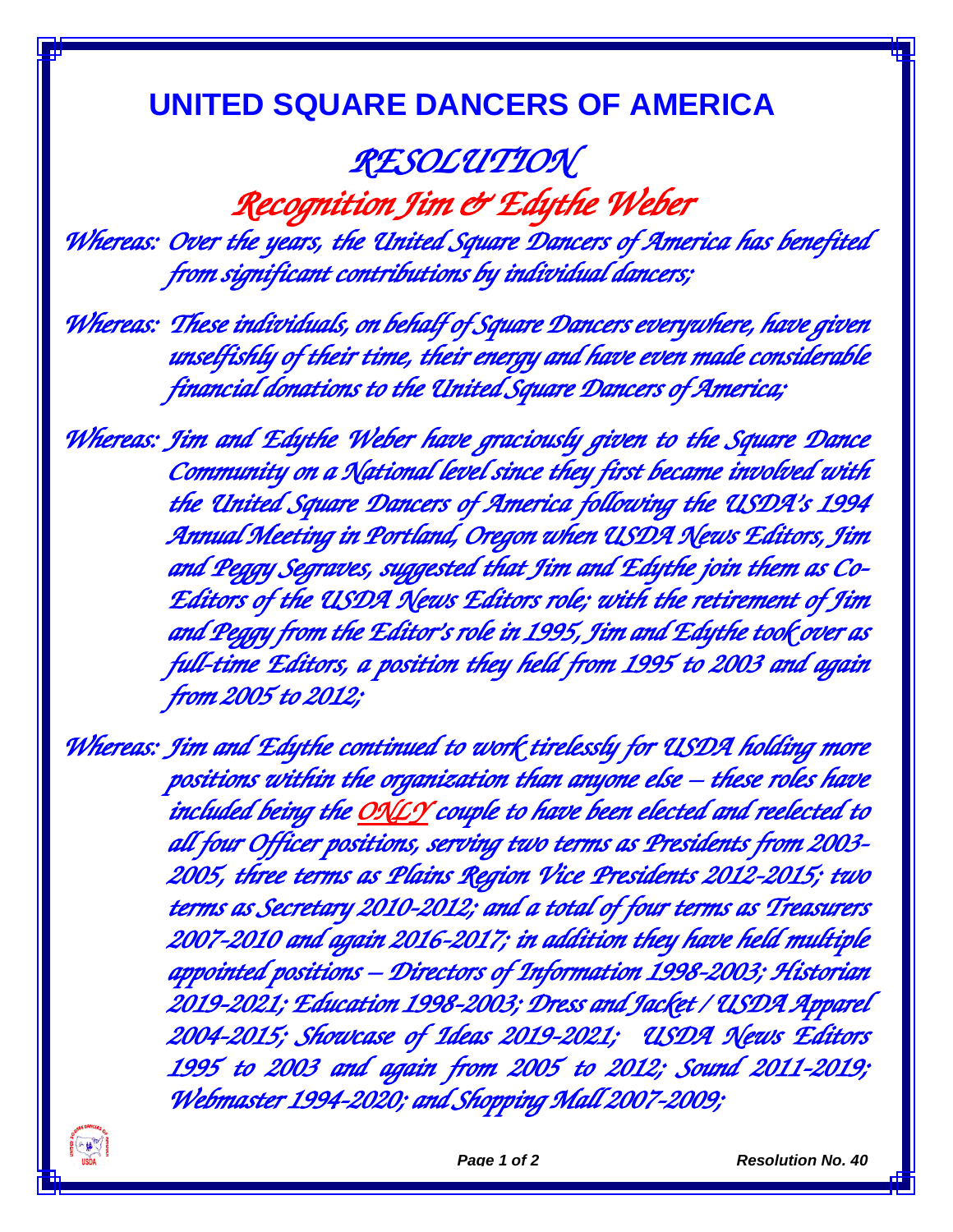# UNITED SQUARE DANCERS OF AMERICA

## *RESOLUTION*

## *Recognition Jim & Edythe Weber*

*Whereas: Over the years, the United Square Dancers of America has benefited from significant contributions by individual dancers;*

*Whereas: These individuals, on behalf of Square Dancers everywhere, have given unselfishly of their time, their energy and have even made considerable financial donations to the United Square Dancers of America;*

*Whereas: Jim and Edythe Weber have graciously given to the Square Dance Community on a National level since they first became involved with the United Square Dancers of America following the USDA's 1994 Annual Meeting in Portland, Oregon when USDA News Editors, Jim and Peggy Segraves, suggested that Jim and Edythe join them as Co-Editors of the USDA News Editors role; with the retirement of Jim and Peggy from the Editor's role in 1995, Jim and Edythe took over as full-time Editors, a position they held from 1995 to 2003 and again from 2005 to 2012;*

*Whereas: Jim and Edythe continued to work tirelessly for USDA holding more positions within the organization than anyone else – these roles have included being the ONLY couple to have been elected and reelected to all four Officer positions, serving two terms as Presidents from 2003-2005, three terms as Plains Region Vice Presidents 2012-2015; two terms as Secretary 2010-2012; and a total of four terms as Treasurers 2007-2010 and again 2016-2017; in addition they have held multiple appointed positions – Directors of Information 1998-2003; Historian 2019-2021; Education 1998-2003; Dress and Jacket / USDA Apparel 2004-2015; Showcase of Ideas 2019-2021; USDA News Editors 1995 to 2003 and again from 2005 to 2012; Sound 2011-2019; Webmaster 1994-2020; and Shopping Mall 2007-2009;*

Resolution No. 40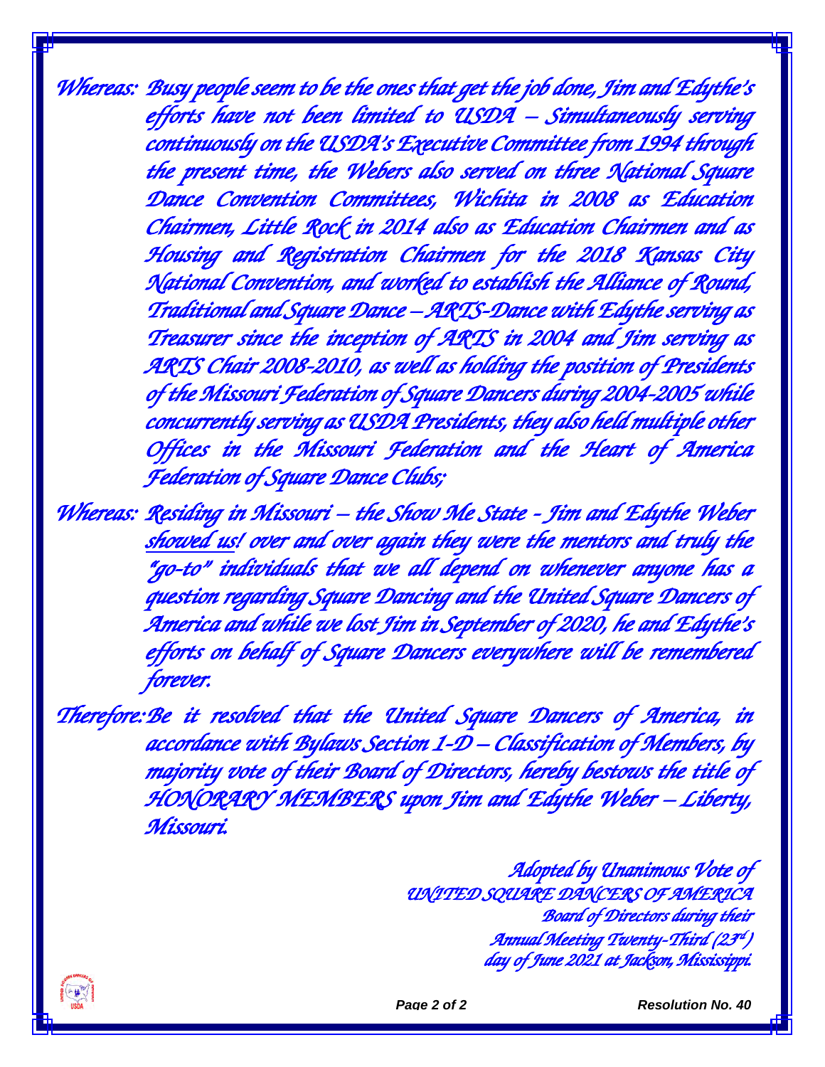Whereas: Busy people seem to be the ones that get the job done, Jim and Edythe's efforts have not been limited to USDA – Simultaneously serving continuously on the USDA's Executive Committee from 1994 through the present time, the Webers also served on three National Square Dance Convention Committees, Wichita in 2008 as Education Chairmen, Little Rock in 2014 also as Education Chairmen and as Housing and Registration Chairmen for the 2018 Kansas City National Convention, and worked to establish the Alliance of Round, Traditional and Square Dance – ARTS-Dance with Edythe serving as Treasurer since the inception of ARTS in 2004 and Jim serving as ARTS Chair 2008-2010, as well as holding the position of Presidents of the Missouri Federation of Square Dancers during 2004-2005 while concurrently serving as USDA Presidents, they also held multiple other Offices in the Missouri Federation and the Heart of America Federation of Square Dance Clubs;

Whereas: Residing in Missouri – the Show Me State - Jim and Edythe Weber showed us! over and over again they were the mentors and truly the "go-to" individuals that we all depend on whenever anyone has a question regarding Square Dancing and the United Square Dancers of America and while we lost Jim in September of 2020, he and Edythe's efforts on behalf of Square Dancers everywhere will be remembered forever.

Therefore: Be it resolved that the United Square Dancers of America, in accordance with Bylaws Section 1-D – Classification of Members, by majority vote of their Board of Directors, hereby bestows the title of HONORARY MEMBERS upon Jim and Edythe Weber – Liberty, Missouri.

Adopted by Unanimous Vote of
UNITED SQUARE DANCERS OF AMERICA
Board of Directors during their
Annual Meeting Twenty-Third (23rd)
day of June 2021 at Jackson, Mississippi.

Resolution No. 40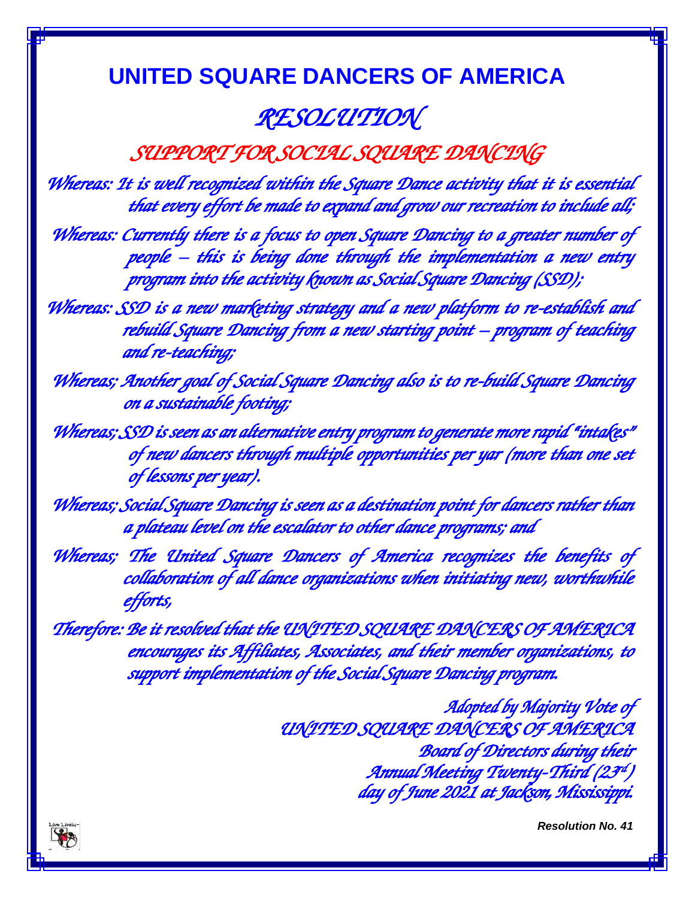# UNITED SQUARE DANCERS OF AMERICA

## *RESOLUTION*

### *SUPPORT FOR SOCIAL SQUARE DANCING*

*Whereas: It is well recognized within the Square Dance activity that it is essential that every effort be made to expand and grow our recreation to include all;*

*Whereas: Currently there is a focus to open Square Dancing to a greater number of people – this is being done through the implementation a new entry program into the activity known as Social Square Dancing (SSD);*

*Whereas: SSD is a new marketing strategy and a new platform to re-establish and rebuild Square Dancing from a new starting point – program of teaching and re-teaching;*

*Whereas; Another goal of Social Square Dancing also is to re-build Square Dancing on a sustainable footing;*

*Whereas; SSD is seen as an alternative entry program to generate more rapid "intakes" of new dancers through multiple opportunities per yar (more than one set of lessons per year).*

*Whereas; Social Square Dancing is seen as a destination point for dancers rather than a plateau level on the escalator to other dance programs; and*

*Whereas; The United Square Dancers of America recognizes the benefits of collaboration of all dance organizations when initiating new, worthwhile efforts,*

*Therefore: Be it resolved that the UNITED SQUARE DANCERS OF AMERICA encourages its Affiliates, Associates, and their member organizations, to support implementation of the Social Square Dancing program.*

*Adopted by Majority Vote of*
*UNITED SQUARE DANCERS OF AMERICA*
*Board of Directors during their*
*Annual Meeting Twenty-Third (23rd)*
*day of June 2021 at Jackson, Mississippi.*

***Resolution No. 41***